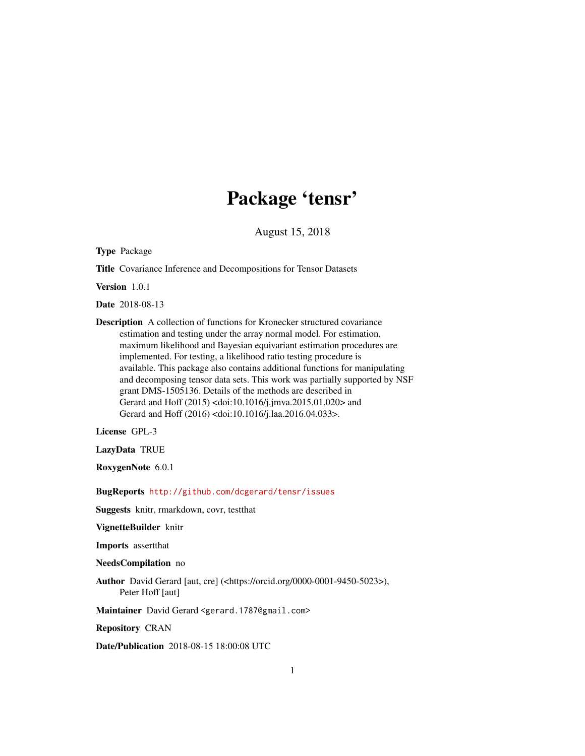# Package 'tensr'

August 15, 2018

**Type** Package

**Title** Covariance Inference and Decompositions for Tensor Datasets

**Version** 1.0.1

**Date** 2018-08-13

**Description** A collection of functions for Kronecker structured covariance estimation and testing under the array normal model. For estimation, maximum likelihood and Bayesian equivariant estimation procedures are implemented. For testing, a likelihood ratio testing procedure is available. This package also contains additional functions for manipulating and decomposing tensor data sets. This work was partially supported by NSF grant DMS-1505136. Details of the methods are described in Gerard and Hoff (2015) <doi:10.1016/j.jmva.2015.01.020> and Gerard and Hoff (2016) <doi:10.1016/j.laa.2016.04.033>.

**License** GPL-3

**LazyData** TRUE

**RoxygenNote** 6.0.1

**BugReports** http://github.com/dcgerard/tensr/issues

**Suggests** knitr, rmarkdown, covr, testthat

**VignetteBuilder** knitr

**Imports** assertthat

**NeedsCompilation** no

**Author** David Gerard [aut, cre] (<https://orcid.org/0000-0001-9450-5023>), Peter Hoff [aut]

**Maintainer** David Gerard <gerard.1787@gmail.com>

**Repository** CRAN

**Date/Publication** 2018-08-15 18:00:08 UTC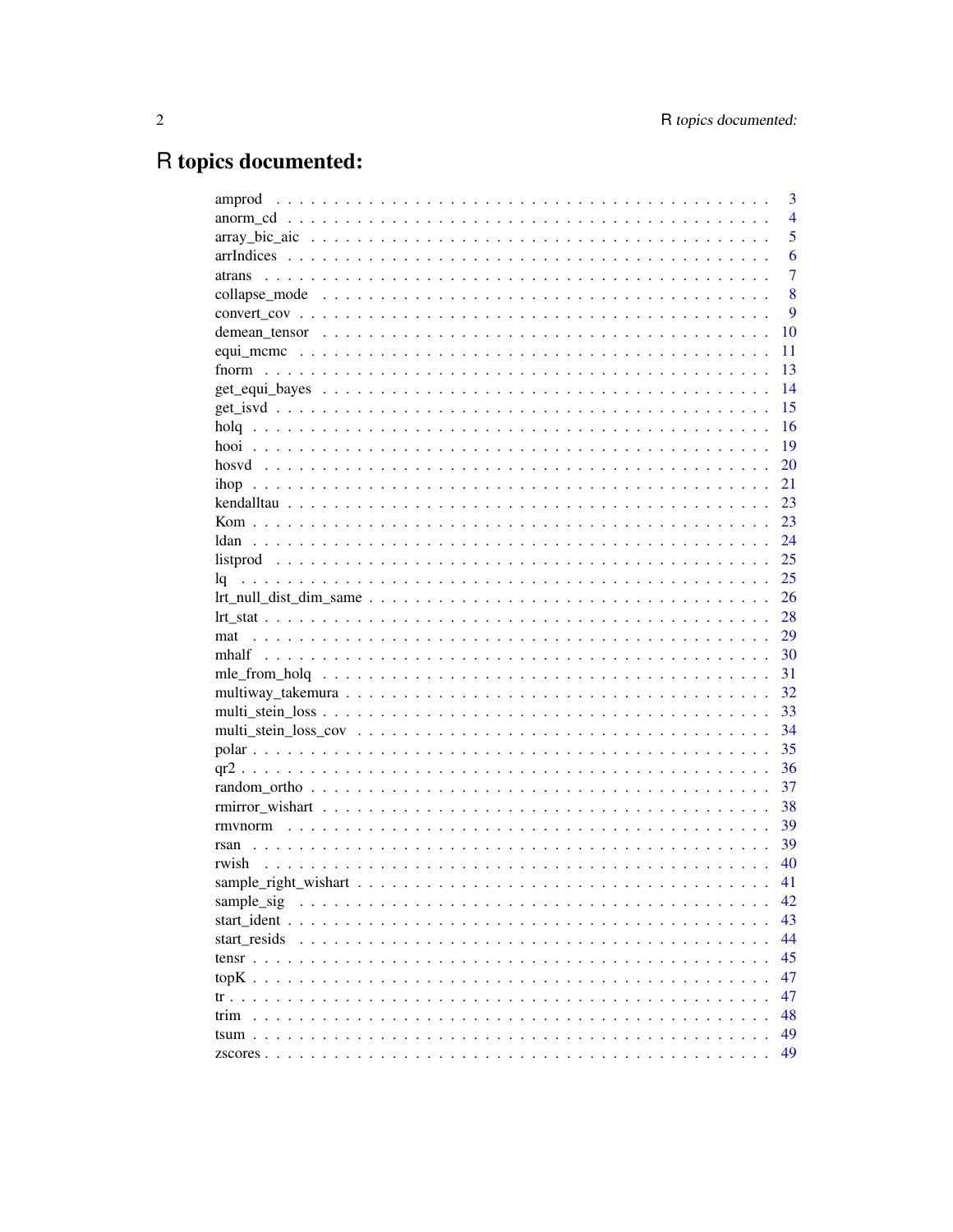# R topics documented:

amprod . . . . . . . . . . . . . . . . . . . . . . . . . . . . . . . . . . . . . . . 3
anorm_cd . . . . . . . . . . . . . . . . . . . . . . . . . . . . . . . . . . . . . . 4
array_bic_aic . . . . . . . . . . . . . . . . . . . . . . . . . . . . . . . . . . . . 5
arrIndices . . . . . . . . . . . . . . . . . . . . . . . . . . . . . . . . . . . . . 6
atrans . . . . . . . . . . . . . . . . . . . . . . . . . . . . . . . . . . . . . . . 7
collapse_mode . . . . . . . . . . . . . . . . . . . . . . . . . . . . . . . . . . . 8
convert_cov . . . . . . . . . . . . . . . . . . . . . . . . . . . . . . . . . . . . 9
demean_tensor . . . . . . . . . . . . . . . . . . . . . . . . . . . . . . . . . . . 10
equi_mcmc . . . . . . . . . . . . . . . . . . . . . . . . . . . . . . . . . . . . . 11
fnorm . . . . . . . . . . . . . . . . . . . . . . . . . . . . . . . . . . . . . . . 13
get_equi_bayes . . . . . . . . . . . . . . . . . . . . . . . . . . . . . . . . . . 14
get_isvd . . . . . . . . . . . . . . . . . . . . . . . . . . . . . . . . . . . . . 15
holq . . . . . . . . . . . . . . . . . . . . . . . . . . . . . . . . . . . . . . . 16
hooi . . . . . . . . . . . . . . . . . . . . . . . . . . . . . . . . . . . . . . . 19
hosvd . . . . . . . . . . . . . . . . . . . . . . . . . . . . . . . . . . . . . . . 20
ihop . . . . . . . . . . . . . . . . . . . . . . . . . . . . . . . . . . . . . . . 21
kendalltau . . . . . . . . . . . . . . . . . . . . . . . . . . . . . . . . . . . . 23
Kom . . . . . . . . . . . . . . . . . . . . . . . . . . . . . . . . . . . . . . . . 23
ldan . . . . . . . . . . . . . . . . . . . . . . . . . . . . . . . . . . . . . . . 24
listprod . . . . . . . . . . . . . . . . . . . . . . . . . . . . . . . . . . . . . 25
lq . . . . . . . . . . . . . . . . . . . . . . . . . . . . . . . . . . . . . . . . 25
lrt_null_dist_dim_same . . . . . . . . . . . . . . . . . . . . . . . . . . . . . . 26
lrt_stat . . . . . . . . . . . . . . . . . . . . . . . . . . . . . . . . . . . . . 28
mat . . . . . . . . . . . . . . . . . . . . . . . . . . . . . . . . . . . . . . . . 29
mhalf . . . . . . . . . . . . . . . . . . . . . . . . . . . . . . . . . . . . . . . 30
mle_from_holq . . . . . . . . . . . . . . . . . . . . . . . . . . . . . . . . . . . 31
multiway_takemura . . . . . . . . . . . . . . . . . . . . . . . . . . . . . . . . . 32
multi_stein_loss . . . . . . . . . . . . . . . . . . . . . . . . . . . . . . . . . 33
multi_stein_loss_cov . . . . . . . . . . . . . . . . . . . . . . . . . . . . . . . 34
polar . . . . . . . . . . . . . . . . . . . . . . . . . . . . . . . . . . . . . . . 35
qr2 . . . . . . . . . . . . . . . . . . . . . . . . . . . . . . . . . . . . . . . . 36
random_ortho . . . . . . . . . . . . . . . . . . . . . . . . . . . . . . . . . . . 37
rmirror_wishart . . . . . . . . . . . . . . . . . . . . . . . . . . . . . . . . . . 38
rmvnorm . . . . . . . . . . . . . . . . . . . . . . . . . . . . . . . . . . . . . . 39
rsan . . . . . . . . . . . . . . . . . . . . . . . . . . . . . . . . . . . . . . . 39
rwish . . . . . . . . . . . . . . . . . . . . . . . . . . . . . . . . . . . . . . . 40
sample_right_wishart . . . . . . . . . . . . . . . . . . . . . . . . . . . . . . . 41
sample_sig . . . . . . . . . . . . . . . . . . . . . . . . . . . . . . . . . . . . 42
start_ident . . . . . . . . . . . . . . . . . . . . . . . . . . . . . . . . . . . . 43
start_resids . . . . . . . . . . . . . . . . . . . . . . . . . . . . . . . . . . . 44
tensr . . . . . . . . . . . . . . . . . . . . . . . . . . . . . . . . . . . . . . . 45
topK . . . . . . . . . . . . . . . . . . . . . . . . . . . . . . . . . . . . . . . 47
tr . . . . . . . . . . . . . . . . . . . . . . . . . . . . . . . . . . . . . . . . 47
trim . . . . . . . . . . . . . . . . . . . . . . . . . . . . . . . . . . . . . . . 48
tsum . . . . . . . . . . . . . . . . . . . . . . . . . . . . . . . . . . . . . . . 49
zscores . . . . . . . . . . . . . . . . . . . . . . . . . . . . . . . . . . . . . 49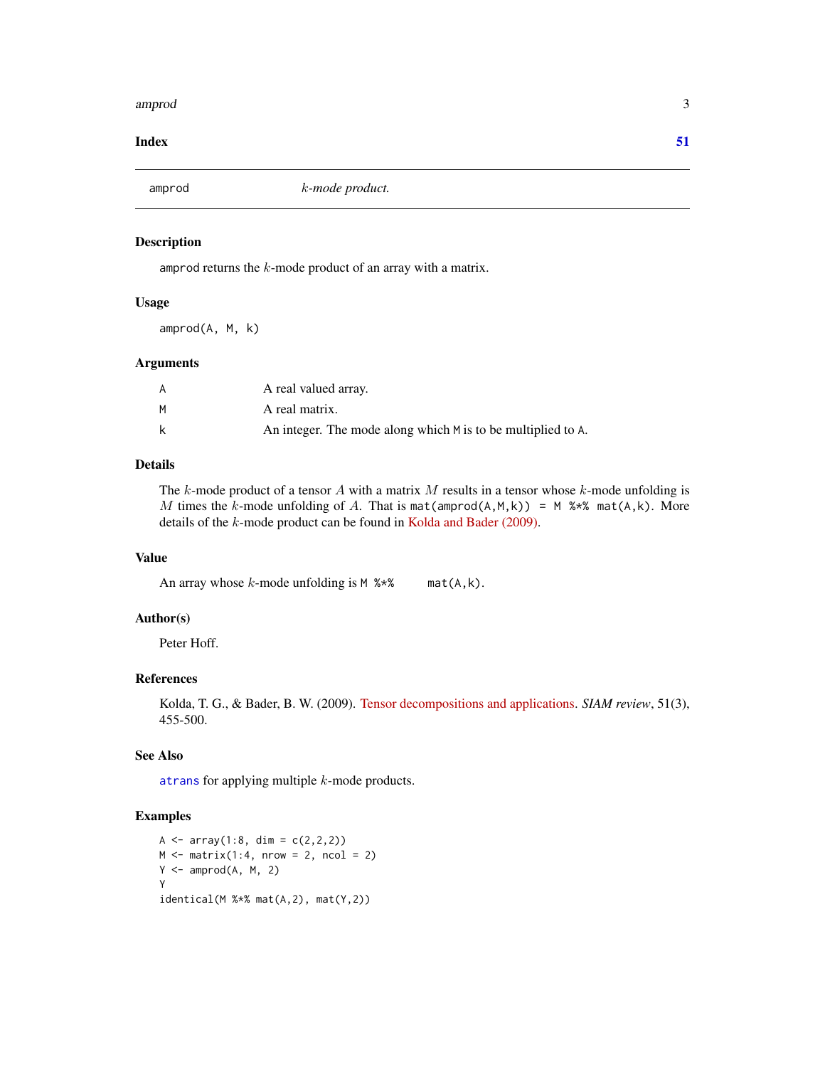**Index** **51**

---

amprod — *k-mode product.*

---

## Description

amprod returns the $k$-mode product of an array with a matrix.

## Usage

```
amprod(A, M, k)
```

## Arguments

| | |
|---|---|
| A | A real valued array. |
| M | A real matrix. |
| k | An integer. The mode along which M is to be multiplied to A. |

## Details

The $k$-mode product of a tensor $A$ with a matrix $M$ results in a tensor whose $k$-mode unfolding is $M$ times the $k$-mode unfolding of $A$. That is `mat(amprod(A,M,k)) = M %*% mat(A,k)`. More details of the $k$-mode product can be found in Kolda and Bader (2009).

## Value

An array whose $k$-mode unfolding is `M %*% mat(A,k)`.

## Author(s)

Peter Hoff.

## References

Kolda, T. G., & Bader, B. W. (2009). Tensor decompositions and applications. *SIAM review*, 51(3), 455-500.

## See Also

atrans for applying multiple $k$-mode products.

## Examples

```
A <- array(1:8, dim = c(2,2,2))
M <- matrix(1:4, nrow = 2, ncol = 2)
Y <- amprod(A, M, 2)
Y
identical(M %*% mat(A,2), mat(Y,2))
```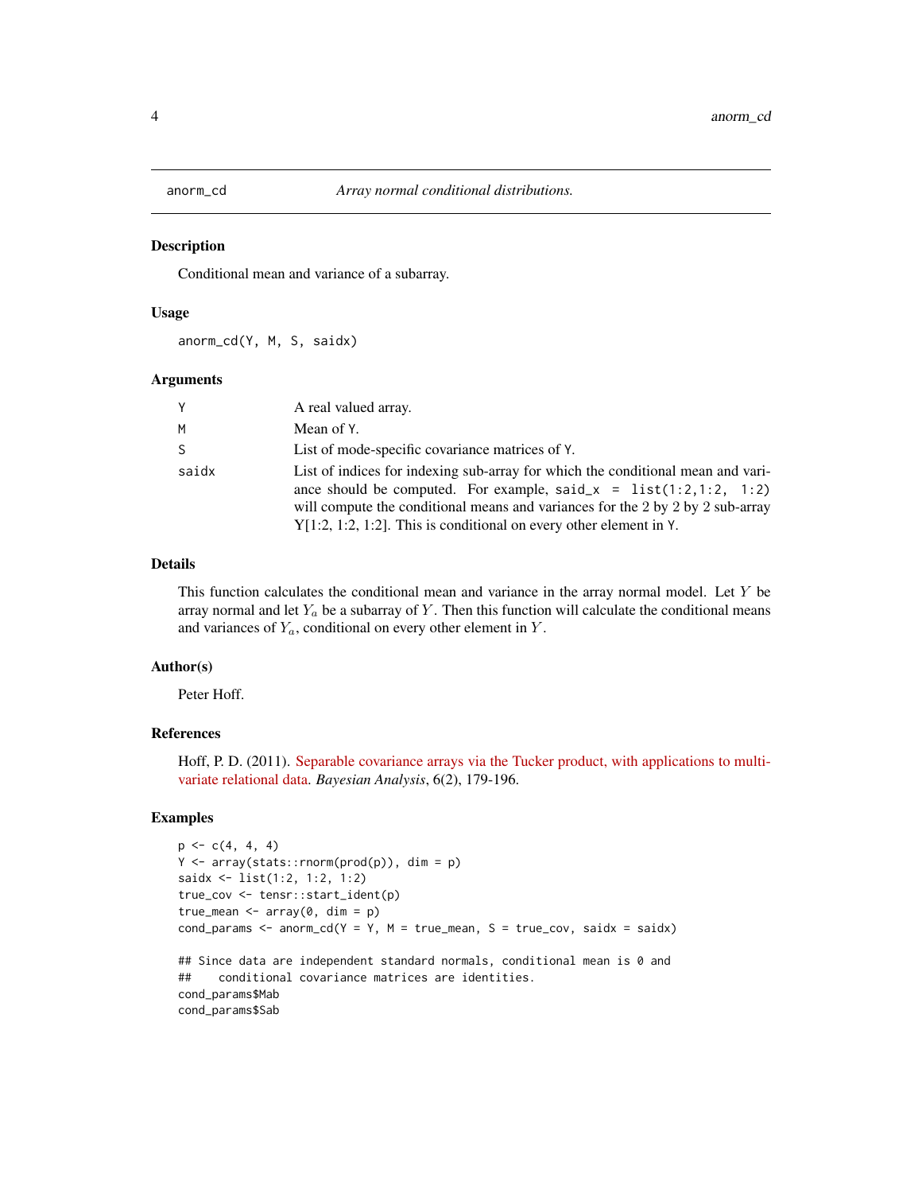# anorm_cd — *Array normal conditional distributions.*

## Description

Conditional mean and variance of a subarray.

## Usage

```
anorm_cd(Y, M, S, saidx)
```

## Arguments

| | |
|---|---|
| Y | A real valued array. |
| M | Mean of Y. |
| S | List of mode-specific covariance matrices of Y. |
| saidx | List of indices for indexing sub-array for which the conditional mean and variance should be computed. For example, `said_x = list(1:2,1:2, 1:2)` will compute the conditional means and variances for the 2 by 2 by 2 sub-array Y[1:2, 1:2, 1:2]. This is conditional on every other element in Y. |

## Details

This function calculates the conditional mean and variance in the array normal model. Let $Y$ be array normal and let $Y_a$ be a subarray of $Y$. Then this function will calculate the conditional means and variances of $Y_a$, conditional on every other element in $Y$.

## Author(s)

Peter Hoff.

## References

Hoff, P. D. (2011). Separable covariance arrays via the Tucker product, with applications to multivariate relational data. *Bayesian Analysis*, 6(2), 179-196.

## Examples

```
p <- c(4, 4, 4)
Y <- array(stats::rnorm(prod(p)), dim = p)
saidx <- list(1:2, 1:2, 1:2)
true_cov <- tensr::start_ident(p)
true_mean <- array(0, dim = p)
cond_params <- anorm_cd(Y = Y, M = true_mean, S = true_cov, saidx = saidx)

## Since data are independent standard normals, conditional mean is 0 and
##    conditional covariance matrices are identities.
cond_params$Mab
cond_params$Sab
```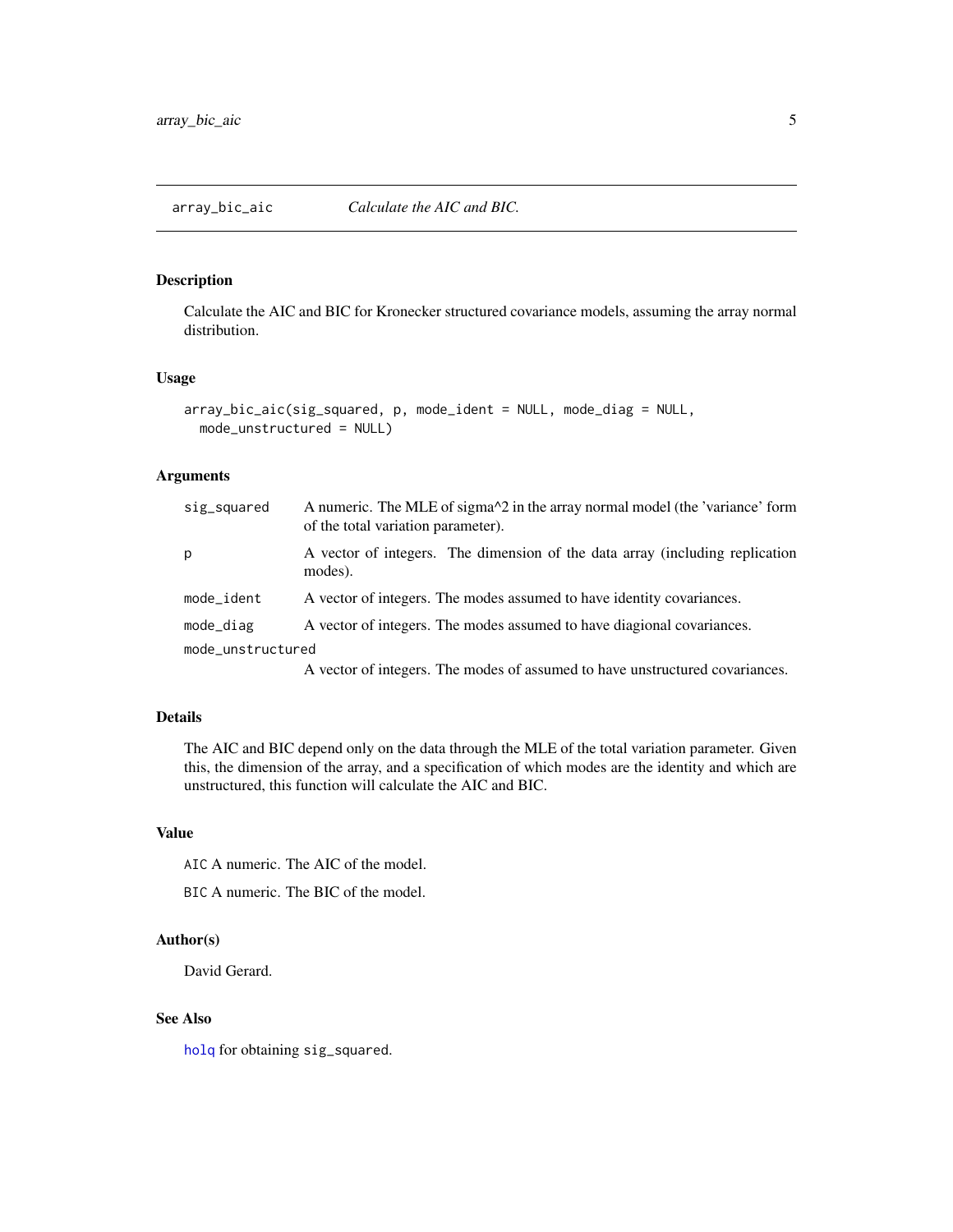## array_bic_aic    *Calculate the AIC and BIC.*

### Description

Calculate the AIC and BIC for Kronecker structured covariance models, assuming the array normal distribution.

### Usage

```
array_bic_aic(sig_squared, p, mode_ident = NULL, mode_diag = NULL,
  mode_unstructured = NULL)
```

### Arguments

| | |
|---|---|
| `sig_squared` | A numeric. The MLE of sigma^2 in the array normal model (the 'variance' form of the total variation parameter). |
| `p` | A vector of integers. The dimension of the data array (including replication modes). |
| `mode_ident` | A vector of integers. The modes assumed to have identity covariances. |
| `mode_diag` | A vector of integers. The modes assumed to have diagonal covariances. |
| `mode_unstructured` | A vector of integers. The modes of assumed to have unstructured covariances. |

### Details

The AIC and BIC depend only on the data through the MLE of the total variation parameter. Given this, the dimension of the array, and a specification of which modes are the identity and which are unstructured, this function will calculate the AIC and BIC.

### Value

`AIC` A numeric. The AIC of the model.

`BIC` A numeric. The BIC of the model.

### Author(s)

David Gerard.

### See Also

`holq` for obtaining `sig_squared`.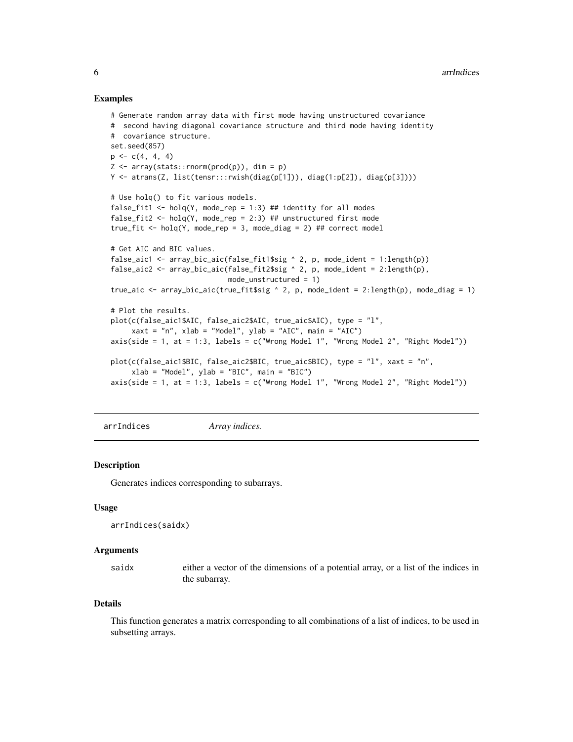### Examples

```
# Generate random array data with first mode having unstructured covariance
#  second having diagonal covariance structure and third mode having identity
#  covariance structure.
set.seed(857)
p <- c(4, 4, 4)
Z <- array(stats::rnorm(prod(p)), dim = p)
Y <- atrans(Z, list(tensr:::rwish(diag(p[1])), diag(1:p[2]), diag(p[3])))

# Use holq() to fit various models.
false_fit1 <- holq(Y, mode_rep = 1:3) ## identity for all modes
false_fit2 <- holq(Y, mode_rep = 2:3) ## unstructured first mode
true_fit <- holq(Y, mode_rep = 3, mode_diag = 2) ## correct model

# Get AIC and BIC values.
false_aic1 <- array_bic_aic(false_fit1$sig ^ 2, p, mode_ident = 1:length(p))
false_aic2 <- array_bic_aic(false_fit2$sig ^ 2, p, mode_ident = 2:length(p),
                            mode_unstructured = 1)
true_aic <- array_bic_aic(true_fit$sig ^ 2, p, mode_ident = 2:length(p), mode_diag = 1)

# Plot the results.
plot(c(false_aic1$AIC, false_aic2$AIC, true_aic$AIC), type = "l",
     xaxt = "n", xlab = "Model", ylab = "AIC", main = "AIC")
axis(side = 1, at = 1:3, labels = c("Wrong Model 1", "Wrong Model 2", "Right Model"))

plot(c(false_aic1$BIC, false_aic2$BIC, true_aic$BIC), type = "l", xaxt = "n",
     xlab = "Model", ylab = "BIC", main = "BIC")
axis(side = 1, at = 1:3, labels = c("Wrong Model 1", "Wrong Model 2", "Right Model"))
```

---

## arrIndices *Array indices.*

### Description

Generates indices corresponding to subarrays.

### Usage

```
arrIndices(saidx)
```

### Arguments

| | |
|---|---|
| saidx | either a vector of the dimensions of a potential array, or a list of the indices in the subarray. |

### Details

This function generates a matrix corresponding to all combinations of a list of indices, to be used in subsetting arrays.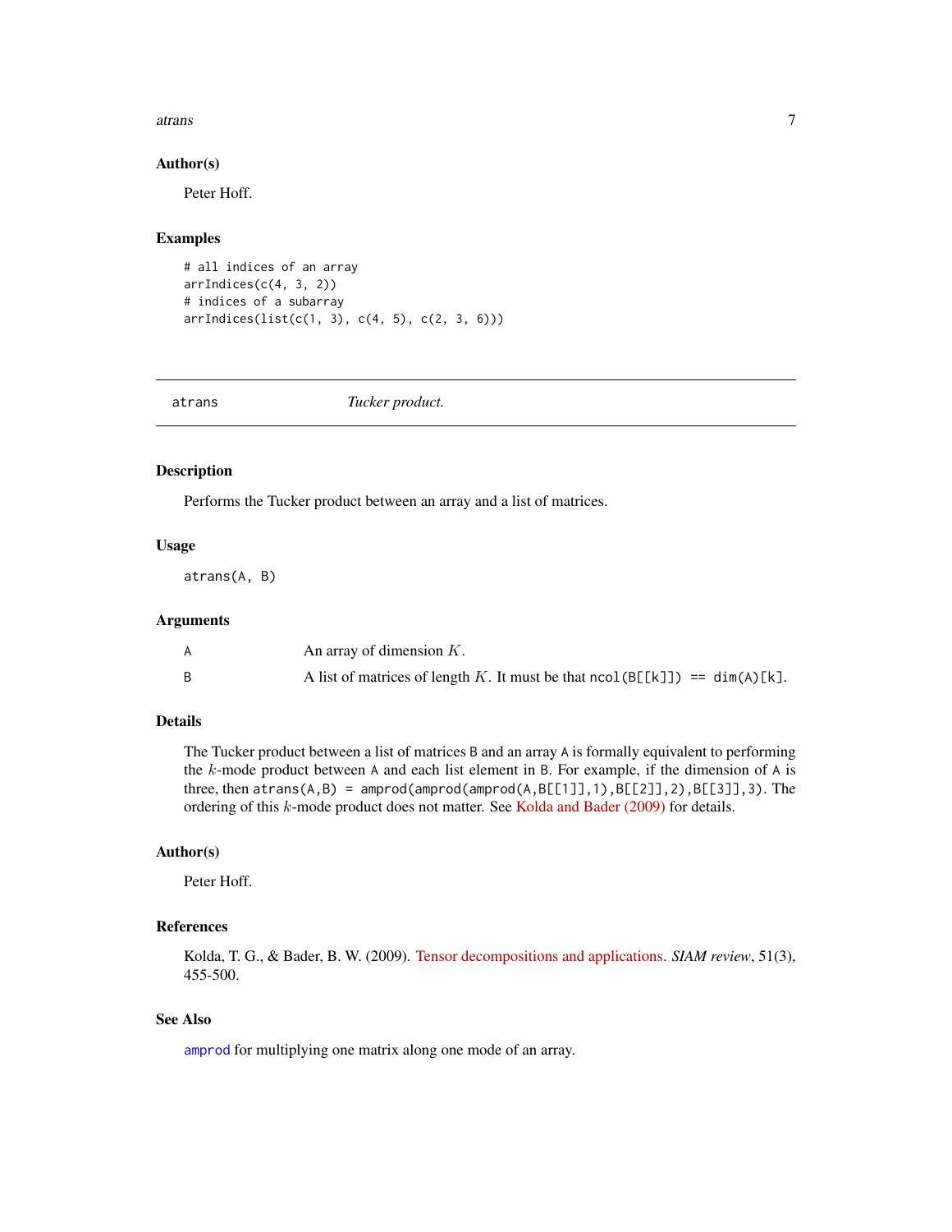### Author(s)

Peter Hoff.

### Examples

```
# all indices of an array
arrIndices(c(4, 3, 2))
# indices of a subarray
arrIndices(list(c(1, 3), c(4, 5), c(2, 3, 6)))
```

---

## atrans — *Tucker product.*

---

### Description

Performs the Tucker product between an array and a list of matrices.

### Usage

```
atrans(A, B)
```

### Arguments

| | |
|---|---|
| A | An array of dimension $K$. |
| B | A list of matrices of length $K$. It must be that `ncol(B[[k]]) == dim(A)[k]`. |

### Details

The Tucker product between a list of matrices `B` and an array `A` is formally equivalent to performing the $k$-mode product between `A` and each list element in `B`. For example, if the dimension of `A` is three, then `atrans(A,B) = amprod(amprod(amprod(A,B[[1]],1),B[[2]],2),B[[3]],3)`. The ordering of this $k$-mode product does not matter. See Kolda and Bader (2009) for details.

### Author(s)

Peter Hoff.

### References

Kolda, T. G., & Bader, B. W. (2009). Tensor decompositions and applications. *SIAM review*, 51(3), 455-500.

### See Also

`amprod` for multiplying one matrix along one mode of an array.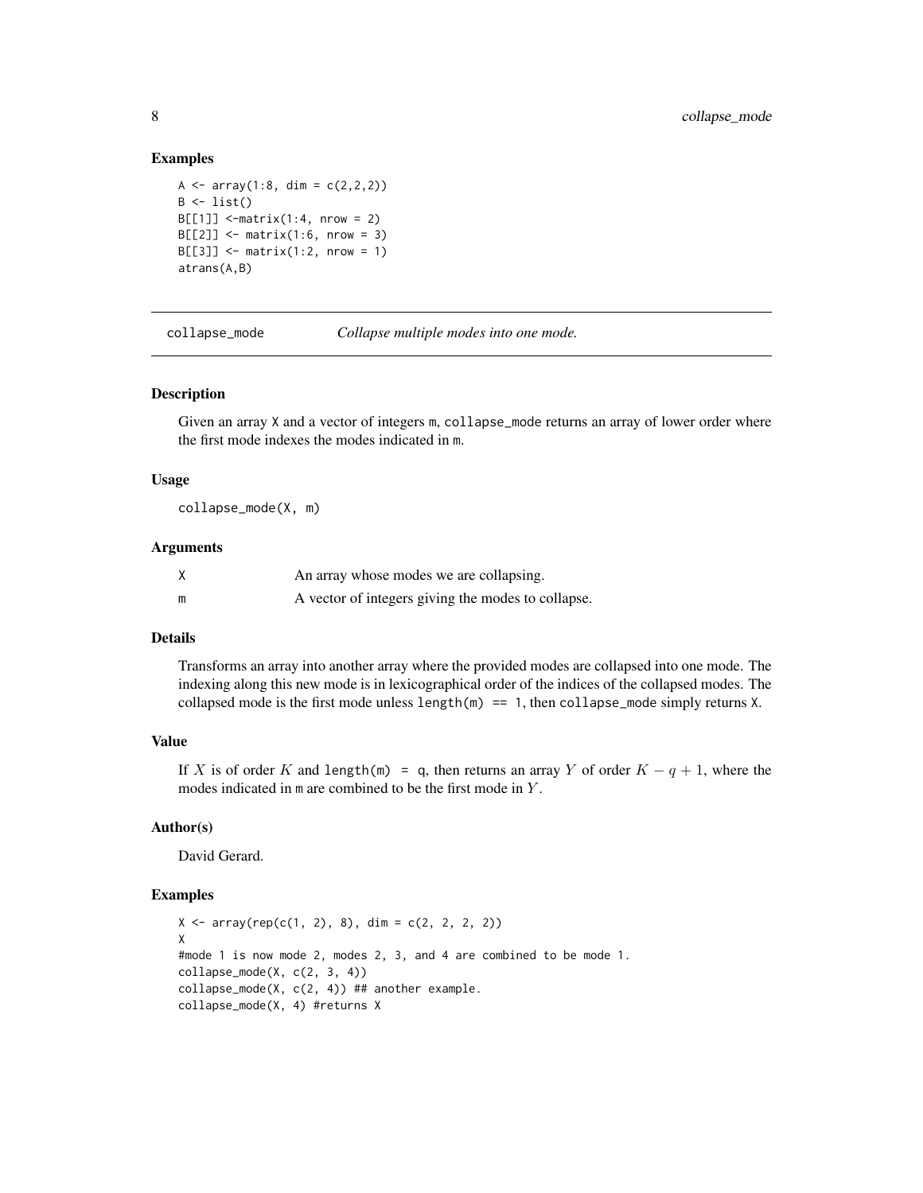### Examples

```
A <- array(1:8, dim = c(2,2,2))
B <- list()
B[[1]] <-matrix(1:4, nrow = 2)
B[[2]] <- matrix(1:6, nrow = 3)
B[[3]] <- matrix(1:2, nrow = 1)
atrans(A,B)
```

---

## collapse_mode &nbsp;&nbsp;&nbsp;&nbsp; *Collapse multiple modes into one mode.*

---

### Description

Given an array X and a vector of integers m, collapse_mode returns an array of lower order where the first mode indexes the modes indicated in m.

### Usage

```
collapse_mode(X, m)
```

### Arguments

| | |
|---|---|
| X | An array whose modes we are collapsing. |
| m | A vector of integers giving the modes to collapse. |

### Details

Transforms an array into another array where the provided modes are collapsed into one mode. The indexing along this new mode is in lexicographical order of the indices of the collapsed modes. The collapsed mode is the first mode unless `length(m) == 1`, then collapse_mode simply returns X.

### Value

If $X$ is of order $K$ and `length(m) = q`, then returns an array $Y$ of order $K - q + 1$, where the modes indicated in m are combined to be the first mode in $Y$.

### Author(s)

David Gerard.

### Examples

```
X <- array(rep(c(1, 2), 8), dim = c(2, 2, 2, 2))
X
#mode 1 is now mode 2, modes 2, 3, and 4 are combined to be mode 1.
collapse_mode(X, c(2, 3, 4))
collapse_mode(X, c(2, 4)) ## another example.
collapse_mode(X, 4) #returns X
```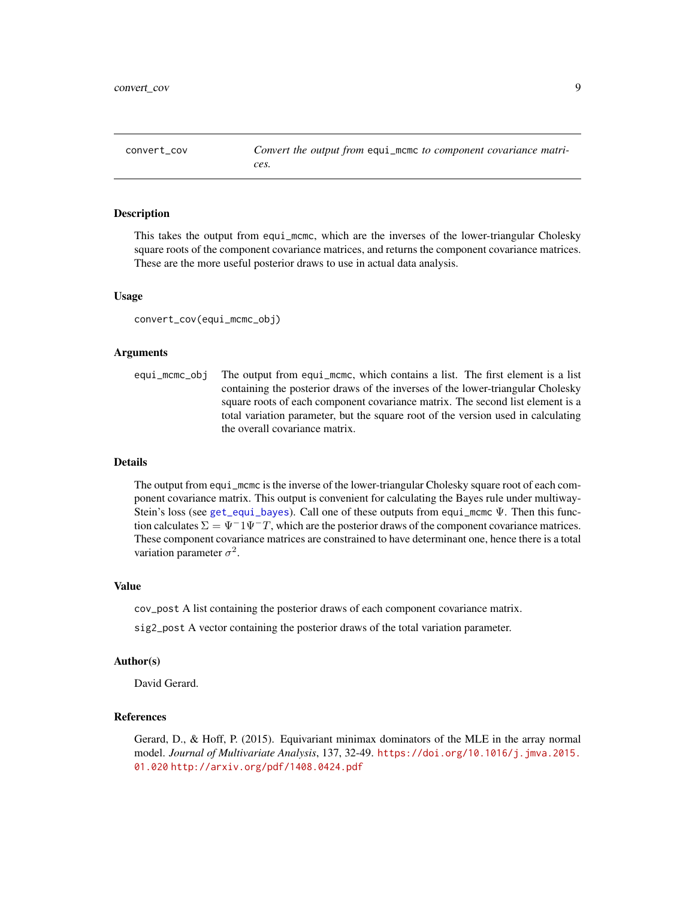convert_cov *Convert the output from* equi_mcmc *to component covariance matrices.*

## Description

This takes the output from equi_mcmc, which are the inverses of the lower-triangular Cholesky square roots of the component covariance matrices, and returns the component covariance matrices. These are the more useful posterior draws to use in actual data analysis.

## Usage

```
convert_cov(equi_mcmc_obj)
```

## Arguments

equi_mcmc_obj The output from equi_mcmc, which contains a list. The first element is a list containing the posterior draws of the inverses of the lower-triangular Cholesky square roots of each component covariance matrix. The second list element is a total variation parameter, but the square root of the version used in calculating the overall covariance matrix.

## Details

The output from equi_mcmc is the inverse of the lower-triangular Cholesky square root of each component covariance matrix. This output is convenient for calculating the Bayes rule under multiway-Stein's loss (see get_equi_bayes). Call one of these outputs from equi_mcmc $\Psi$. Then this function calculates $\Sigma = \Psi^-1\Psi^-T$, which are the posterior draws of the component covariance matrices. These component covariance matrices are constrained to have determinant one, hence there is a total variation parameter $\sigma^2$.

## Value

cov_post A list containing the posterior draws of each component covariance matrix.

sig2_post A vector containing the posterior draws of the total variation parameter.

## Author(s)

David Gerard.

## References

Gerard, D., & Hoff, P. (2015). Equivariant minimax dominators of the MLE in the array normal model. *Journal of Multivariate Analysis*, 137, 32-49. https://doi.org/10.1016/j.jmva.2015.01.020 http://arxiv.org/pdf/1408.0424.pdf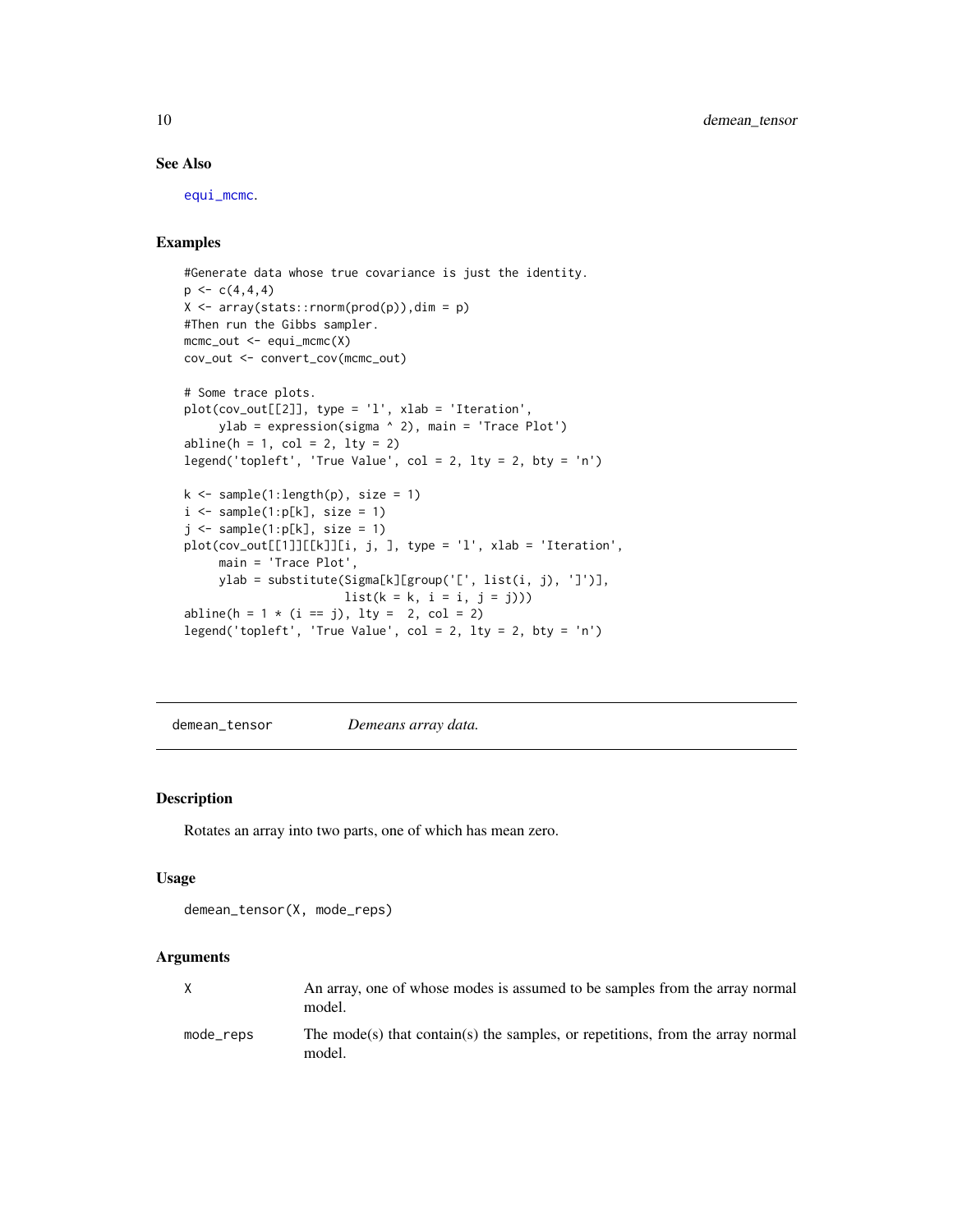## See Also

equi_mcmc.

## Examples

```
#Generate data whose true covariance is just the identity.
p <- c(4,4,4)
X <- array(stats::rnorm(prod(p)),dim = p)
#Then run the Gibbs sampler.
mcmc_out <- equi_mcmc(X)
cov_out <- convert_cov(mcmc_out)

# Some trace plots.
plot(cov_out[[2]], type = 'l', xlab = 'Iteration',
     ylab = expression(sigma ^ 2), main = 'Trace Plot')
abline(h = 1, col = 2, lty = 2)
legend('topleft', 'True Value', col = 2, lty = 2, bty = 'n')

k <- sample(1:length(p), size = 1)
i <- sample(1:p[k], size = 1)
j <- sample(1:p[k], size = 1)
plot(cov_out[[1]][[k]][i, j, ], type = 'l', xlab = 'Iteration',
     main = 'Trace Plot',
     ylab = substitute(Sigma[k][group('[', list(i, j), ']')],
                       list(k = k, i = i, j = j)))
abline(h = 1 * (i == j), lty =  2, col = 2)
legend('topleft', 'True Value', col = 2, lty = 2, bty = 'n')
```

---

# demean_tensor — *Demeans array data.*

## Description

Rotates an array into two parts, one of which has mean zero.

## Usage

```
demean_tensor(X, mode_reps)
```

## Arguments

| | |
|---|---|
| X | An array, one of whose modes is assumed to be samples from the array normal model. |
| mode_reps | The mode(s) that contain(s) the samples, or repetitions, from the array normal model. |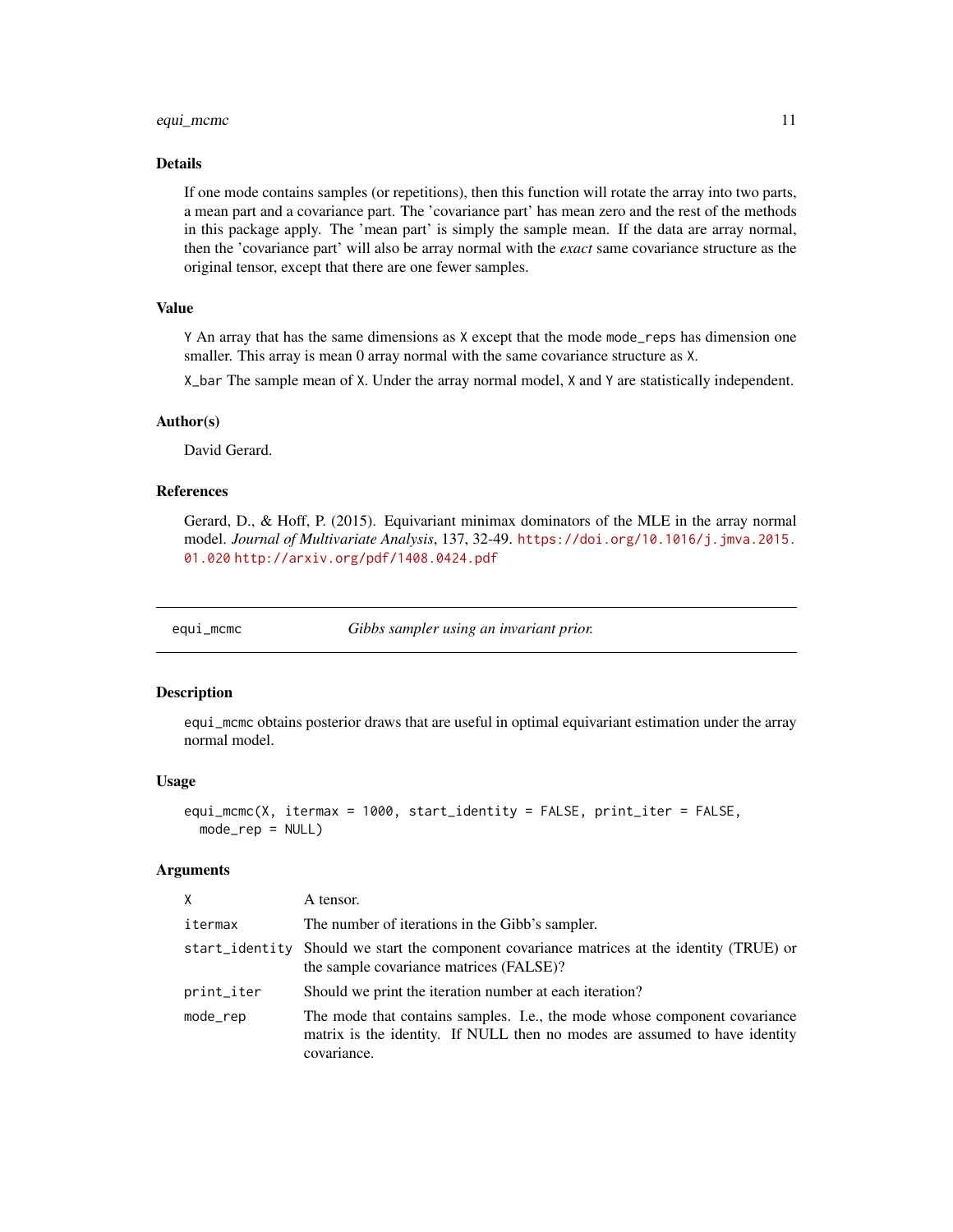### Details

If one mode contains samples (or repetitions), then this function will rotate the array into two parts, a mean part and a covariance part. The 'covariance part' has mean zero and the rest of the methods in this package apply. The 'mean part' is simply the sample mean. If the data are array normal, then the 'covariance part' will also be array normal with the *exact* same covariance structure as the original tensor, except that there are one fewer samples.

### Value

`Y` An array that has the same dimensions as `X` except that the mode `mode_reps` has dimension one smaller. This array is mean 0 array normal with the same covariance structure as `X`.

`X_bar` The sample mean of `X`. Under the array normal model, `X` and `Y` are statistically independent.

### Author(s)

David Gerard.

### References

Gerard, D., & Hoff, P. (2015). Equivariant minimax dominators of the MLE in the array normal model. *Journal of Multivariate Analysis*, 137, 32-49. https://doi.org/10.1016/j.jmva.2015.01.020 http://arxiv.org/pdf/1408.0424.pdf

---

## equi_mcmc — *Gibbs sampler using an invariant prior.*

### Description

`equi_mcmc` obtains posterior draws that are useful in optimal equivariant estimation under the array normal model.

### Usage

```
equi_mcmc(X, itermax = 1000, start_identity = FALSE, print_iter = FALSE,
  mode_rep = NULL)
```

### Arguments

| Argument | Description |
|---|---|
| `X` | A tensor. |
| `itermax` | The number of iterations in the Gibb's sampler. |
| `start_identity` | Should we start the component covariance matrices at the identity (TRUE) or the sample covariance matrices (FALSE)? |
| `print_iter` | Should we print the iteration number at each iteration? |
| `mode_rep` | The mode that contains samples. I.e., the mode whose component covariance matrix is the identity. If NULL then no modes are assumed to have identity covariance. |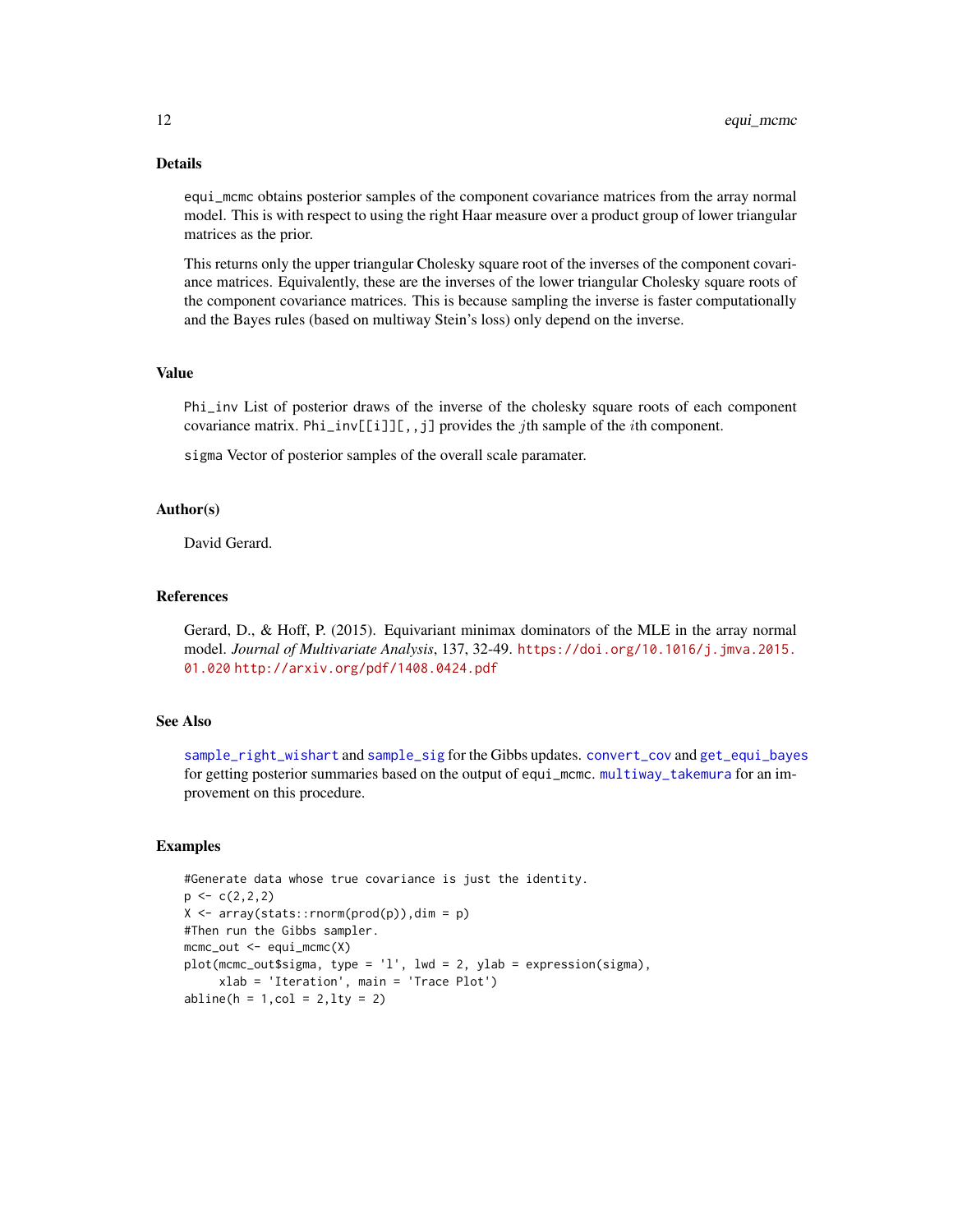### Details

equi_mcmc obtains posterior samples of the component covariance matrices from the array normal model. This is with respect to using the right Haar measure over a product group of lower triangular matrices as the prior.

This returns only the upper triangular Cholesky square root of the inverses of the component covariance matrices. Equivalently, these are the inverses of the lower triangular Cholesky square roots of the component covariance matrices. This is because sampling the inverse is faster computationally and the Bayes rules (based on multiway Stein's loss) only depend on the inverse.

### Value

Phi_inv List of posterior draws of the inverse of the cholesky square roots of each component covariance matrix. Phi_inv[[i]][,,j] provides the $j$th sample of the $i$th component.

sigma Vector of posterior samples of the overall scale paramater.

### Author(s)

David Gerard.

### References

Gerard, D., & Hoff, P. (2015). Equivariant minimax dominators of the MLE in the array normal model. *Journal of Multivariate Analysis*, 137, 32-49. https://doi.org/10.1016/j.jmva.2015.01.020 http://arxiv.org/pdf/1408.0424.pdf

### See Also

sample_right_wishart and sample_sig for the Gibbs updates. convert_cov and get_equi_bayes for getting posterior summaries based on the output of equi_mcmc. multiway_takemura for an improvement on this procedure.

### Examples

```
#Generate data whose true covariance is just the identity.
p <- c(2,2,2)
X <- array(stats::rnorm(prod(p)),dim = p)
#Then run the Gibbs sampler.
mcmc_out <- equi_mcmc(X)
plot(mcmc_out$sigma, type = 'l', lwd = 2, ylab = expression(sigma),
     xlab = 'Iteration', main = 'Trace Plot')
abline(h = 1,col = 2,lty = 2)
```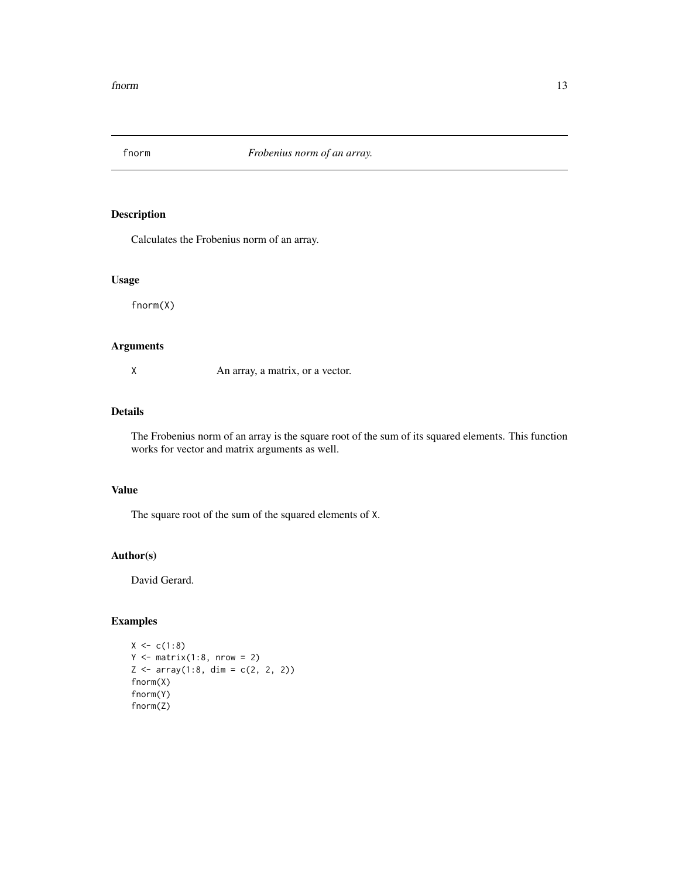## fnorm — *Frobenius norm of an array.*

### Description

Calculates the Frobenius norm of an array.

### Usage

```
fnorm(X)
```

### Arguments

| | |
|---|---|
| X | An array, a matrix, or a vector. |

### Details

The Frobenius norm of an array is the square root of the sum of its squared elements. This function works for vector and matrix arguments as well.

### Value

The square root of the sum of the squared elements of X.

### Author(s)

David Gerard.

### Examples

```
X <- c(1:8)
Y <- matrix(1:8, nrow = 2)
Z <- array(1:8, dim = c(2, 2, 2))
fnorm(X)
fnorm(Y)
fnorm(Z)
```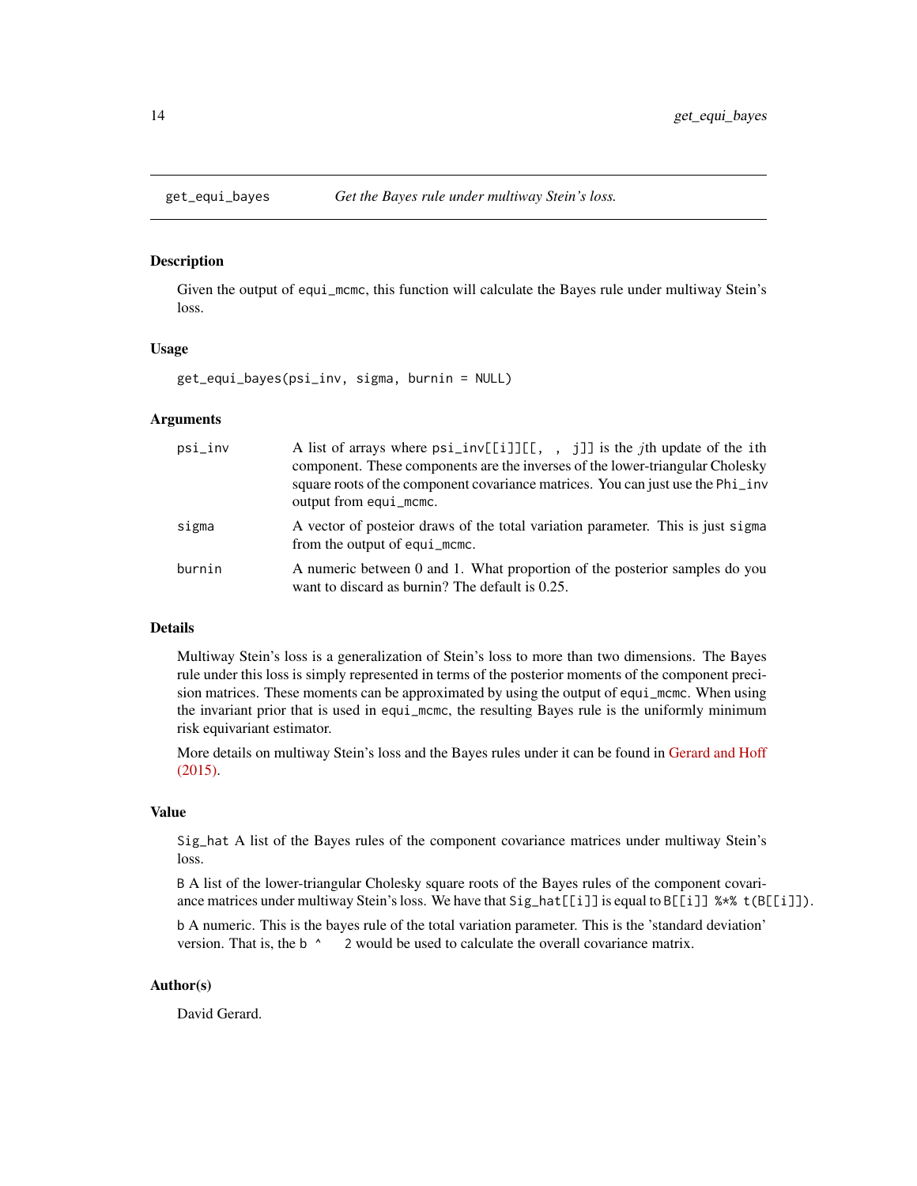## get_equi_bayes — *Get the Bayes rule under multiway Stein's loss.*

### Description

Given the output of equi_mcmc, this function will calculate the Bayes rule under multiway Stein's loss.

### Usage

```
get_equi_bayes(psi_inv, sigma, burnin = NULL)
```

### Arguments

| | |
|---|---|
| psi_inv | A list of arrays where psi_inv[[i]][[, , j]] is the $j$th update of the ith component. These components are the inverses of the lower-triangular Cholesky square roots of the component covariance matrices. You can just use the Phi_inv output from equi_mcmc. |
| sigma | A vector of posteior draws of the total variation parameter. This is just sigma from the output of equi_mcmc. |
| burnin | A numeric between 0 and 1. What proportion of the posterior samples do you want to discard as burnin? The default is 0.25. |

### Details

Multiway Stein's loss is a generalization of Stein's loss to more than two dimensions. The Bayes rule under this loss is simply represented in terms of the posterior moments of the component precision matrices. These moments can be approximated by using the output of equi_mcmc. When using the invariant prior that is used in equi_mcmc, the resulting Bayes rule is the uniformly minimum risk equivariant estimator.

More details on multiway Stein's loss and the Bayes rules under it can be found in Gerard and Hoff (2015).

### Value

Sig_hat A list of the Bayes rules of the component covariance matrices under multiway Stein's loss.

B A list of the lower-triangular Cholesky square roots of the Bayes rules of the component covariance matrices under multiway Stein's loss. We have that Sig_hat[[i]] is equal to B[[i]] %*% t(B[[i]]).

b A numeric. This is the bayes rule of the total variation parameter. This is the 'standard deviation' version. That is, the b ^ 2 would be used to calculate the overall covariance matrix.

### Author(s)

David Gerard.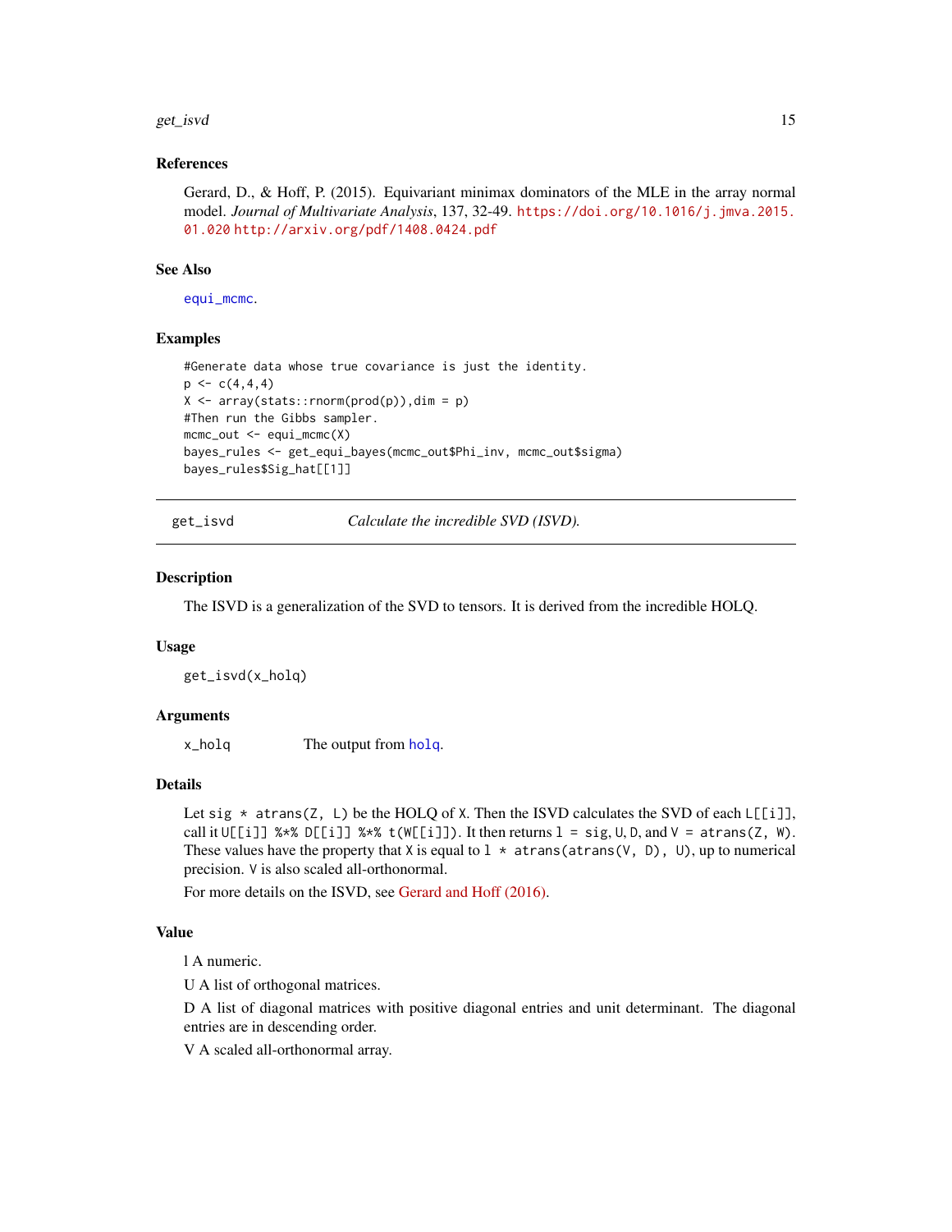### References

Gerard, D., & Hoff, P. (2015). Equivariant minimax dominators of the MLE in the array normal model. *Journal of Multivariate Analysis*, 137, 32-49. https://doi.org/10.1016/j.jmva.2015.01.020 http://arxiv.org/pdf/1408.0424.pdf

### See Also

equi_mcmc.

### Examples

```
#Generate data whose true covariance is just the identity.
p <- c(4,4,4)
X <- array(stats::rnorm(prod(p)),dim = p)
#Then run the Gibbs sampler.
mcmc_out <- equi_mcmc(X)
bayes_rules <- get_equi_bayes(mcmc_out$Phi_inv, mcmc_out$sigma)
bayes_rules$Sig_hat[[1]]
```

---

## get_isvd — *Calculate the incredible SVD (ISVD).*

### Description

The ISVD is a generalization of the SVD to tensors. It is derived from the incredible HOLQ.

### Usage

```
get_isvd(x_holq)
```

### Arguments

| | |
|---|---|
| x_holq | The output from holq. |

### Details

Let `sig * atrans(Z, L)` be the HOLQ of `X`. Then the ISVD calculates the SVD of each `L[[i]]`, call it `U[[i]] %*% D[[i]] %*% t(W[[i]])`. It then returns `l = sig`, `U`, `D`, and `V = atrans(Z, W)`. These values have the property that `X` is equal to `l * atrans(atrans(V, D), U)`, up to numerical precision. `V` is also scaled all-orthonormal.

For more details on the ISVD, see Gerard and Hoff (2016).

### Value

l A numeric.

U A list of orthogonal matrices.

D A list of diagonal matrices with positive diagonal entries and unit determinant. The diagonal entries are in descending order.

V A scaled all-orthonormal array.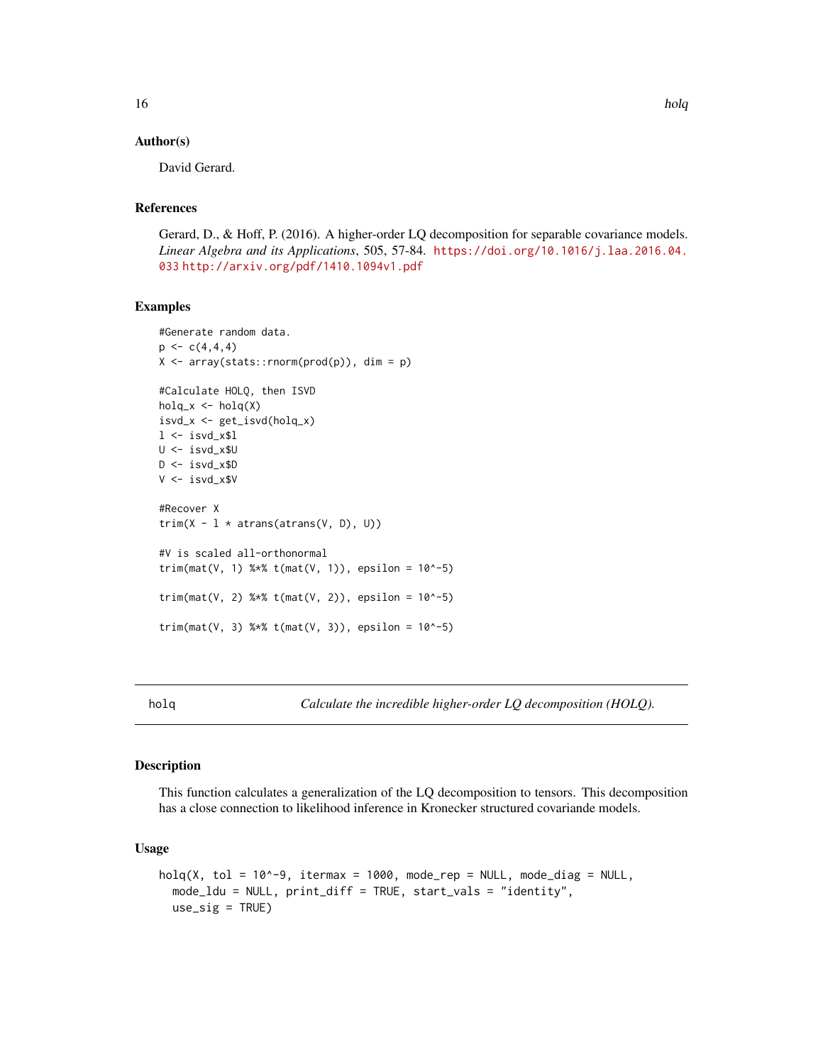### Author(s)

David Gerard.

### References

Gerard, D., & Hoff, P. (2016). A higher-order LQ decomposition for separable covariance models. *Linear Algebra and its Applications*, 505, 57-84. https://doi.org/10.1016/j.laa.2016.04.033 http://arxiv.org/pdf/1410.1094v1.pdf

### Examples

```
#Generate random data.
p <- c(4,4,4)
X <- array(stats::rnorm(prod(p)), dim = p)

#Calculate HOLQ, then ISVD
holq_x <- holq(X)
isvd_x <- get_isvd(holq_x)
l <- isvd_x$l
U <- isvd_x$U
D <- isvd_x$D
V <- isvd_x$V

#Recover X
trim(X - l * atrans(atrans(V, D), U))

#V is scaled all-orthonormal
trim(mat(V, 1) %*% t(mat(V, 1)), epsilon = 10^-5)

trim(mat(V, 2) %*% t(mat(V, 2)), epsilon = 10^-5)

trim(mat(V, 3) %*% t(mat(V, 3)), epsilon = 10^-5)
```

---

## holq — *Calculate the incredible higher-order LQ decomposition (HOLQ).*

### Description

This function calculates a generalization of the LQ decomposition to tensors. This decomposition has a close connection to likelihood inference in Kronecker structured covariande models.

### Usage

```
holq(X, tol = 10^-9, itermax = 1000, mode_rep = NULL, mode_diag = NULL,
  mode_ldu = NULL, print_diff = TRUE, start_vals = "identity",
  use_sig = TRUE)
```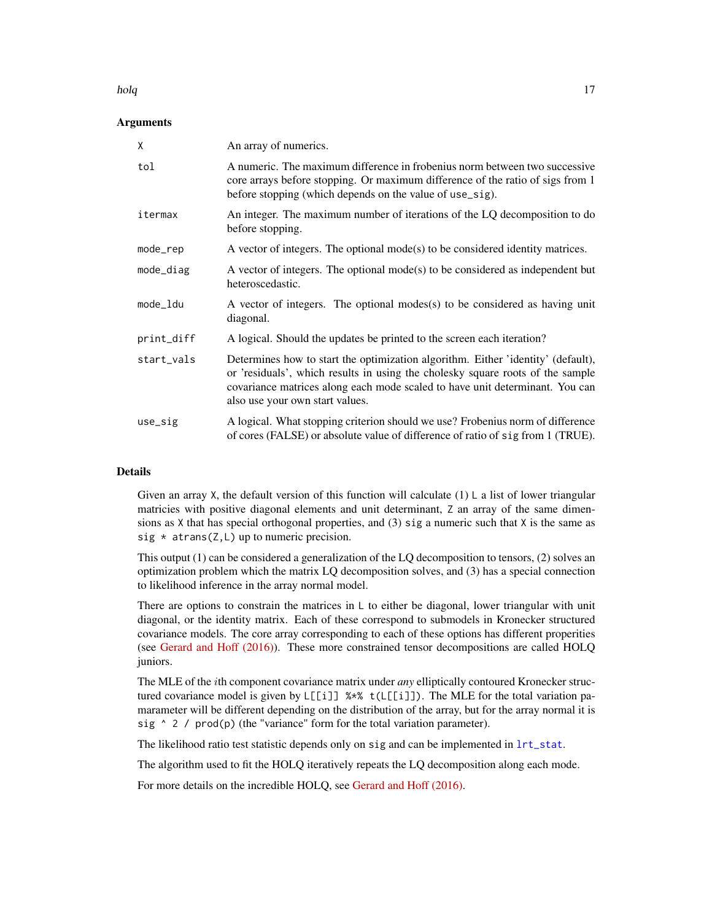## Arguments

| | |
|---|---|
| `X` | An array of numerics. |
| `tol` | A numeric. The maximum difference in frobenius norm between two successive core arrays before stopping. Or maximum difference of the ratio of sigs from 1 before stopping (which depends on the value of `use_sig`). |
| `itermax` | An integer. The maximum number of iterations of the LQ decomposition to do before stopping. |
| `mode_rep` | A vector of integers. The optional mode(s) to be considered identity matrices. |
| `mode_diag` | A vector of integers. The optional mode(s) to be considered as independent but heteroscedastic. |
| `mode_ldu` | A vector of integers. The optional modes(s) to be considered as having unit diagonal. |
| `print_diff` | A logical. Should the updates be printed to the screen each iteration? |
| `start_vals` | Determines how to start the optimization algorithm. Either 'identity' (default), or 'residuals', which results in using the cholesky square roots of the sample covariance matrices along each mode scaled to have unit determinant. You can also use your own start values. |
| `use_sig` | A logical. What stopping criterion should we use? Frobenius norm of difference of cores (FALSE) or absolute value of difference of ratio of `sig` from 1 (TRUE). |

## Details

Given an array `X`, the default version of this function will calculate (1) `L` a list of lower triangular matricies with positive diagonal elements and unit determinant, `Z` an array of the same dimensions as `X` that has special orthogonal properties, and (3) `sig` a numeric such that `X` is the same as `sig * atrans(Z,L)` up to numeric precision.

This output (1) can be considered a generalization of the LQ decomposition to tensors, (2) solves an optimization problem which the matrix LQ decomposition solves, and (3) has a special connection to likelihood inference in the array normal model.

There are options to constrain the matrices in `L` to either be diagonal, lower triangular with unit diagonal, or the identity matrix. Each of these correspond to submodels in Kronecker structured covariance models. The core array corresponding to each of these options has different properities (see Gerard and Hoff (2016)). These more constrained tensor decompositions are called HOLQ juniors.

The MLE of the $i$th component covariance matrix under *any* elliptically contoured Kronecker structured covariance model is given by `L[[i]] %*% t(L[[i]])`. The MLE for the total variation parameter will be different depending on the distribution of the array, but for the array normal it is `sig ^ 2 / prod(p)` (the "variance" form for the total variation parameter).

The likelihood ratio test statistic depends only on `sig` and can be implemented in `lrt_stat`.

The algorithm used to fit the HOLQ iteratively repeats the LQ decomposition along each mode.

For more details on the incredible HOLQ, see Gerard and Hoff (2016).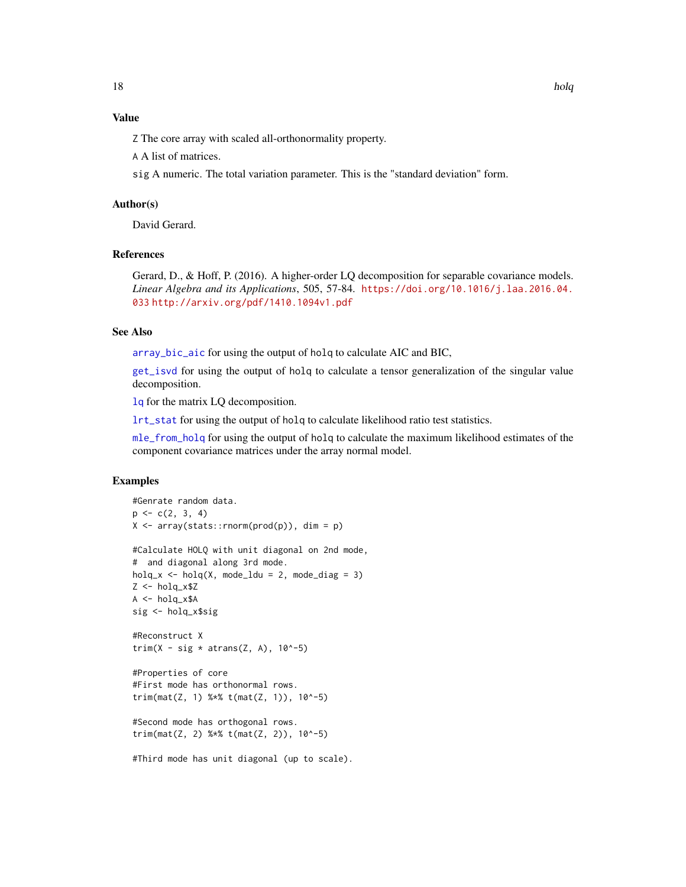## Value

`Z` The core array with scaled all-orthonormality property.

`A` A list of matrices.

`sig` A numeric. The total variation parameter. This is the "standard deviation" form.

## Author(s)

David Gerard.

## References

Gerard, D., & Hoff, P. (2016). A higher-order LQ decomposition for separable covariance models. *Linear Algebra and its Applications*, 505, 57-84. https://doi.org/10.1016/j.laa.2016.04.033 http://arxiv.org/pdf/1410.1094v1.pdf

## See Also

`array_bic_aic` for using the output of `holq` to calculate AIC and BIC,

`get_isvd` for using the output of `holq` to calculate a tensor generalization of the singular value decomposition.

`lq` for the matrix LQ decomposition.

`lrt_stat` for using the output of `holq` to calculate likelihood ratio test statistics.

`mle_from_holq` for using the output of `holq` to calculate the maximum likelihood estimates of the component covariance matrices under the array normal model.

## Examples

```
#Genrate random data.
p <- c(2, 3, 4)
X <- array(stats::rnorm(prod(p)), dim = p)

#Calculate HOLQ with unit diagonal on 2nd mode,
#  and diagonal along 3rd mode.
holq_x <- holq(X, mode_ldu = 2, mode_diag = 3)
Z <- holq_x$Z
A <- holq_x$A
sig <- holq_x$sig

#Reconstruct X
trim(X - sig * atrans(Z, A), 10^-5)

#Properties of core
#First mode has orthonormal rows.
trim(mat(Z, 1) %*% t(mat(Z, 1)), 10^-5)

#Second mode has orthogonal rows.
trim(mat(Z, 2) %*% t(mat(Z, 2)), 10^-5)

#Third mode has unit diagonal (up to scale).
```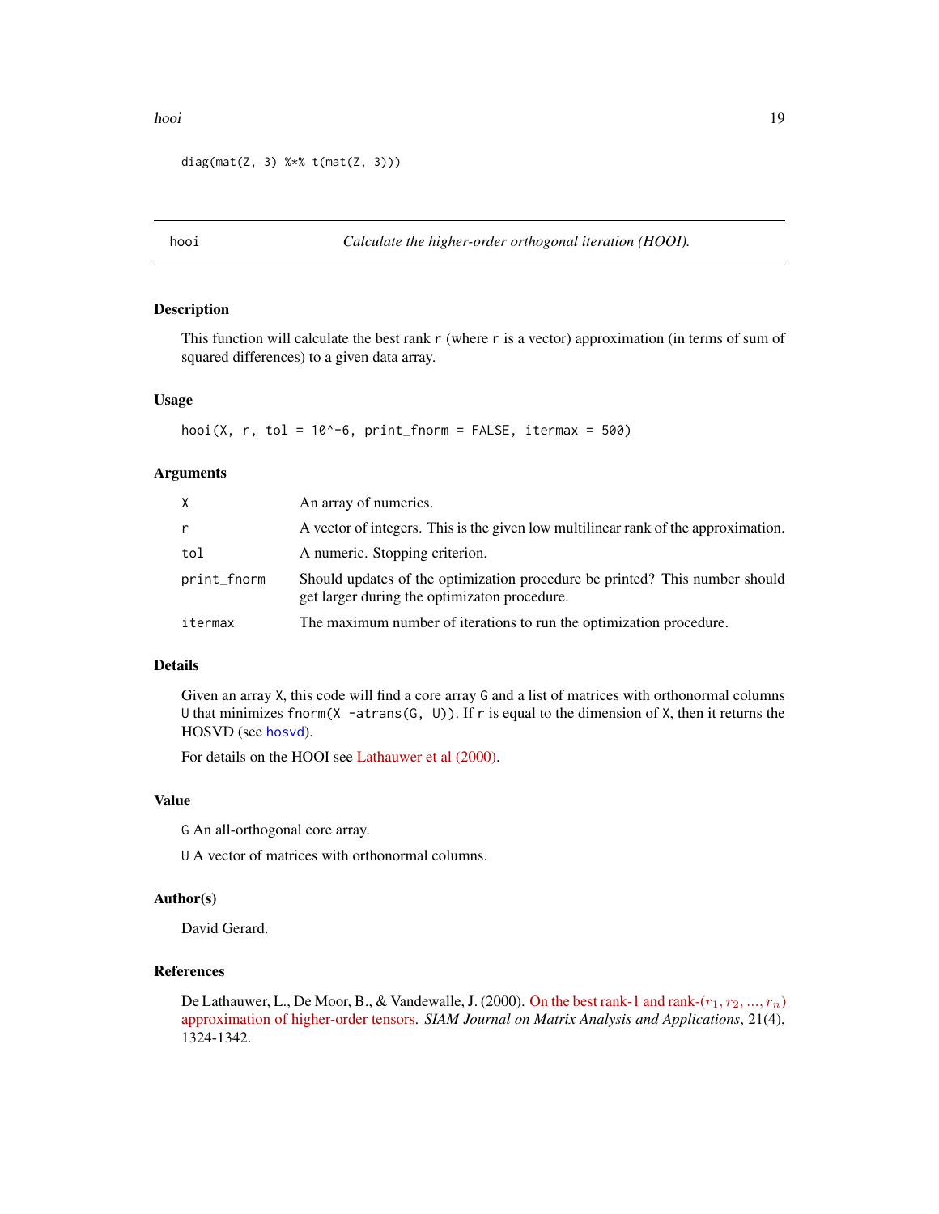```
diag(mat(Z, 3) %*% t(mat(Z, 3)))
```

---

## hoi — *Calculate the higher-order orthogonal iteration (HOOI).*

### Description

This function will calculate the best rank r (where r is a vector) approximation (in terms of sum of squared differences) to a given data array.

### Usage

```
hooi(X, r, tol = 10^-6, print_fnorm = FALSE, itermax = 500)
```

### Arguments

| | |
|---|---|
| X | An array of numerics. |
| r | A vector of integers. This is the given low multilinear rank of the approximation. |
| tol | A numeric. Stopping criterion. |
| print_fnorm | Should updates of the optimization procedure be printed? This number should get larger during the optimizaton procedure. |
| itermax | The maximum number of iterations to run the optimization procedure. |

### Details

Given an array X, this code will find a core array G and a list of matrices with orthonormal columns U that minimizes fnorm(X -atrans(G, U)). If r is equal to the dimension of X, then it returns the HOSVD (see hosvd).

For details on the HOOI see Lathauwer et al (2000).

### Value

G An all-orthogonal core array.

U A vector of matrices with orthonormal columns.

### Author(s)

David Gerard.

### References

De Lathauwer, L., De Moor, B., & Vandewalle, J. (2000). On the best rank-1 and rank-($r_1, r_2, ..., r_n$) approximation of higher-order tensors. *SIAM Journal on Matrix Analysis and Applications*, 21(4), 1324-1342.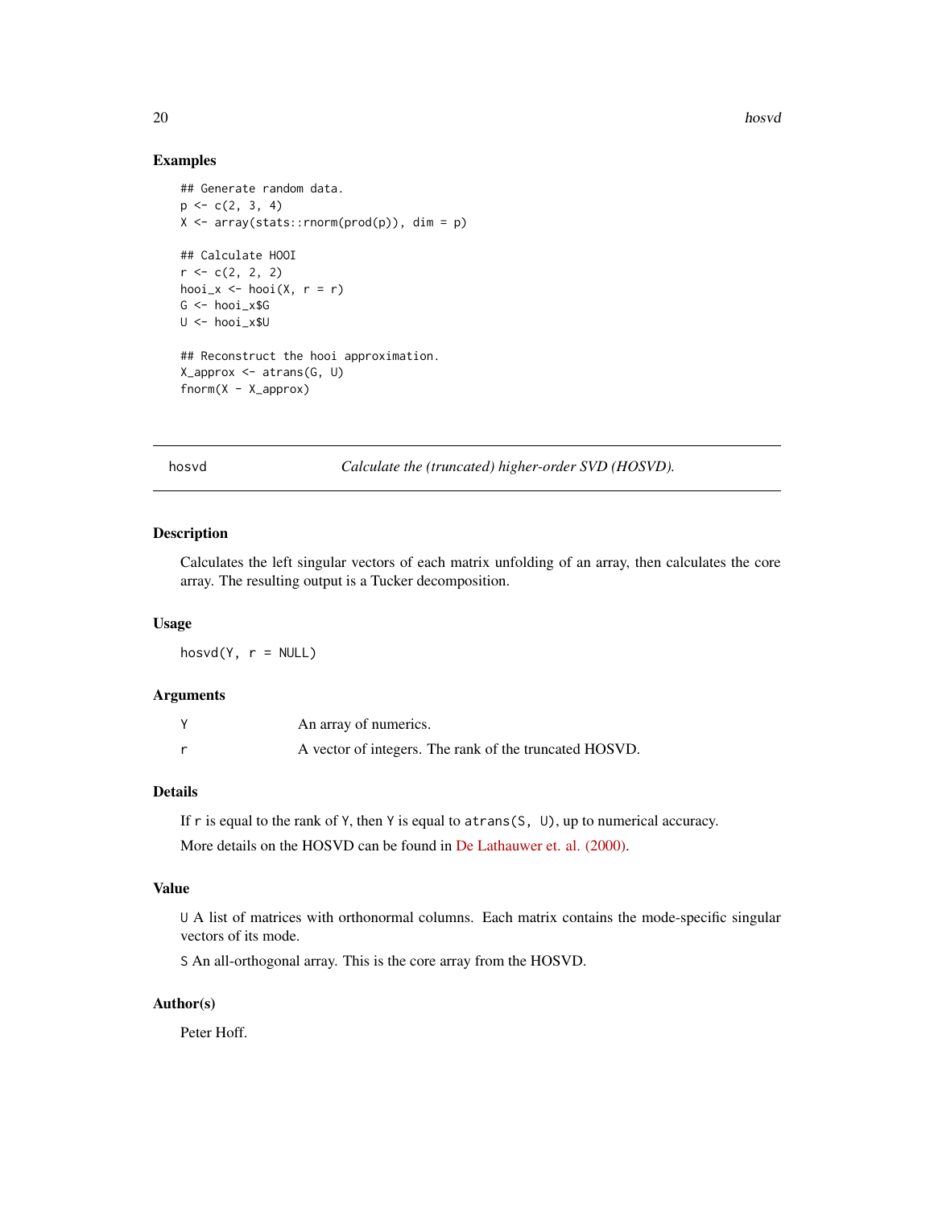## Examples

```
## Generate random data.
p <- c(2, 3, 4)
X <- array(stats::rnorm(prod(p)), dim = p)

## Calculate HOOI
r <- c(2, 2, 2)
hooi_x <- hooi(X, r = r)
G <- hooi_x$G
U <- hooi_x$U

## Reconstruct the hooi approximation.
X_approx <- atrans(G, U)
fnorm(X - X_approx)
```

---

# hosvd — *Calculate the (truncated) higher-order SVD (HOSVD).*

---

## Description

Calculates the left singular vectors of each matrix unfolding of an array, then calculates the core array. The resulting output is a Tucker decomposition.

## Usage

```
hosvd(Y, r = NULL)
```

## Arguments

| | |
|---|---|
| `Y` | An array of numerics. |
| `r` | A vector of integers. The rank of the truncated HOSVD. |

## Details

If `r` is equal to the rank of `Y`, then `Y` is equal to `atrans(S, U)`, up to numerical accuracy.

More details on the HOSVD can be found in De Lathauwer et. al. (2000).

## Value

`U` A list of matrices with orthonormal columns. Each matrix contains the mode-specific singular vectors of its mode.

`S` An all-orthogonal array. This is the core array from the HOSVD.

## Author(s)

Peter Hoff.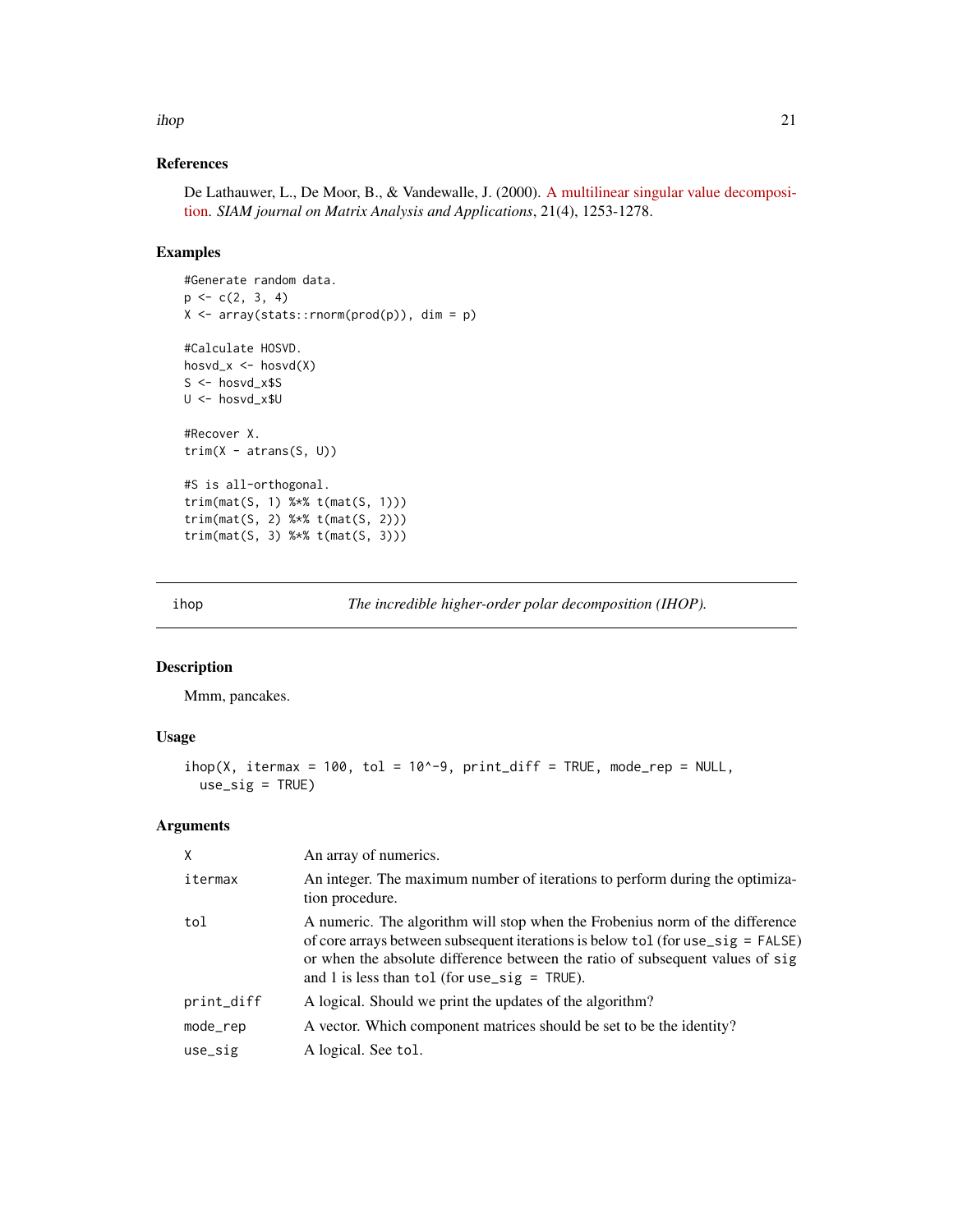### References

De Lathauwer, L., De Moor, B., & Vandewalle, J. (2000). A multilinear singular value decomposition. *SIAM journal on Matrix Analysis and Applications*, 21(4), 1253-1278.

### Examples

```
#Generate random data.
p <- c(2, 3, 4)
X <- array(stats::rnorm(prod(p)), dim = p)

#Calculate HOSVD.
hosvd_x <- hosvd(X)
S <- hosvd_x$S
U <- hosvd_x$U

#Recover X.
trim(X - atrans(S, U))

#S is all-orthogonal.
trim(mat(S, 1) %*% t(mat(S, 1)))
trim(mat(S, 2) %*% t(mat(S, 2)))
trim(mat(S, 3) %*% t(mat(S, 3)))
```

---

## ihop — *The incredible higher-order polar decomposition (IHOP).*

### Description

Mmm, pancakes.

### Usage

```
ihop(X, itermax = 100, tol = 10^-9, print_diff = TRUE, mode_rep = NULL,
  use_sig = TRUE)
```

### Arguments

| Argument | Description |
|---|---|
| `X` | An array of numerics. |
| `itermax` | An integer. The maximum number of iterations to perform during the optimization procedure. |
| `tol` | A numeric. The algorithm will stop when the Frobenius norm of the difference of core arrays between subsequent iterations is below `tol` (for `use_sig = FALSE`) or when the absolute difference between the ratio of subsequent values of `sig` and 1 is less than `tol` (for `use_sig = TRUE`). |
| `print_diff` | A logical. Should we print the updates of the algorithm? |
| `mode_rep` | A vector. Which component matrices should be set to be the identity? |
| `use_sig` | A logical. See `tol`. |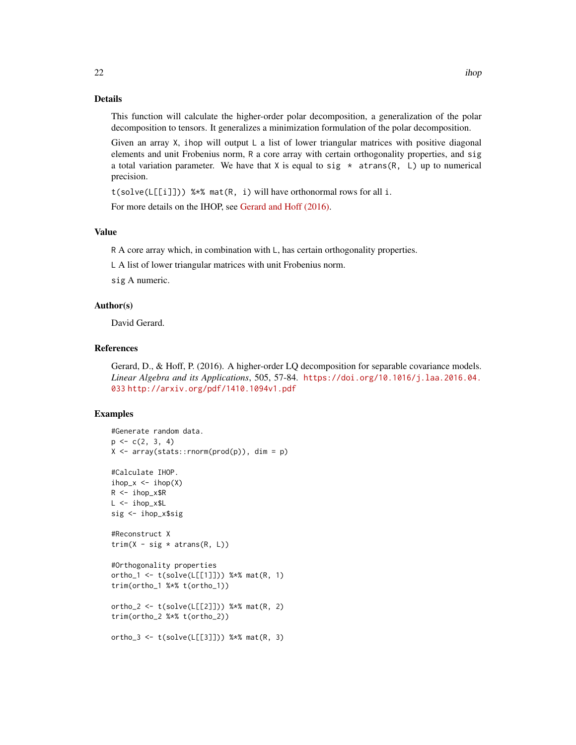### Details

This function will calculate the higher-order polar decomposition, a generalization of the polar decomposition to tensors. It generalizes a minimization formulation of the polar decomposition.

Given an array `X`, `ihop` will output `L` a list of lower triangular matrices with positive diagonal elements and unit Frobenius norm, `R` a core array with certain orthogonality properties, and `sig` a total variation parameter. We have that `X` is equal to `sig * atrans(R, L)` up to numerical precision.

`t(solve(L[[i]])) %*% mat(R, i)` will have orthonormal rows for all `i`.

For more details on the IHOP, see Gerard and Hoff (2016).

### Value

`R` A core array which, in combination with `L`, has certain orthogonality properties.

`L` A list of lower triangular matrices with unit Frobenius norm.

`sig` A numeric.

### Author(s)

David Gerard.

### References

Gerard, D., & Hoff, P. (2016). A higher-order LQ decomposition for separable covariance models. *Linear Algebra and its Applications*, 505, 57-84. https://doi.org/10.1016/j.laa.2016.04.033 http://arxiv.org/pdf/1410.1094v1.pdf

### Examples

```
#Generate random data.
p <- c(2, 3, 4)
X <- array(stats::rnorm(prod(p)), dim = p)

#Calculate IHOP.
ihop_x <- ihop(X)
R <- ihop_x$R
L <- ihop_x$L
sig <- ihop_x$sig

#Reconstruct X
trim(X - sig * atrans(R, L))

#Orthogonality properties
ortho_1 <- t(solve(L[[1]])) %*% mat(R, 1)
trim(ortho_1 %*% t(ortho_1))

ortho_2 <- t(solve(L[[2]])) %*% mat(R, 2)
trim(ortho_2 %*% t(ortho_2))

ortho_3 <- t(solve(L[[3]])) %*% mat(R, 3)
```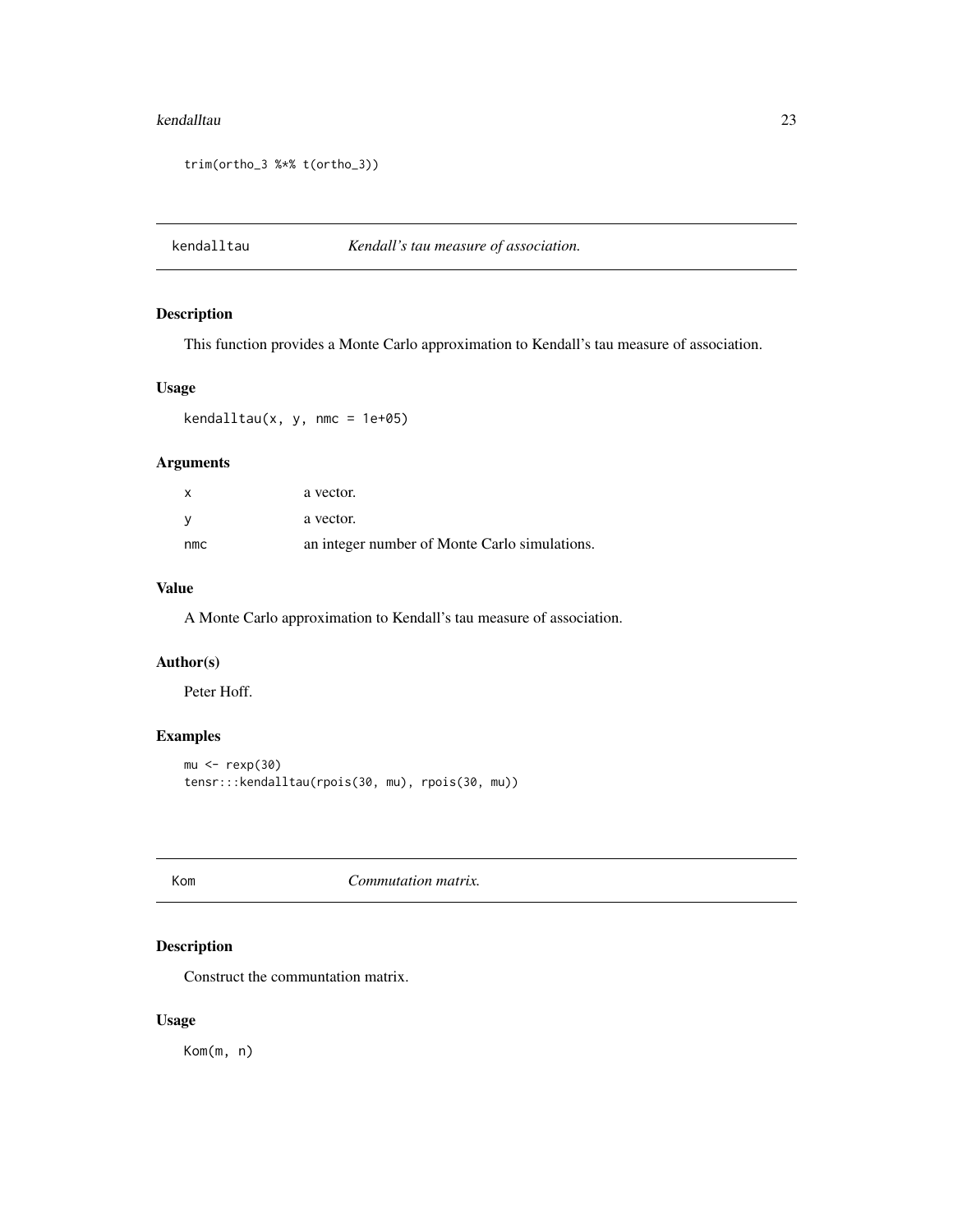```
trim(ortho_3 %*% t(ortho_3))
```

## kendalltau — *Kendall's tau measure of association.*

### Description

This function provides a Monte Carlo approximation to Kendall's tau measure of association.

### Usage

```
kendalltau(x, y, nmc = 1e+05)
```

### Arguments

| | |
|---|---|
| x | a vector. |
| y | a vector. |
| nmc | an integer number of Monte Carlo simulations. |

### Value

A Monte Carlo approximation to Kendall's tau measure of association.

### Author(s)

Peter Hoff.

### Examples

```
mu <- rexp(30)
tensr:::kendalltau(rpois(30, mu), rpois(30, mu))
```

## Kom — *Commutation matrix.*

### Description

Construct the communtation matrix.

### Usage

```
Kom(m, n)
```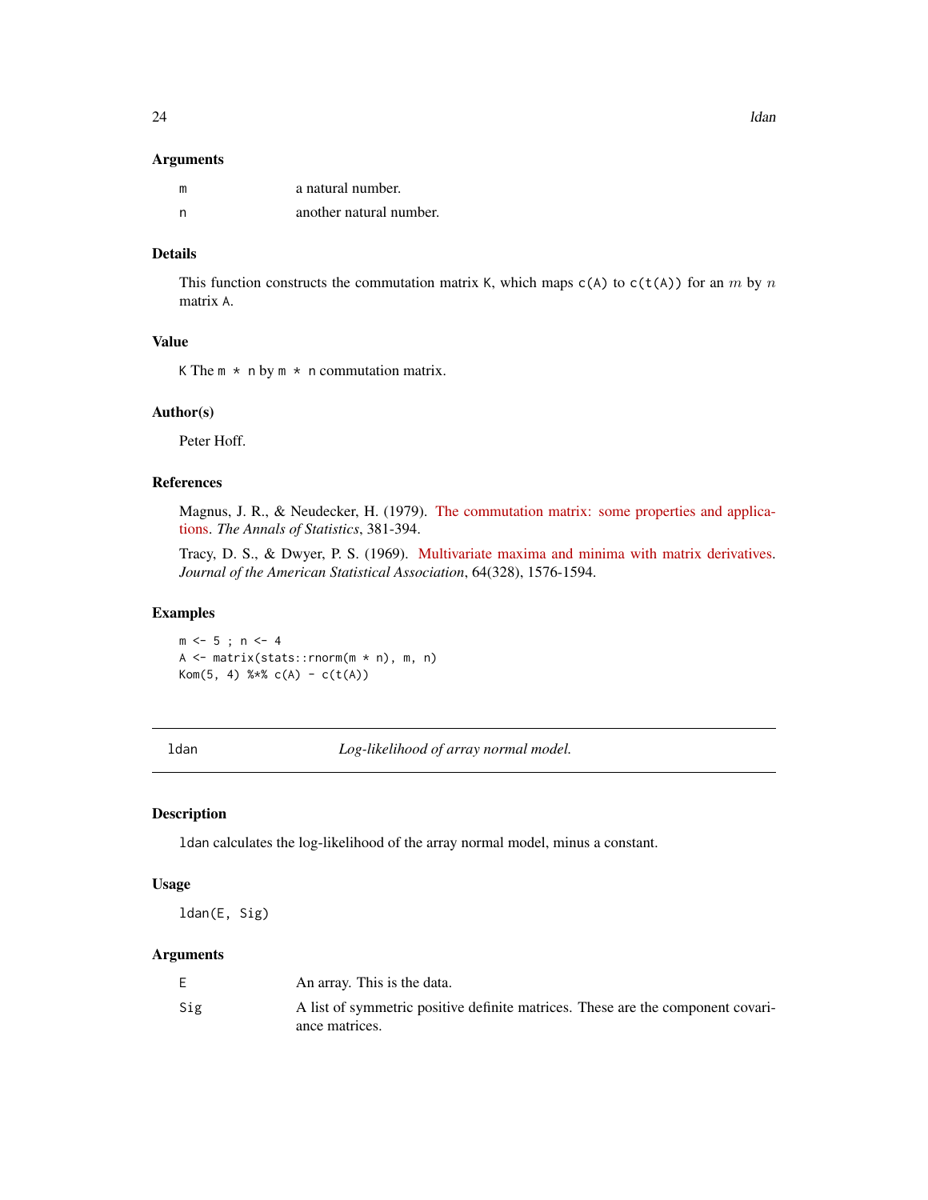### Arguments

| | |
|---|---|
| m | a natural number. |
| n | another natural number. |

### Details

This function constructs the commutation matrix `K`, which maps `c(A)` to `c(t(A))` for an $m$ by $n$ matrix `A`.

### Value

`K` The `m * n` by `m * n` commutation matrix.

### Author(s)

Peter Hoff.

### References

Magnus, J. R., & Neudecker, H. (1979). The commutation matrix: some properties and applications. *The Annals of Statistics*, 381-394.

Tracy, D. S., & Dwyer, P. S. (1969). Multivariate maxima and minima with matrix derivatives. *Journal of the American Statistical Association*, 64(328), 1576-1594.

### Examples

```
m <- 5 ; n <- 4
A <- matrix(stats::rnorm(m * n), m, n)
Kom(5, 4) %*% c(A) - c(t(A))
```

---

## ldan — *Log-likelihood of array normal model.*

---

### Description

`ldan` calculates the log-likelihood of the array normal model, minus a constant.

### Usage

```
ldan(E, Sig)
```

### Arguments

| | |
|---|---|
| E | An array. This is the data. |
| Sig | A list of symmetric positive definite matrices. These are the component covariance matrices. |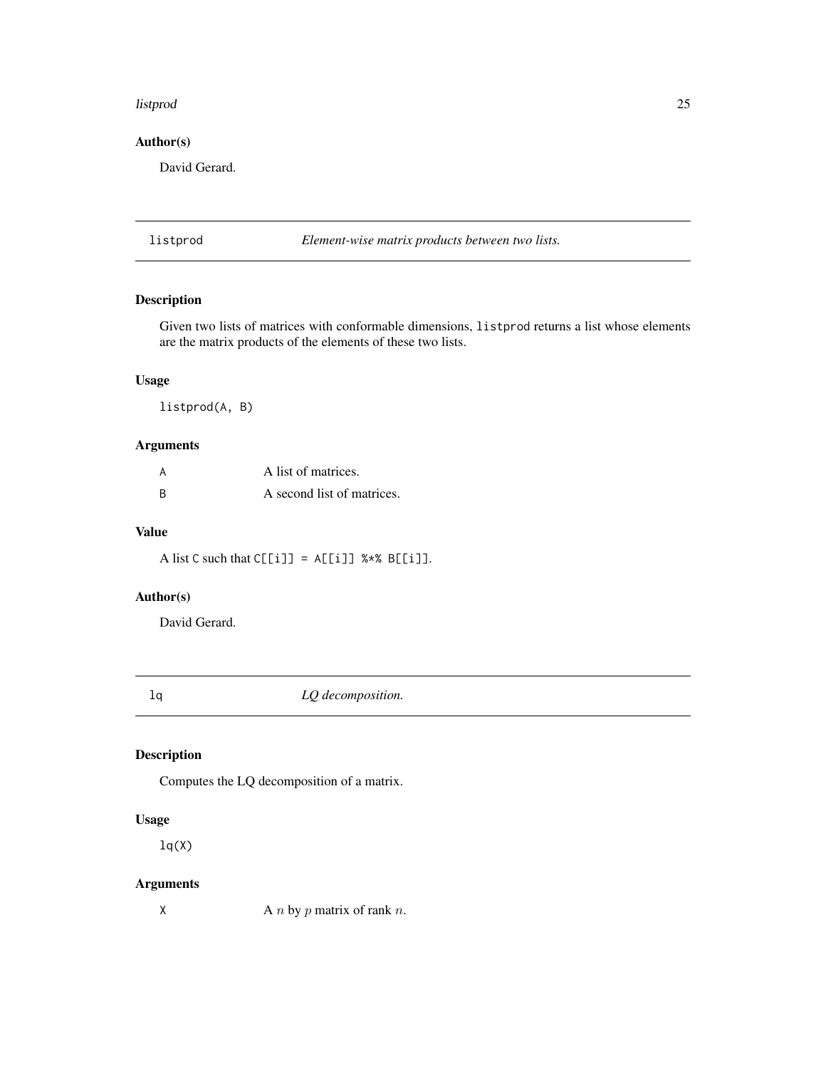### Author(s)

David Gerard.

---

## listprod — *Element-wise matrix products between two lists.*

---

### Description

Given two lists of matrices with conformable dimensions, `listprod` returns a list whose elements are the matrix products of the elements of these two lists.

### Usage

```
listprod(A, B)
```

### Arguments

| | |
|---|---|
| `A` | A list of matrices. |
| `B` | A second list of matrices. |

### Value

A list `C` such that `C[[i]] = A[[i]] %*% B[[i]]`.

### Author(s)

David Gerard.

---

## lq — *LQ decomposition.*

---

### Description

Computes the LQ decomposition of a matrix.

### Usage

```
lq(X)
```

### Arguments

| | |
|---|---|
| `X` | A $n$ by $p$ matrix of rank $n$. |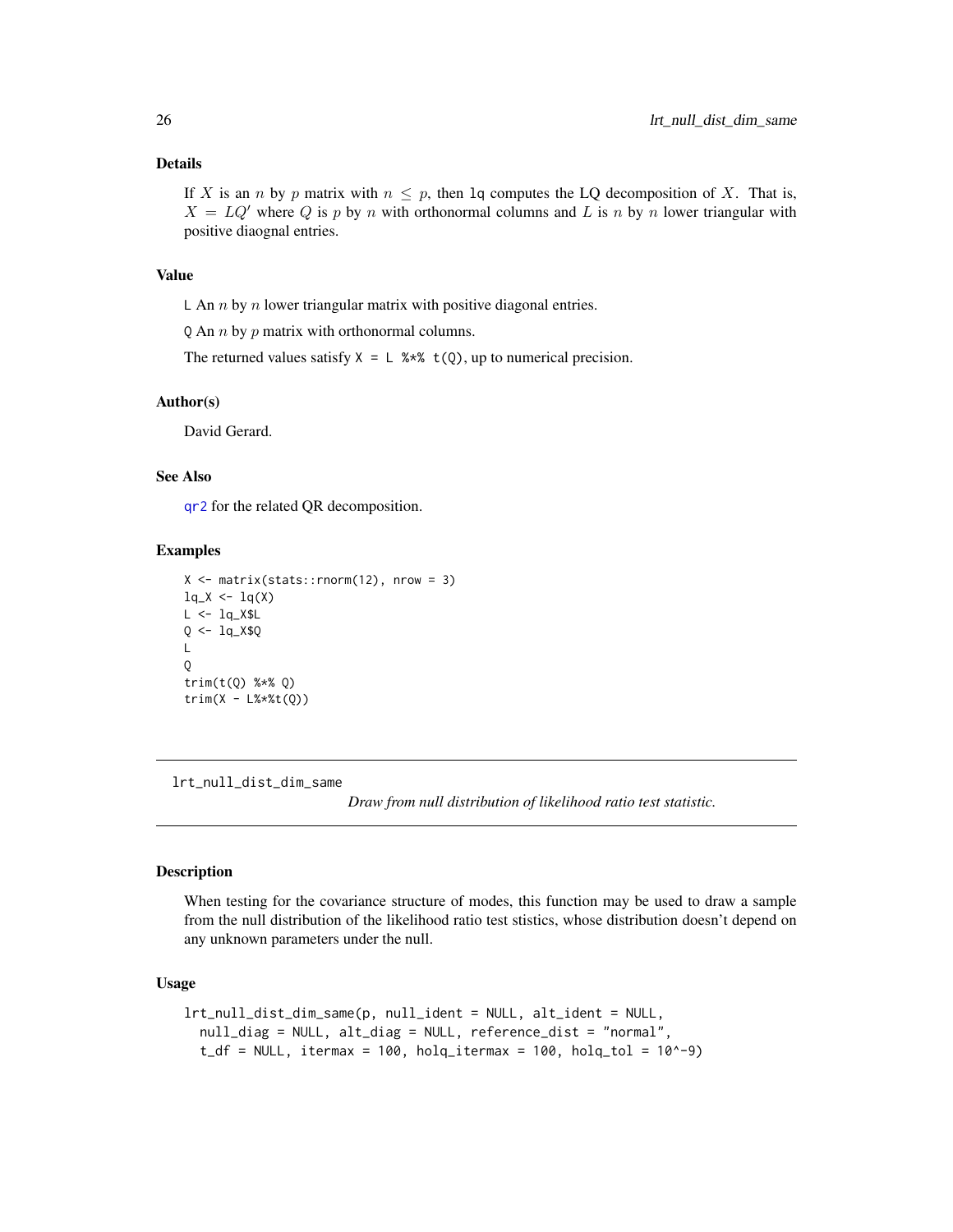### Details

If $X$ is an $n$ by $p$ matrix with $n \leq p$, then `lq` computes the LQ decomposition of $X$. That is, $X = LQ'$ where $Q$ is $p$ by $n$ with orthonormal columns and $L$ is $n$ by $n$ lower triangular with positive diaognal entries.

### Value

`L` An $n$ by $n$ lower triangular matrix with positive diagonal entries.

`Q` An $n$ by $p$ matrix with orthonormal columns.

The returned values satisfy `X = L %*% t(Q)`, up to numerical precision.

### Author(s)

David Gerard.

### See Also

`qr2` for the related QR decomposition.

### Examples

```
X <- matrix(stats::rnorm(12), nrow = 3)
lq_X <- lq(X)
L <- lq_X$L
Q <- lq_X$Q
L
Q
trim(t(Q) %*% Q)
trim(X - L%*%t(Q))
```

---

## lrt_null_dist_dim_same

*Draw from null distribution of likelihood ratio test statistic.*

### Description

When testing for the covariance structure of modes, this function may be used to draw a sample from the null distribution of the likelihood ratio test stistics, whose distribution doesn't depend on any unknown parameters under the null.

### Usage

```
lrt_null_dist_dim_same(p, null_ident = NULL, alt_ident = NULL,
  null_diag = NULL, alt_diag = NULL, reference_dist = "normal",
  t_df = NULL, itermax = 100, holq_itermax = 100, holq_tol = 10^-9)
```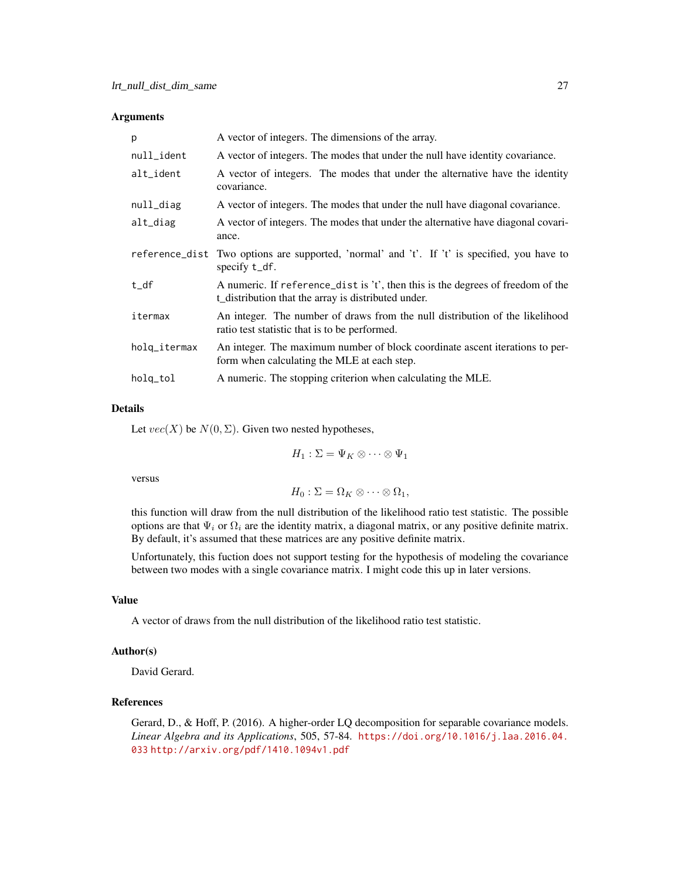### Arguments

| | |
|---|---|
| `p` | A vector of integers. The dimensions of the array. |
| `null_ident` | A vector of integers. The modes that under the null have identity covariance. |
| `alt_ident` | A vector of integers. The modes that under the alternative have the identity covariance. |
| `null_diag` | A vector of integers. The modes that under the null have diagonal covariance. |
| `alt_diag` | A vector of integers. The modes that under the alternative have diagonal covariance. |
| `reference_dist` | Two options are supported, 'normal' and 't'. If 't' is specified, you have to specify `t_df`. |
| `t_df` | A numeric. If `reference_dist` is 't', then this is the degrees of freedom of the t_distribution that the array is distributed under. |
| `itermax` | An integer. The number of draws from the null distribution of the likelihood ratio test statistic that is to be performed. |
| `holq_itermax` | An integer. The maximum number of block coordinate ascent iterations to perform when calculating the MLE at each step. |
| `holq_tol` | A numeric. The stopping criterion when calculating the MLE. |

### Details

Let $vec(X)$ be $N(0, \Sigma)$. Given two nested hypotheses,

$$H_1 : \Sigma = \Psi_K \otimes \cdots \otimes \Psi_1$$

versus

$$H_0 : \Sigma = \Omega_K \otimes \cdots \otimes \Omega_1,$$

this function will draw from the null distribution of the likelihood ratio test statistic. The possible options are that $\Psi_i$ or $\Omega_i$ are the identity matrix, a diagonal matrix, or any positive definite matrix. By default, it's assumed that these matrices are any positive definite matrix.

Unfortunately, this fuction does not support testing for the hypothesis of modeling the covariance between two modes with a single covariance matrix. I might code this up in later versions.

### Value

A vector of draws from the null distribution of the likelihood ratio test statistic.

### Author(s)

David Gerard.

### References

Gerard, D., & Hoff, P. (2016). A higher-order LQ decomposition for separable covariance models. *Linear Algebra and its Applications*, 505, 57-84. https://doi.org/10.1016/j.laa.2016.04.033 http://arxiv.org/pdf/1410.1094v1.pdf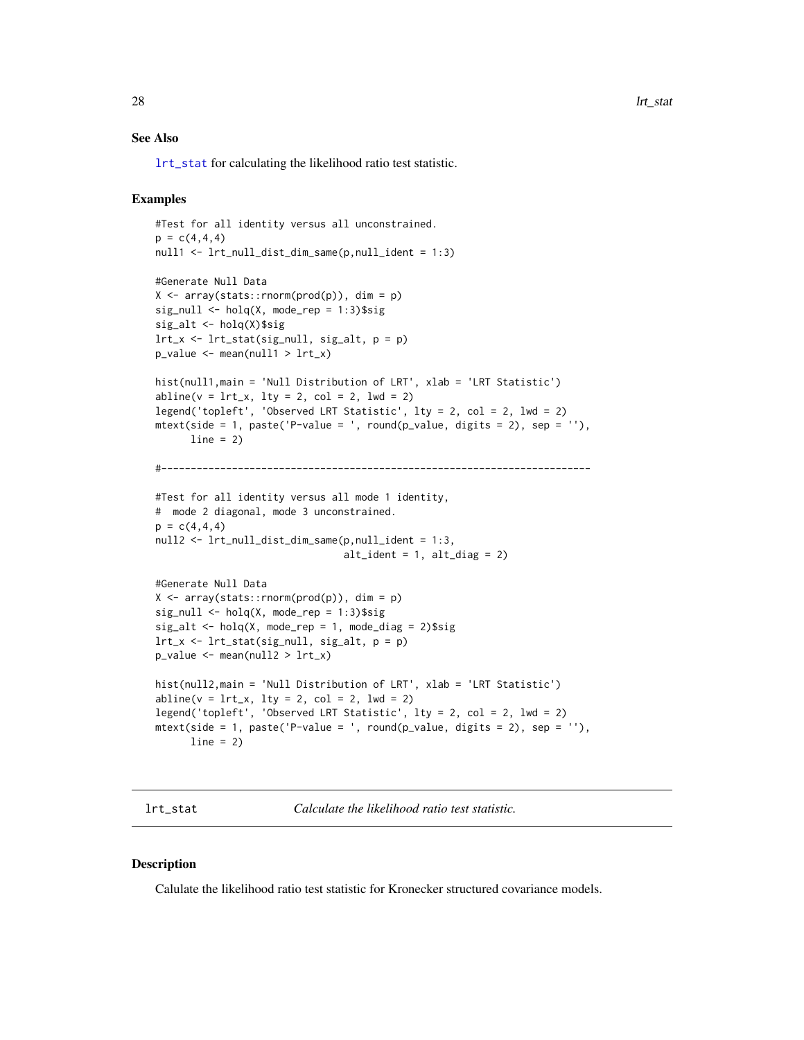### See Also

lrt_stat for calculating the likelihood ratio test statistic.

### Examples

```
#Test for all identity versus all unconstrained.
p = c(4,4,4)
null1 <- lrt_null_dist_dim_same(p,null_ident = 1:3)

#Generate Null Data
X <- array(stats::rnorm(prod(p)), dim = p)
sig_null <- holq(X, mode_rep = 1:3)$sig
sig_alt <- holq(X)$sig
lrt_x <- lrt_stat(sig_null, sig_alt, p = p)
p_value <- mean(null1 > lrt_x)

hist(null1,main = 'Null Distribution of LRT', xlab = 'LRT Statistic')
abline(v = lrt_x, lty = 2, col = 2, lwd = 2)
legend('topleft', 'Observed LRT Statistic', lty = 2, col = 2, lwd = 2)
mtext(side = 1, paste('P-value = ', round(p_value, digits = 2), sep = ''),
      line = 2)

#-------------------------------------------------------------------------

#Test for all identity versus all mode 1 identity,
#  mode 2 diagonal, mode 3 unconstrained.
p = c(4,4,4)
null2 <- lrt_null_dist_dim_same(p,null_ident = 1:3,
                                alt_ident = 1, alt_diag = 2)

#Generate Null Data
X <- array(stats::rnorm(prod(p)), dim = p)
sig_null <- holq(X, mode_rep = 1:3)$sig
sig_alt <- holq(X, mode_rep = 1, mode_diag = 2)$sig
lrt_x <- lrt_stat(sig_null, sig_alt, p = p)
p_value <- mean(null2 > lrt_x)

hist(null2,main = 'Null Distribution of LRT', xlab = 'LRT Statistic')
abline(v = lrt_x, lty = 2, col = 2, lwd = 2)
legend('topleft', 'Observed LRT Statistic', lty = 2, col = 2, lwd = 2)
mtext(side = 1, paste('P-value = ', round(p_value, digits = 2), sep = ''),
      line = 2)
```

---

## lrt_stat — *Calculate the likelihood ratio test statistic.*

### Description

Calulate the likelihood ratio test statistic for Kronecker structured covariance models.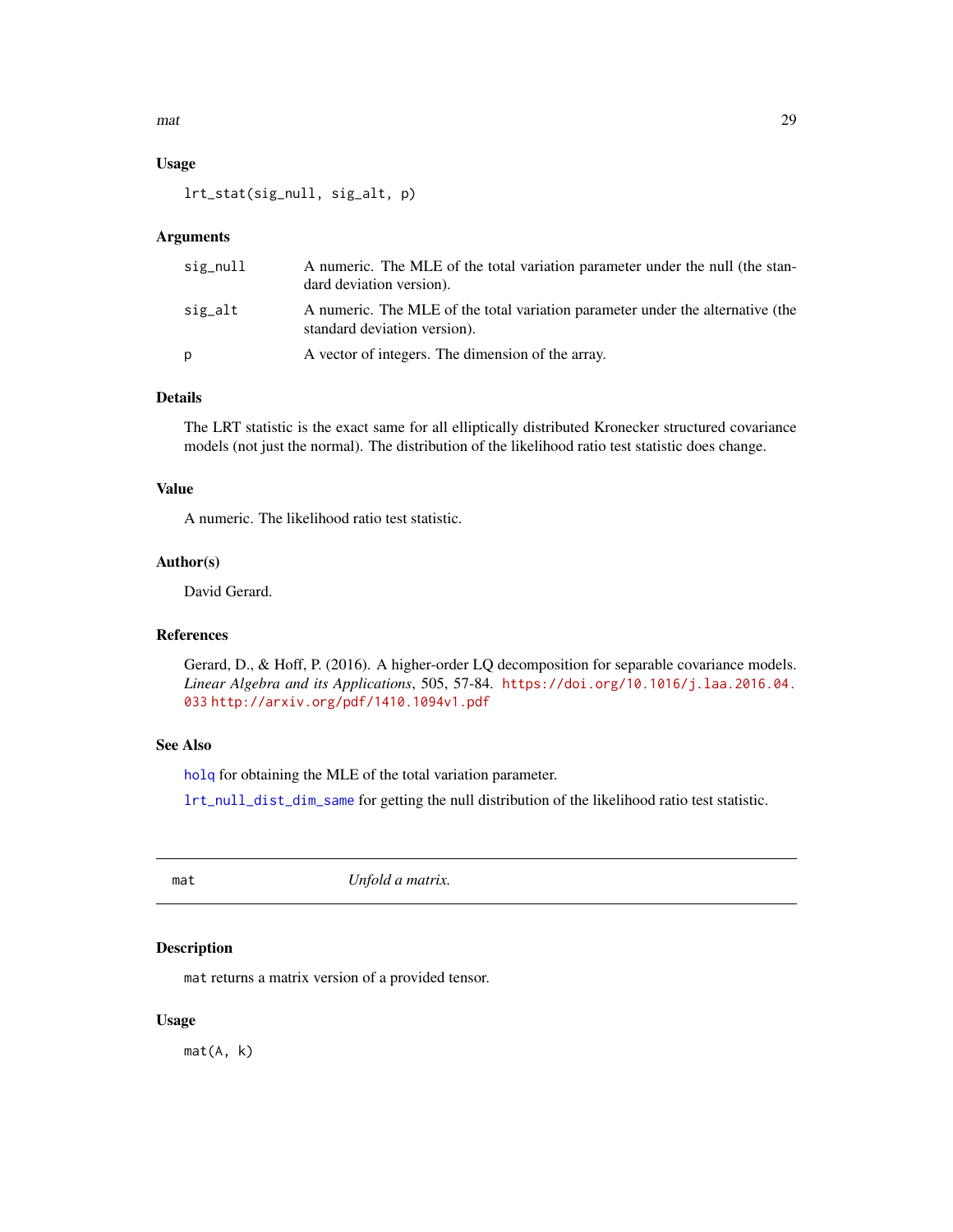### Usage

```
lrt_stat(sig_null, sig_alt, p)
```

### Arguments

| | |
|---|---|
| sig_null | A numeric. The MLE of the total variation parameter under the null (the standard deviation version). |
| sig_alt | A numeric. The MLE of the total variation parameter under the alternative (the standard deviation version). |
| p | A vector of integers. The dimension of the array. |

### Details

The LRT statistic is the exact same for all elliptically distributed Kronecker structured covariance models (not just the normal). The distribution of the likelihood ratio test statistic does change.

### Value

A numeric. The likelihood ratio test statistic.

### Author(s)

David Gerard.

### References

Gerard, D., & Hoff, P. (2016). A higher-order LQ decomposition for separable covariance models. *Linear Algebra and its Applications*, 505, 57-84. https://doi.org/10.1016/j.laa.2016.04.033 http://arxiv.org/pdf/1410.1094v1.pdf

### See Also

holq for obtaining the MLE of the total variation parameter.

lrt_null_dist_dim_same for getting the null distribution of the likelihood ratio test statistic.

---

## mat — *Unfold a matrix.*

### Description

mat returns a matrix version of a provided tensor.

### Usage

```
mat(A, k)
```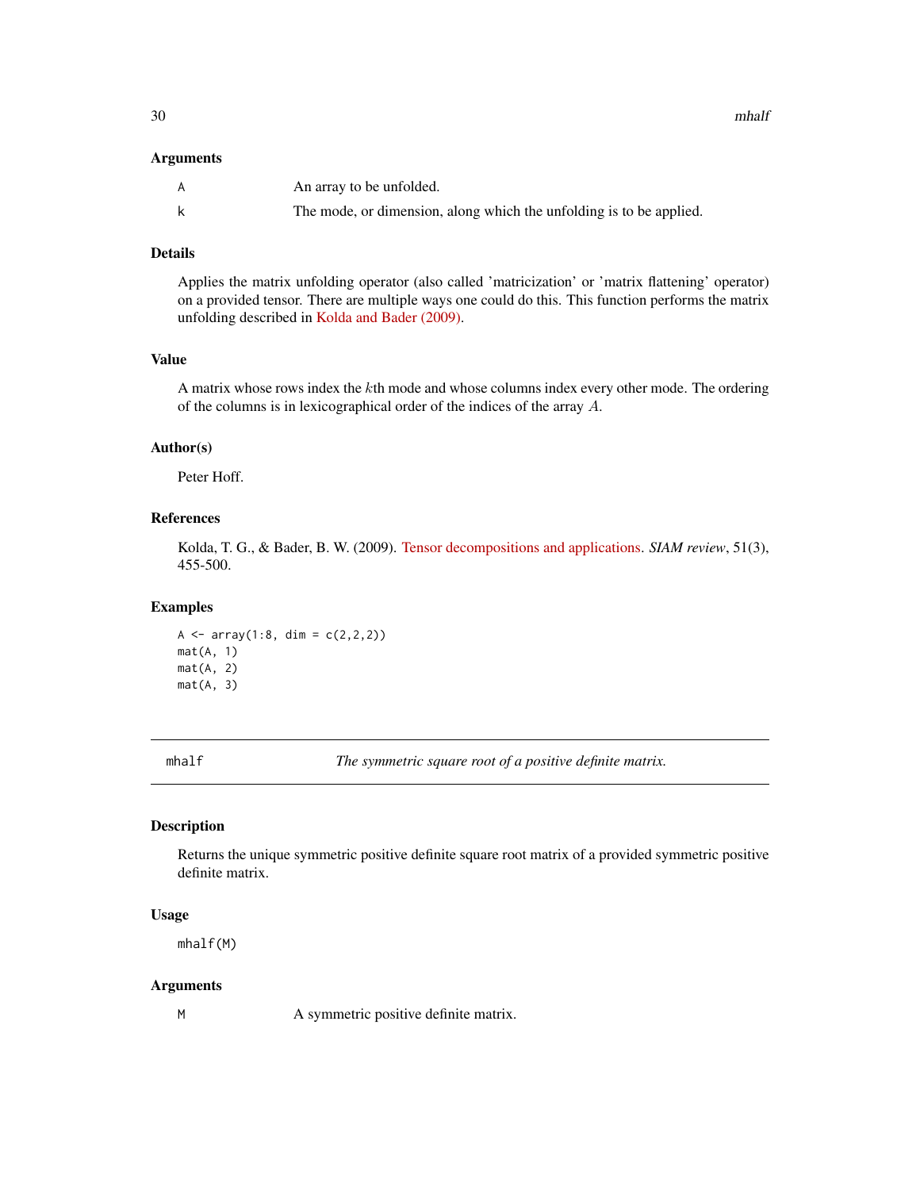### Arguments

| | |
|---|---|
| A | An array to be unfolded. |
| k | The mode, or dimension, along which the unfolding is to be applied. |

### Details

Applies the matrix unfolding operator (also called 'matricization' or 'matrix flattening' operator) on a provided tensor. There are multiple ways one could do this. This function performs the matrix unfolding described in Kolda and Bader (2009).

### Value

A matrix whose rows index the $k$th mode and whose columns index every other mode. The ordering of the columns is in lexicographical order of the indices of the array $A$.

### Author(s)

Peter Hoff.

### References

Kolda, T. G., & Bader, B. W. (2009). Tensor decompositions and applications. *SIAM review*, 51(3), 455-500.

### Examples

```
A <- array(1:8, dim = c(2,2,2))
mat(A, 1)
mat(A, 2)
mat(A, 3)
```

---

## mhalf — *The symmetric square root of a positive definite matrix.*

### Description

Returns the unique symmetric positive definite square root matrix of a provided symmetric positive definite matrix.

### Usage

```
mhalf(M)
```

### Arguments

| | |
|---|---|
| M | A symmetric positive definite matrix. |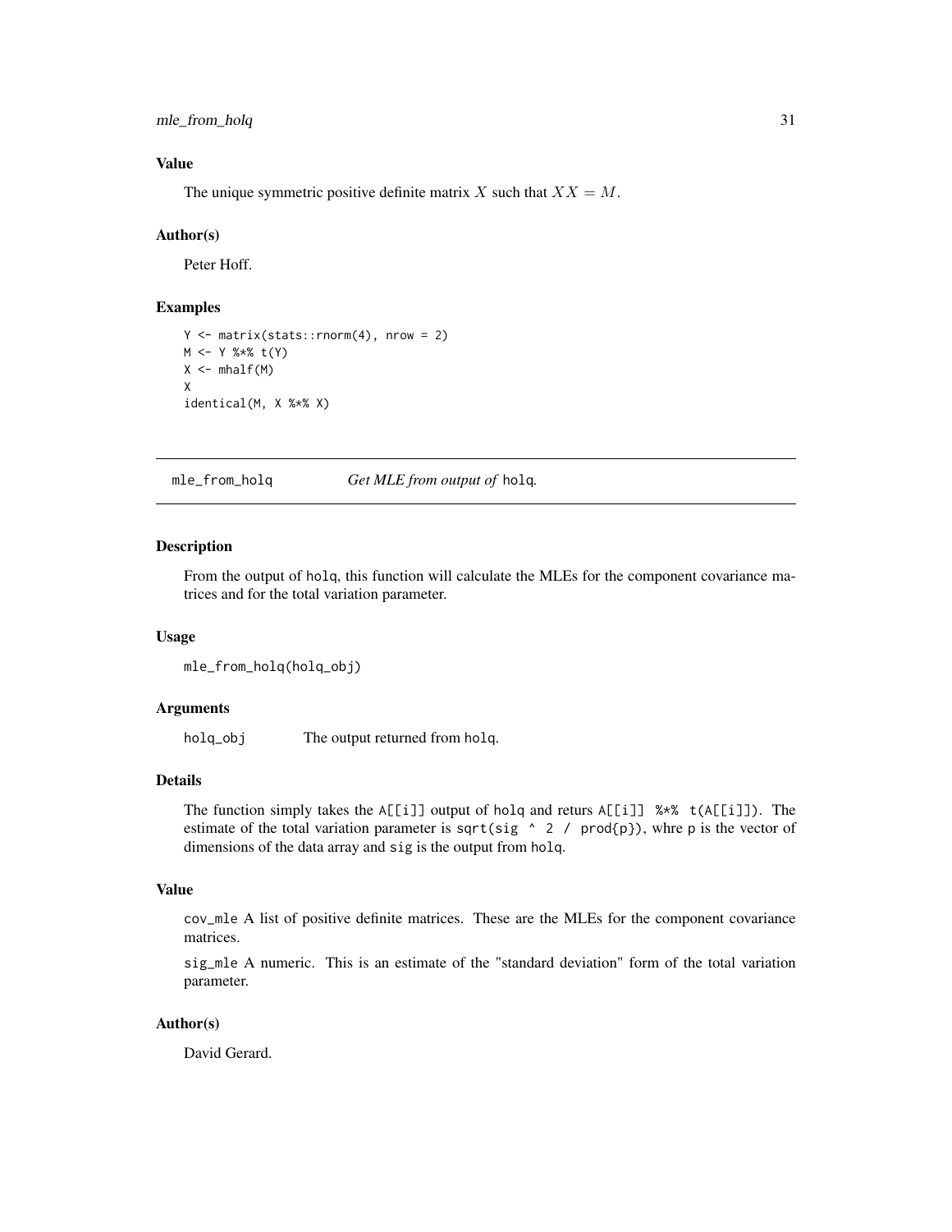### Value

The unique symmetric positive definite matrix $X$ such that $XX = M$.

### Author(s)

Peter Hoff.

### Examples

```
Y <- matrix(stats::rnorm(4), nrow = 2)
M <- Y %*% t(Y)
X <- mhalf(M)
X
identical(M, X %*% X)
```

---

## mle_from_holq — *Get MLE from output of* `holq`.

---

### Description

From the output of holq, this function will calculate the MLEs for the component covariance matrices and for the total variation parameter.

### Usage

```
mle_from_holq(holq_obj)
```

### Arguments

| | |
|---|---|
| holq_obj | The output returned from holq. |

### Details

The function simply takes the A[[i]] output of holq and returs A[[i]] %*% t(A[[i]]). The estimate of the total variation parameter is sqrt(sig ^ 2 / prod{p}), whre p is the vector of dimensions of the data array and sig is the output from holq.

### Value

cov_mle A list of positive definite matrices. These are the MLEs for the component covariance matrices.

sig_mle A numeric. This is an estimate of the "standard deviation" form of the total variation parameter.

### Author(s)

David Gerard.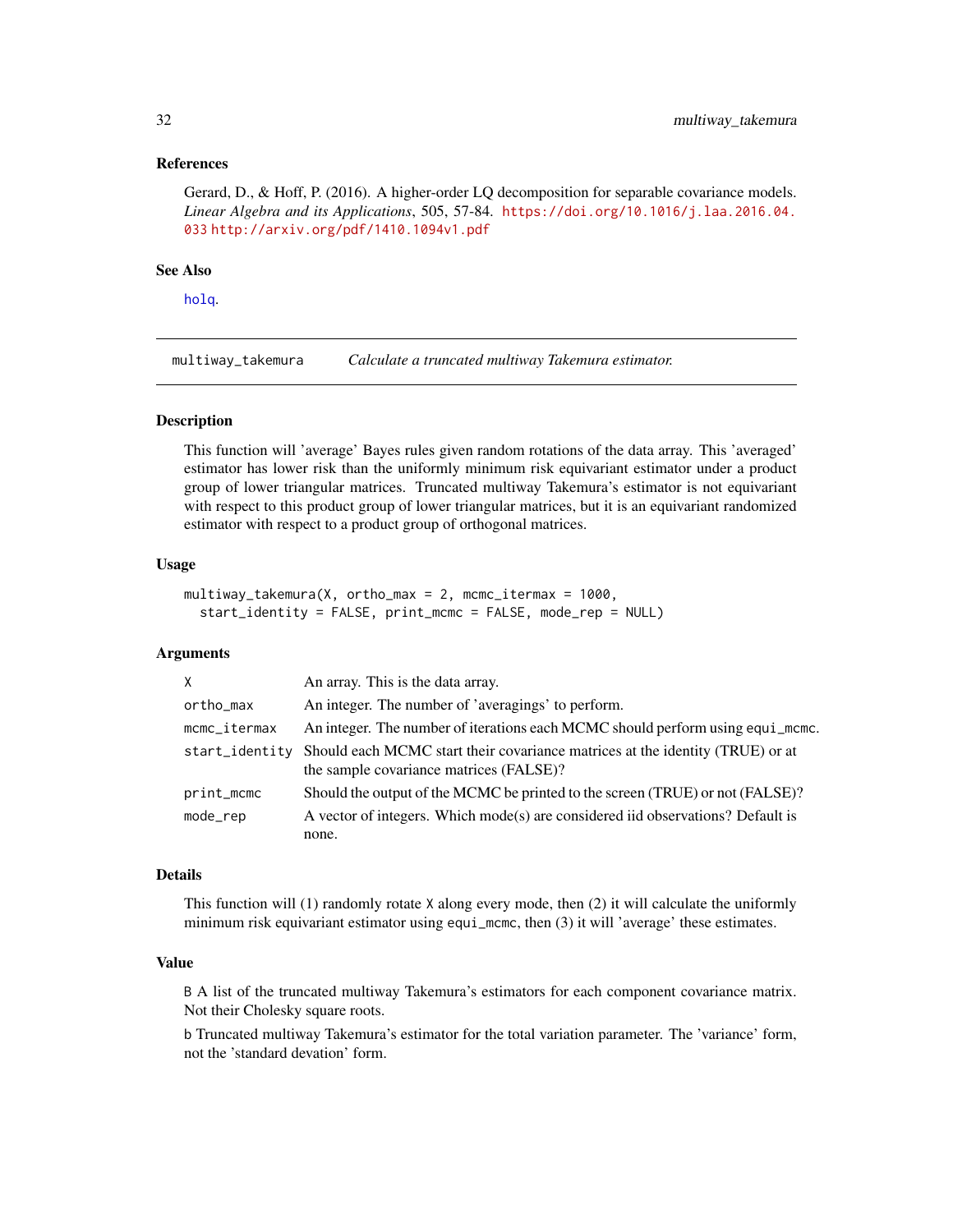### References

Gerard, D., & Hoff, P. (2016). A higher-order LQ decomposition for separable covariance models. *Linear Algebra and its Applications*, 505, 57-84. https://doi.org/10.1016/j.laa.2016.04.033 http://arxiv.org/pdf/1410.1094v1.pdf

### See Also

holq.

---

## multiway_takemura — *Calculate a truncated multiway Takemura estimator.*

### Description

This function will 'average' Bayes rules given random rotations of the data array. This 'averaged' estimator has lower risk than the uniformly minimum risk equivariant estimator under a product group of lower triangular matrices. Truncated multiway Takemura's estimator is not equivariant with respect to this product group of lower triangular matrices, but it is an equivariant randomized estimator with respect to a product group of orthogonal matrices.

### Usage

```
multiway_takemura(X, ortho_max = 2, mcmc_itermax = 1000,
  start_identity = FALSE, print_mcmc = FALSE, mode_rep = NULL)
```

### Arguments

| | |
|---|---|
| X | An array. This is the data array. |
| ortho_max | An integer. The number of 'averagings' to perform. |
| mcmc_itermax | An integer. The number of iterations each MCMC should perform using equi_mcmc. |
| start_identity | Should each MCMC start their covariance matrices at the identity (TRUE) or at the sample covariance matrices (FALSE)? |
| print_mcmc | Should the output of the MCMC be printed to the screen (TRUE) or not (FALSE)? |
| mode_rep | A vector of integers. Which mode(s) are considered iid observations? Default is none. |

### Details

This function will (1) randomly rotate X along every mode, then (2) it will calculate the uniformly minimum risk equivariant estimator using equi_mcmc, then (3) it will 'average' these estimates.

### Value

B A list of the truncated multiway Takemura's estimators for each component covariance matrix. Not their Cholesky square roots.

b Truncated multiway Takemura's estimator for the total variation parameter. The 'variance' form, not the 'standard devation' form.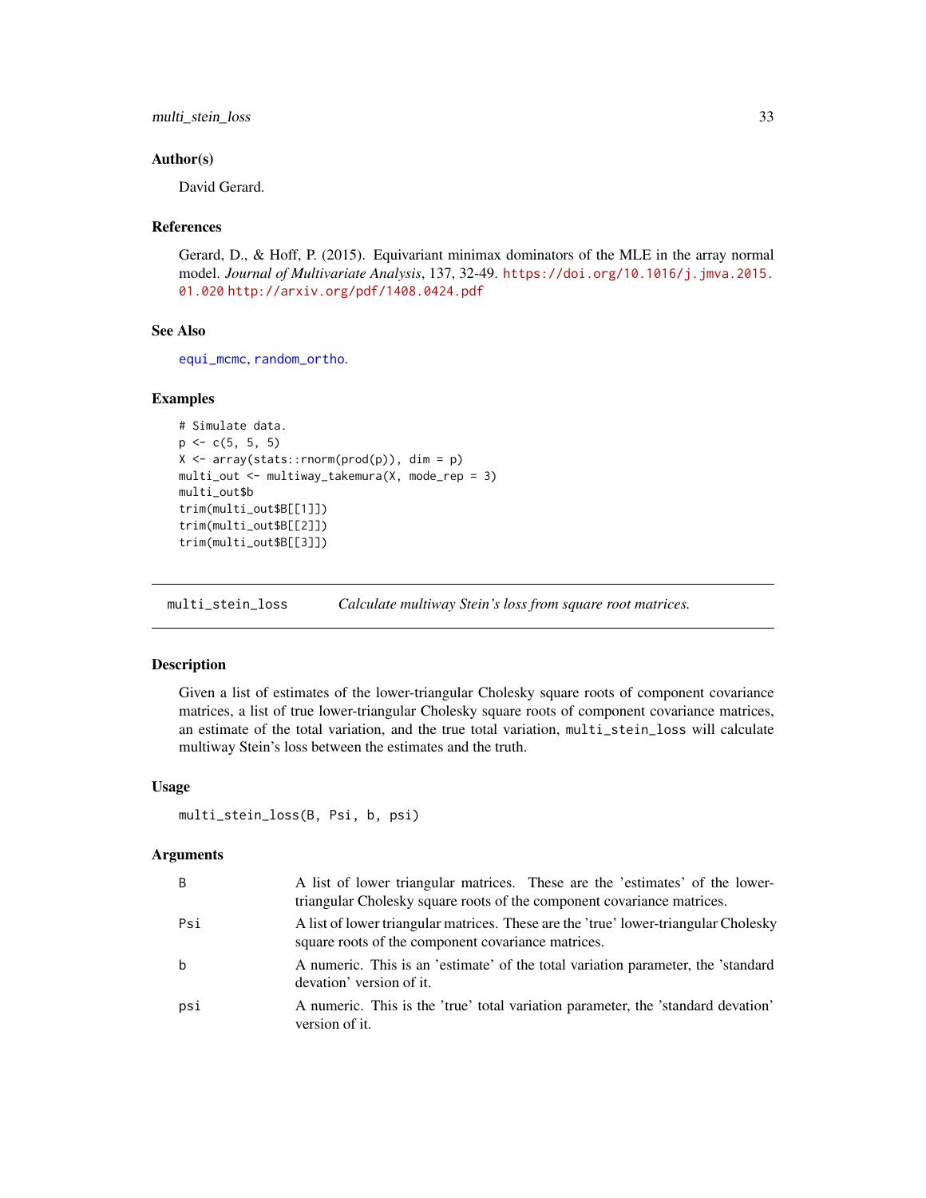## Author(s)

David Gerard.

## References

Gerard, D., & Hoff, P. (2015). Equivariant minimax dominators of the MLE in the array normal model. *Journal of Multivariate Analysis*, 137, 32-49. https://doi.org/10.1016/j.jmva.2015.01.020 http://arxiv.org/pdf/1408.0424.pdf

## See Also

equi_mcmc, random_ortho.

## Examples

```
# Simulate data.
p <- c(5, 5, 5)
X <- array(stats::rnorm(prod(p)), dim = p)
multi_out <- multiway_takemura(X, mode_rep = 3)
multi_out$b
trim(multi_out$B[[1]])
trim(multi_out$B[[2]])
trim(multi_out$B[[3]])
```

---

# multi_stein_loss — *Calculate multiway Stein's loss from square root matrices.*

## Description

Given a list of estimates of the lower-triangular Cholesky square roots of component covariance matrices, a list of true lower-triangular Cholesky square roots of component covariance matrices, an estimate of the total variation, and the true total variation, `multi_stein_loss` will calculate multiway Stein's loss between the estimates and the truth.

## Usage

```
multi_stein_loss(B, Psi, b, psi)
```

## Arguments

| | |
|---|---|
| B | A list of lower triangular matrices. These are the 'estimates' of the lower-triangular Cholesky square roots of the component covariance matrices. |
| Psi | A list of lower triangular matrices. These are the 'true' lower-triangular Cholesky square roots of the component covariance matrices. |
| b | A numeric. This is an 'estimate' of the total variation parameter, the 'standard devation' version of it. |
| psi | A numeric. This is the 'true' total variation parameter, the 'standard devation' version of it. |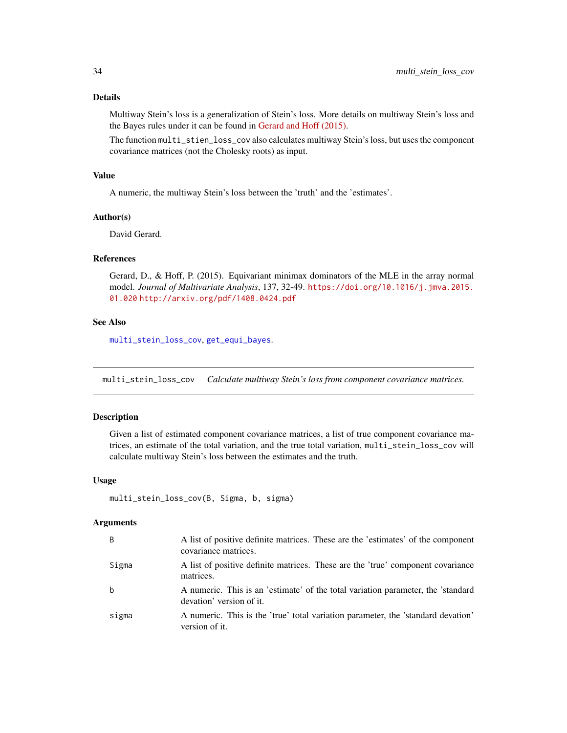### Details

Multiway Stein's loss is a generalization of Stein's loss. More details on multiway Stein's loss and the Bayes rules under it can be found in Gerard and Hoff (2015).

The function `multi_stien_loss_cov` also calculates multiway Stein's loss, but uses the component covariance matrices (not the Cholesky roots) as input.

### Value

A numeric, the multiway Stein's loss between the 'truth' and the 'estimates'.

### Author(s)

David Gerard.

### References

Gerard, D., & Hoff, P. (2015). Equivariant minimax dominators of the MLE in the array normal model. *Journal of Multivariate Analysis*, 137, 32-49. https://doi.org/10.1016/j.jmva.2015.01.020 http://arxiv.org/pdf/1408.0424.pdf

### See Also

`multi_stein_loss_cov`, `get_equi_bayes`.

---

## multi_stein_loss_cov — *Calculate multiway Stein's loss from component covariance matrices.*

### Description

Given a list of estimated component covariance matrices, a list of true component covariance matrices, an estimate of the total variation, and the true total variation, `multi_stein_loss_cov` will calculate multiway Stein's loss between the estimates and the truth.

### Usage

```
multi_stein_loss_cov(B, Sigma, b, sigma)
```

### Arguments

| | |
|---|---|
| `B` | A list of positive definite matrices. These are the 'estimates' of the component covariance matrices. |
| `Sigma` | A list of positive definite matrices. These are the 'true' component covariance matrices. |
| `b` | A numeric. This is an 'estimate' of the total variation parameter, the 'standard devation' version of it. |
| `sigma` | A numeric. This is the 'true' total variation parameter, the 'standard devation' version of it. |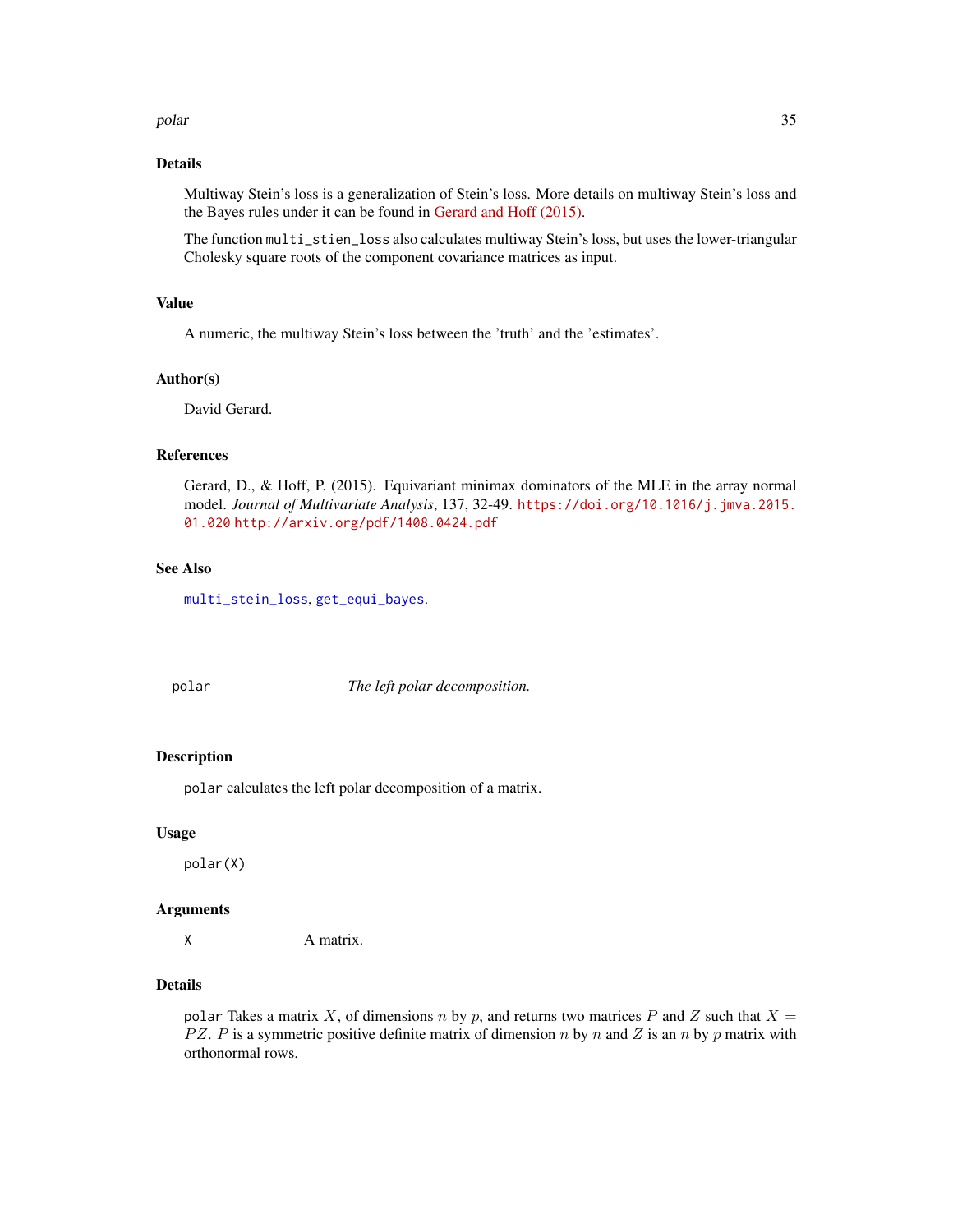## Details

Multiway Stein's loss is a generalization of Stein's loss. More details on multiway Stein's loss and the Bayes rules under it can be found in Gerard and Hoff (2015).

The function `multi_stien_loss` also calculates multiway Stein's loss, but uses the lower-triangular Cholesky square roots of the component covariance matrices as input.

## Value

A numeric, the multiway Stein's loss between the 'truth' and the 'estimates'.

## Author(s)

David Gerard.

## References

Gerard, D., & Hoff, P. (2015). Equivariant minimax dominators of the MLE in the array normal model. *Journal of Multivariate Analysis*, 137, 32-49. https://doi.org/10.1016/j.jmva.2015.01.020 http://arxiv.org/pdf/1408.0424.pdf

## See Also

`multi_stein_loss`, `get_equi_bayes`.

---

# polar — *The left polar decomposition.*

## Description

`polar` calculates the left polar decomposition of a matrix.

## Usage

```
polar(X)
```

## Arguments

| | |
|---|---|
| `X` | A matrix. |

## Details

`polar` Takes a matrix $X$, of dimensions $n$ by $p$, and returns two matrices $P$ and $Z$ such that $X = PZ$. $P$ is a symmetric positive definite matrix of dimension $n$ by $n$ and $Z$ is an $n$ by $p$ matrix with orthonormal rows.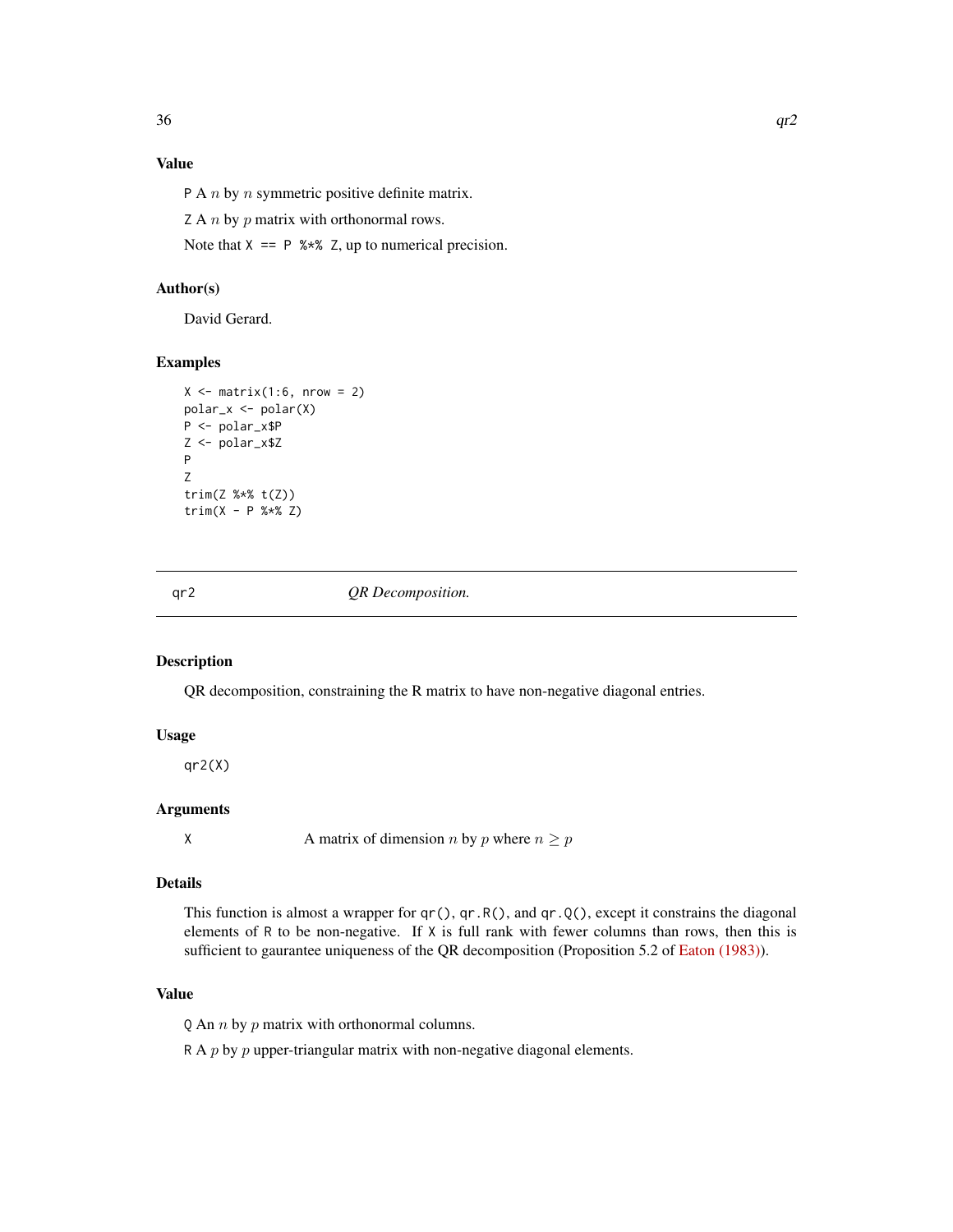### Value

P A $n$ by $n$ symmetric positive definite matrix.

Z A $n$ by $p$ matrix with orthonormal rows.

Note that `X == P %*% Z`, up to numerical precision.

### Author(s)

David Gerard.

### Examples

```
X <- matrix(1:6, nrow = 2)
polar_x <- polar(X)
P <- polar_x$P
Z <- polar_x$Z
P
Z
trim(Z %*% t(Z))
trim(X - P %*% Z)
```

---

## qr2 — *QR Decomposition.*

---

### Description

QR decomposition, constraining the R matrix to have non-negative diagonal entries.

### Usage

```
qr2(X)
```

### Arguments

| | |
|---|---|
| X | A matrix of dimension $n$ by $p$ where $n \geq p$ |

### Details

This function is almost a wrapper for `qr()`, `qr.R()`, and `qr.Q()`, except it constrains the diagonal elements of `R` to be non-negative. If `X` is full rank with fewer columns than rows, then this is sufficient to gaurantee uniqueness of the QR decomposition (Proposition 5.2 of Eaton (1983)).

### Value

Q An $n$ by $p$ matrix with orthonormal columns.

R A $p$ by $p$ upper-triangular matrix with non-negative diagonal elements.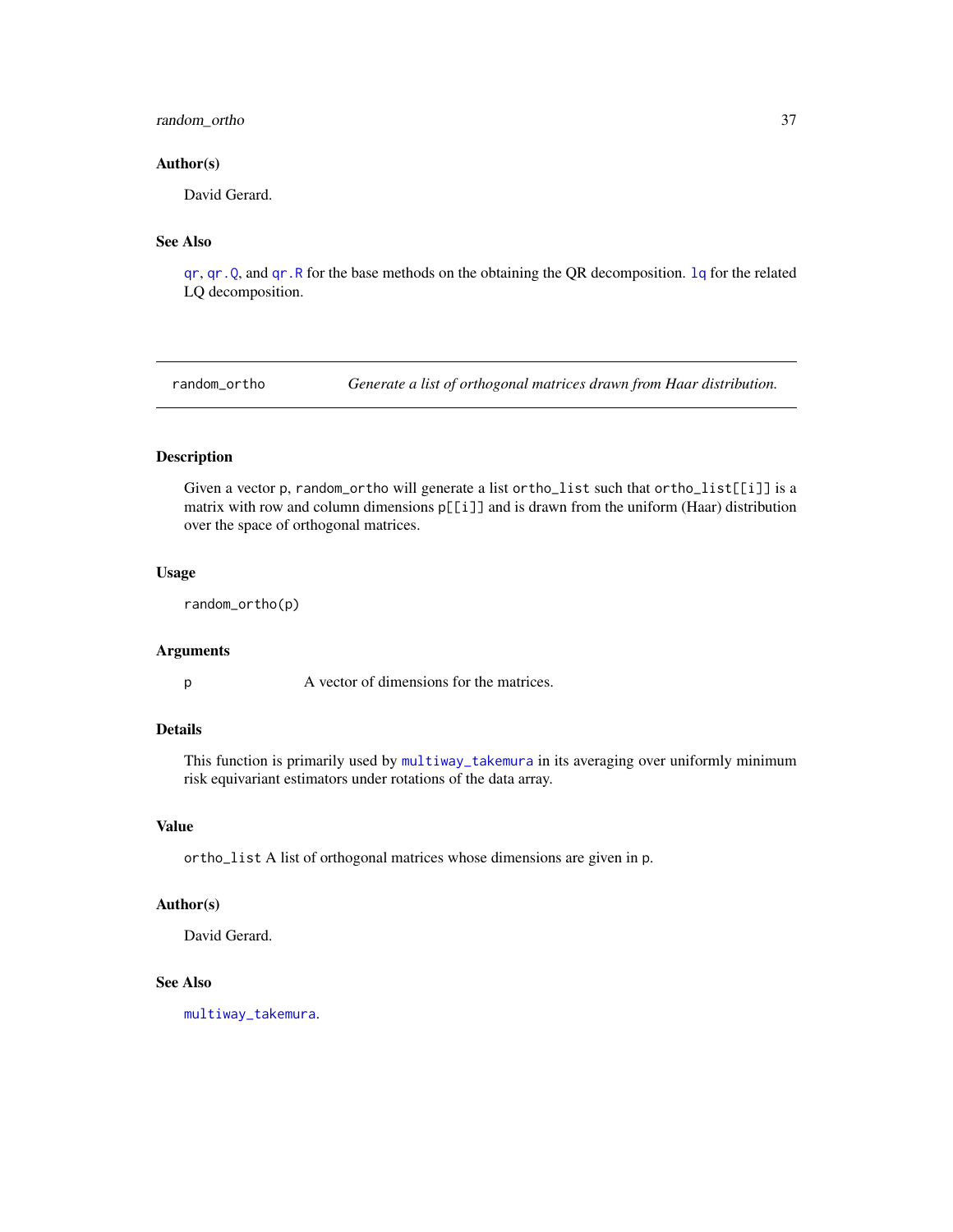### Author(s)

David Gerard.

### See Also

qr, qr.Q, and qr.R for the base methods on the obtaining the QR decomposition. lq for the related LQ decomposition.

---

## random_ortho &nbsp;&nbsp;&nbsp; *Generate a list of orthogonal matrices drawn from Haar distribution.*

---

### Description

Given a vector p, random_ortho will generate a list ortho_list such that ortho_list[[i]] is a matrix with row and column dimensions p[[i]] and is drawn from the uniform (Haar) distribution over the space of orthogonal matrices.

### Usage

```
random_ortho(p)
```

### Arguments

| | |
|---|---|
| p | A vector of dimensions for the matrices. |

### Details

This function is primarily used by multiway_takemura in its averaging over uniformly minimum risk equivariant estimators under rotations of the data array.

### Value

ortho_list A list of orthogonal matrices whose dimensions are given in p.

### Author(s)

David Gerard.

### See Also

multiway_takemura.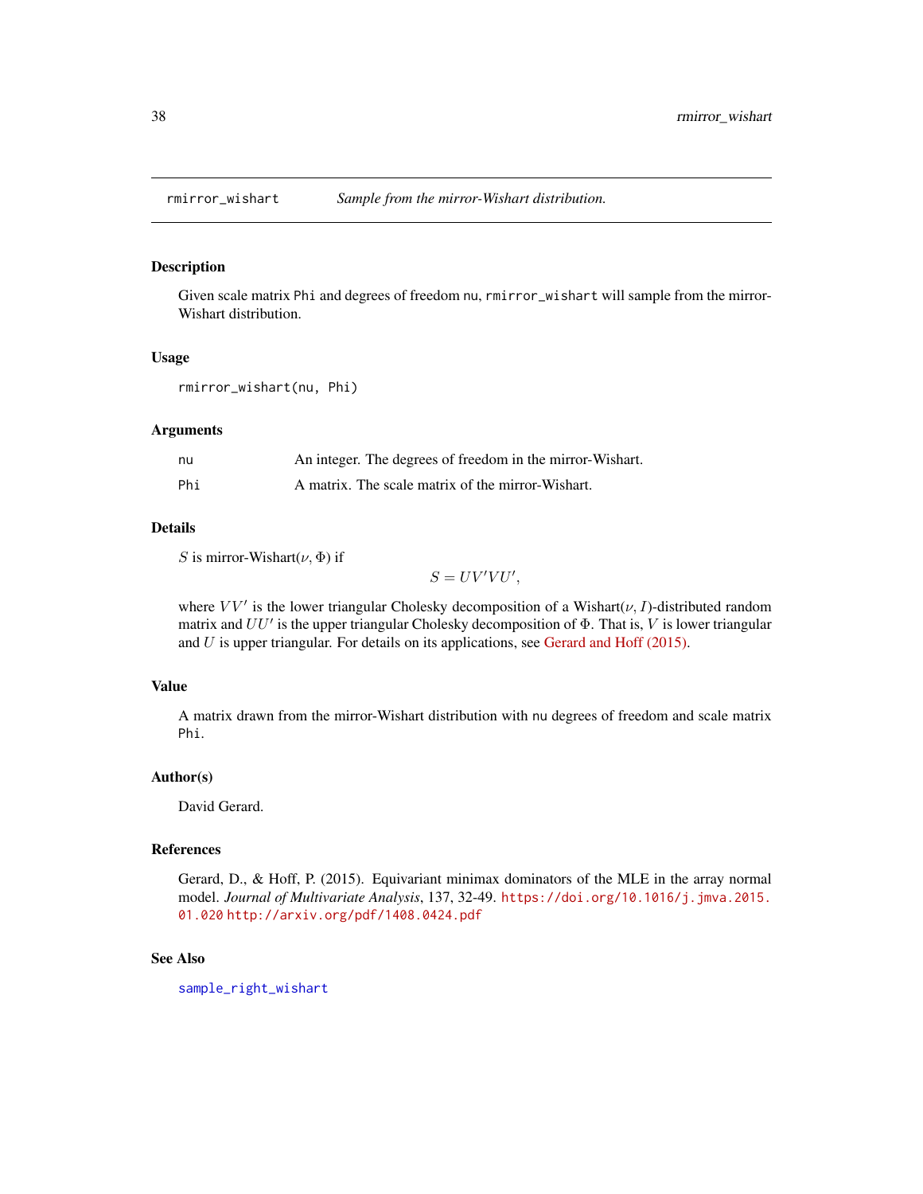# rmirror_wishart — *Sample from the mirror-Wishart distribution.*

## Description

Given scale matrix `Phi` and degrees of freedom `nu`, `rmirror_wishart` will sample from the mirror-Wishart distribution.

## Usage

```
rmirror_wishart(nu, Phi)
```

## Arguments

| | |
|---|---|
| `nu` | An integer. The degrees of freedom in the mirror-Wishart. |
| `Phi` | A matrix. The scale matrix of the mirror-Wishart. |

## Details

$S$ is mirror-Wishart($\nu$, $\Phi$) if

$$S = UV'VU',$$

where $VV'$ is the lower triangular Cholesky decomposition of a Wishart($\nu$, $I$)-distributed random matrix and $UU'$ is the upper triangular Cholesky decomposition of $\Phi$. That is, $V$ is lower triangular and $U$ is upper triangular. For details on its applications, see Gerard and Hoff (2015).

## Value

A matrix drawn from the mirror-Wishart distribution with `nu` degrees of freedom and scale matrix `Phi`.

## Author(s)

David Gerard.

## References

Gerard, D., & Hoff, P. (2015). Equivariant minimax dominators of the MLE in the array normal model. *Journal of Multivariate Analysis*, 137, 32-49. https://doi.org/10.1016/j.jmva.2015.01.020 http://arxiv.org/pdf/1408.0424.pdf

## See Also

`sample_right_wishart`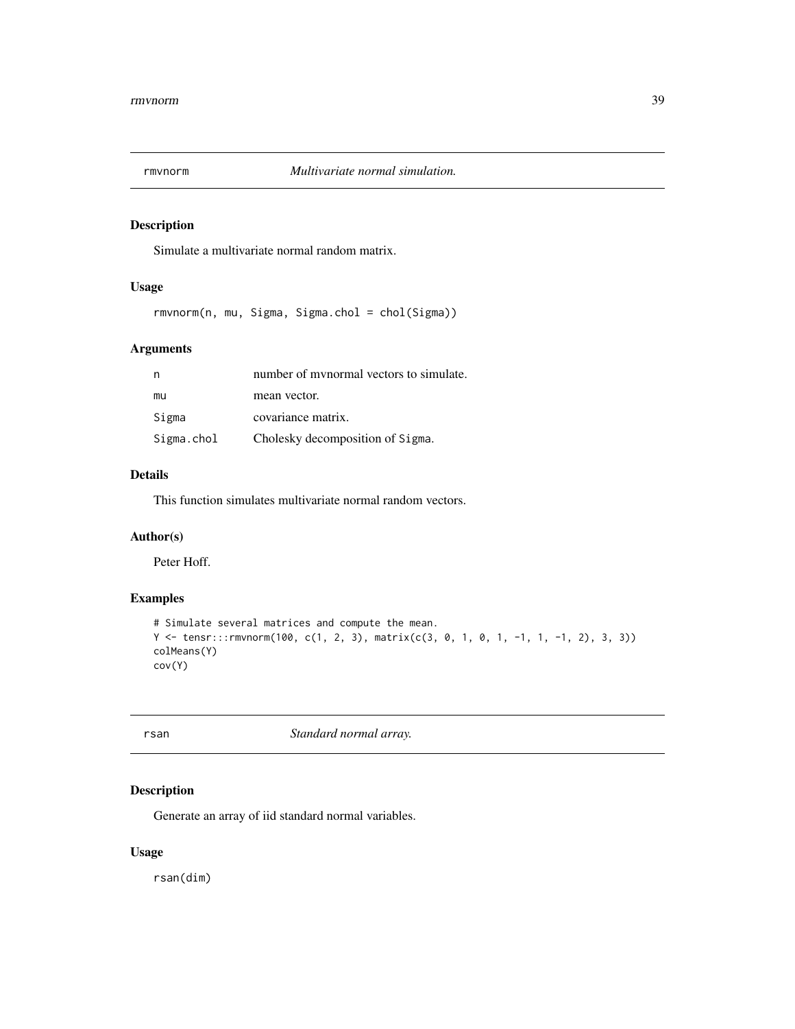## rmvnorm — *Multivariate normal simulation.*

### Description

Simulate a multivariate normal random matrix.

### Usage

```
rmvnorm(n, mu, Sigma, Sigma.chol = chol(Sigma))
```

### Arguments

| | |
|---|---|
| n | number of mvnormal vectors to simulate. |
| mu | mean vector. |
| Sigma | covariance matrix. |
| Sigma.chol | Cholesky decomposition of Sigma. |

### Details

This function simulates multivariate normal random vectors.

### Author(s)

Peter Hoff.

### Examples

```
# Simulate several matrices and compute the mean.
Y <- tensr:::rmvnorm(100, c(1, 2, 3), matrix(c(3, 0, 1, 0, 1, -1, 1, -1, 2), 3, 3))
colMeans(Y)
cov(Y)
```

## rsan — *Standard normal array.*

### Description

Generate an array of iid standard normal variables.

### Usage

```
rsan(dim)
```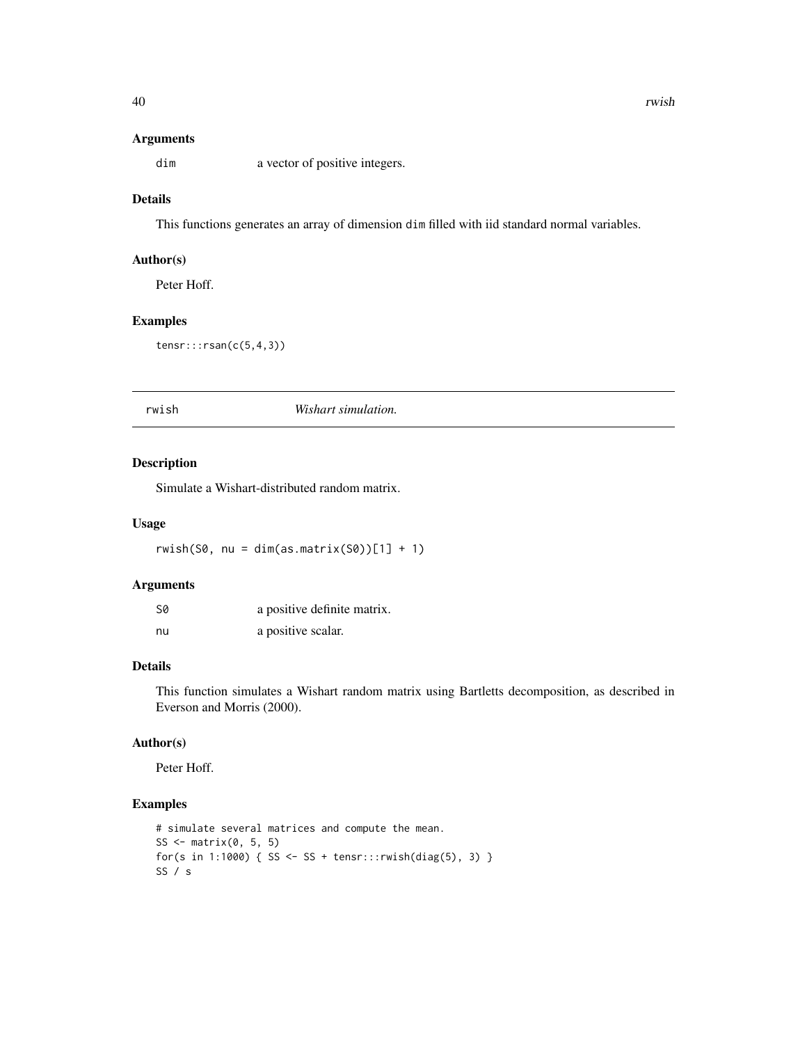### Arguments

dim a vector of positive integers.

### Details

This functions generates an array of dimension dim filled with iid standard normal variables.

### Author(s)

Peter Hoff.

### Examples

```
tensr:::rsan(c(5,4,3))
```

---

## rwish *Wishart simulation.*

---

### Description

Simulate a Wishart-distributed random matrix.

### Usage

```
rwish(S0, nu = dim(as.matrix(S0))[1] + 1)
```

### Arguments

| | |
|---|---|
| S0 | a positive definite matrix. |
| nu | a positive scalar. |

### Details

This function simulates a Wishart random matrix using Bartletts decomposition, as described in Everson and Morris (2000).

### Author(s)

Peter Hoff.

### Examples

```
# simulate several matrices and compute the mean.
SS <- matrix(0, 5, 5)
for(s in 1:1000) { SS <- SS + tensr:::rwish(diag(5), 3) }
SS / s
```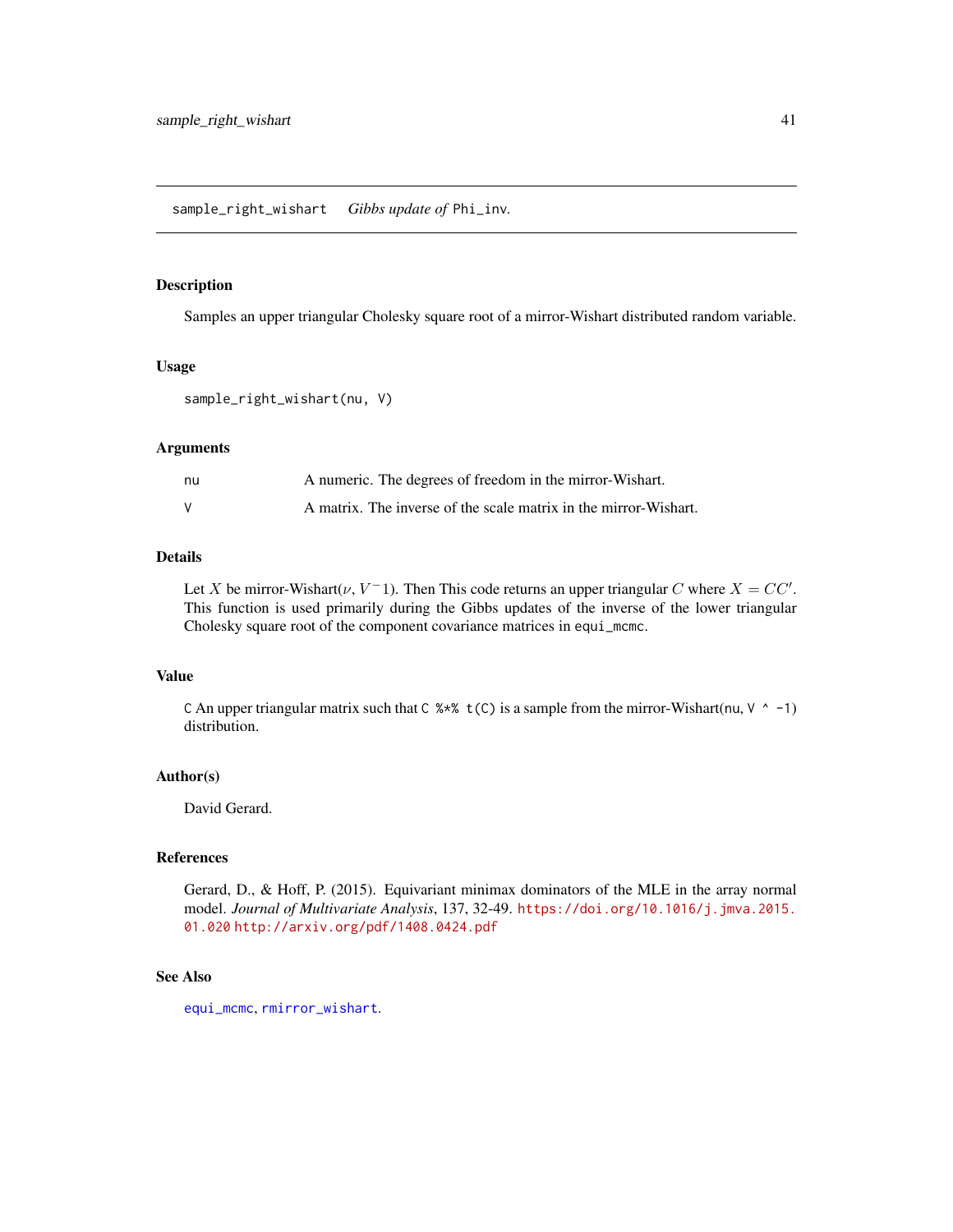sample_right_wishart *Gibbs update of* Phi_inv.

## Description

Samples an upper triangular Cholesky square root of a mirror-Wishart distributed random variable.

## Usage

```
sample_right_wishart(nu, V)
```

## Arguments

| | |
|---|---|
| nu | A numeric. The degrees of freedom in the mirror-Wishart. |
| V | A matrix. The inverse of the scale matrix in the mirror-Wishart. |

## Details

Let $X$ be mirror-Wishart($\nu$, $V^-1$). Then This code returns an upper triangular $C$ where $X = CC'$. This function is used primarily during the Gibbs updates of the inverse of the lower triangular Cholesky square root of the component covariance matrices in `equi_mcmc`.

## Value

`C` An upper triangular matrix such that `C %*% t(C)` is a sample from the mirror-Wishart(`nu`, `V ^ -1`) distribution.

## Author(s)

David Gerard.

## References

Gerard, D., & Hoff, P. (2015). Equivariant minimax dominators of the MLE in the array normal model. *Journal of Multivariate Analysis*, 137, 32-49. https://doi.org/10.1016/j.jmva.2015.01.020 http://arxiv.org/pdf/1408.0424.pdf

## See Also

`equi_mcmc`, `rmirror_wishart`.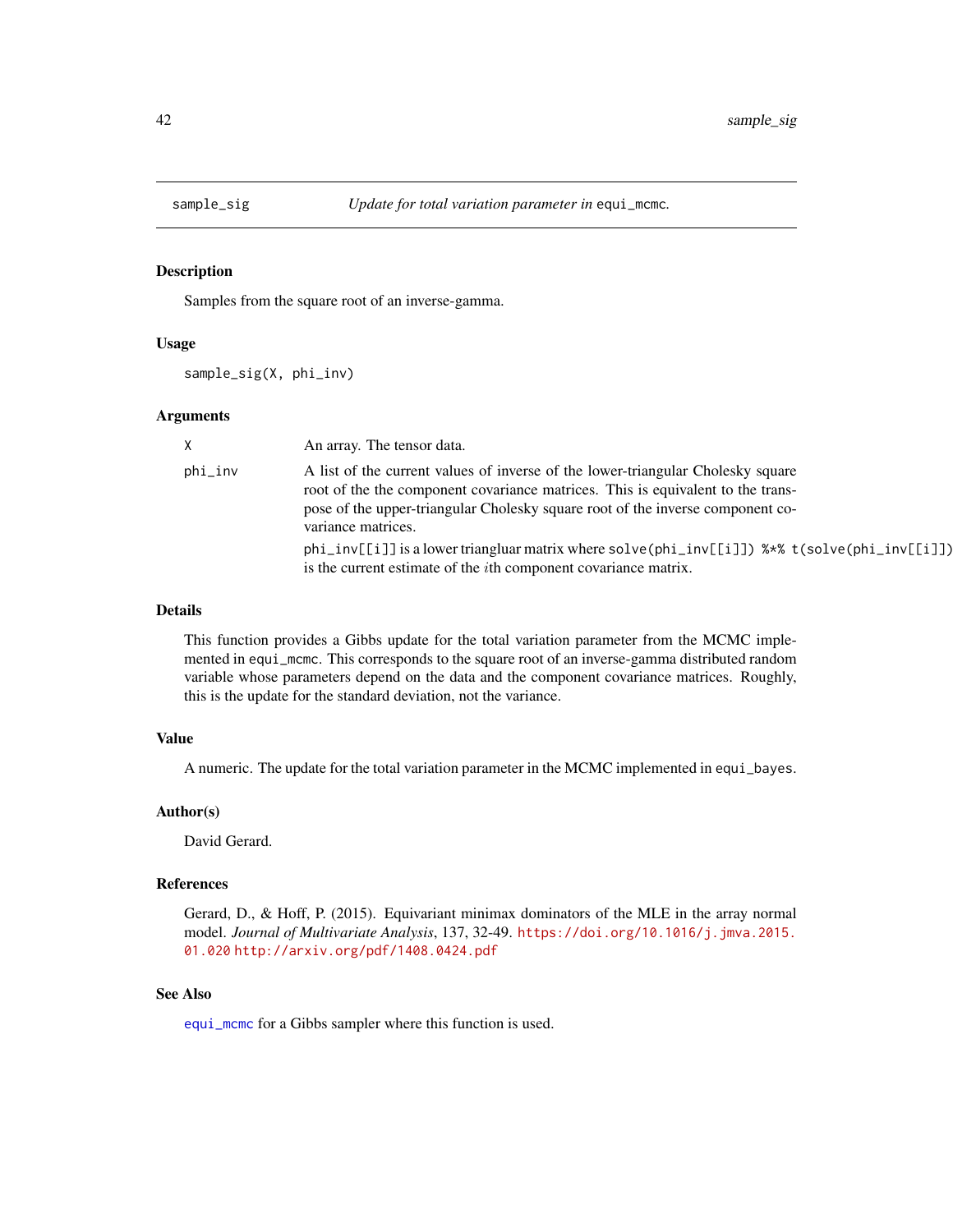## sample_sig — *Update for total variation parameter in* `equi_mcmc`.

### Description

Samples from the square root of an inverse-gamma.

### Usage

```
sample_sig(X, phi_inv)
```

### Arguments

| | |
|---|---|
| `X` | An array. The tensor data. |
| `phi_inv` | A list of the current values of inverse of the lower-triangular Cholesky square root of the the component covariance matrices. This is equivalent to the transpose of the upper-triangular Cholesky square root of the inverse component covariance matrices. `phi_inv[[i]]` is a lower triangluar matrix where `solve(phi_inv[[i]]) %*% t(solve(phi_inv[[i]]))` is the current estimate of the $i$th component covariance matrix. |

### Details

This function provides a Gibbs update for the total variation parameter from the MCMC implemented in `equi_mcmc`. This corresponds to the square root of an inverse-gamma distributed random variable whose parameters depend on the data and the component covariance matrices. Roughly, this is the update for the standard deviation, not the variance.

### Value

A numeric. The update for the total variation parameter in the MCMC implemented in `equi_bayes`.

### Author(s)

David Gerard.

### References

Gerard, D., & Hoff, P. (2015). Equivariant minimax dominators of the MLE in the array normal model. *Journal of Multivariate Analysis*, 137, 32-49. https://doi.org/10.1016/j.jmva.2015.01.020 http://arxiv.org/pdf/1408.0424.pdf

### See Also

`equi_mcmc` for a Gibbs sampler where this function is used.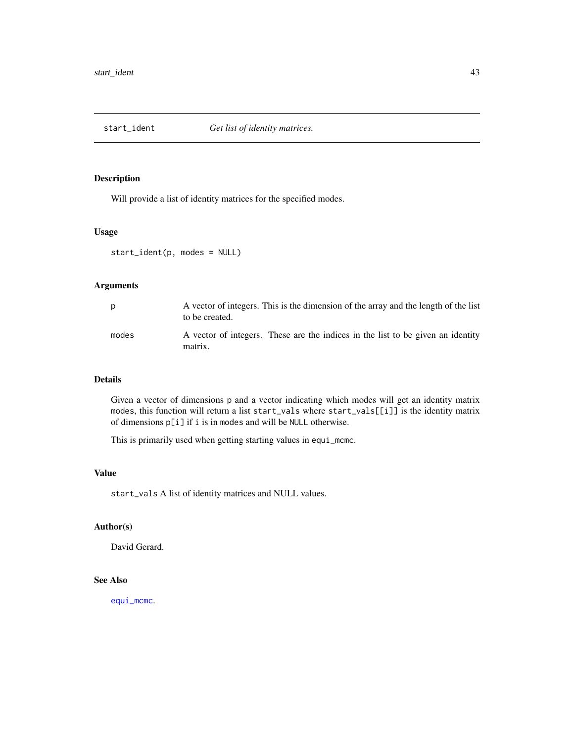## start_ident    *Get list of identity matrices.*

### Description

Will provide a list of identity matrices for the specified modes.

### Usage

```
start_ident(p, modes = NULL)
```

### Arguments

| | |
|---|---|
| p | A vector of integers. This is the dimension of the array and the length of the list to be created. |
| modes | A vector of integers. These are the indices in the list to be given an identity matrix. |

### Details

Given a vector of dimensions `p` and a vector indicating which modes will get an identity matrix `modes`, this function will return a list `start_vals` where `start_vals[[i]]` is the identity matrix of dimensions `p[i]` if `i` is in `modes` and will be `NULL` otherwise.

This is primarily used when getting starting values in `equi_mcmc`.

### Value

`start_vals` A list of identity matrices and NULL values.

### Author(s)

David Gerard.

### See Also

`equi_mcmc`.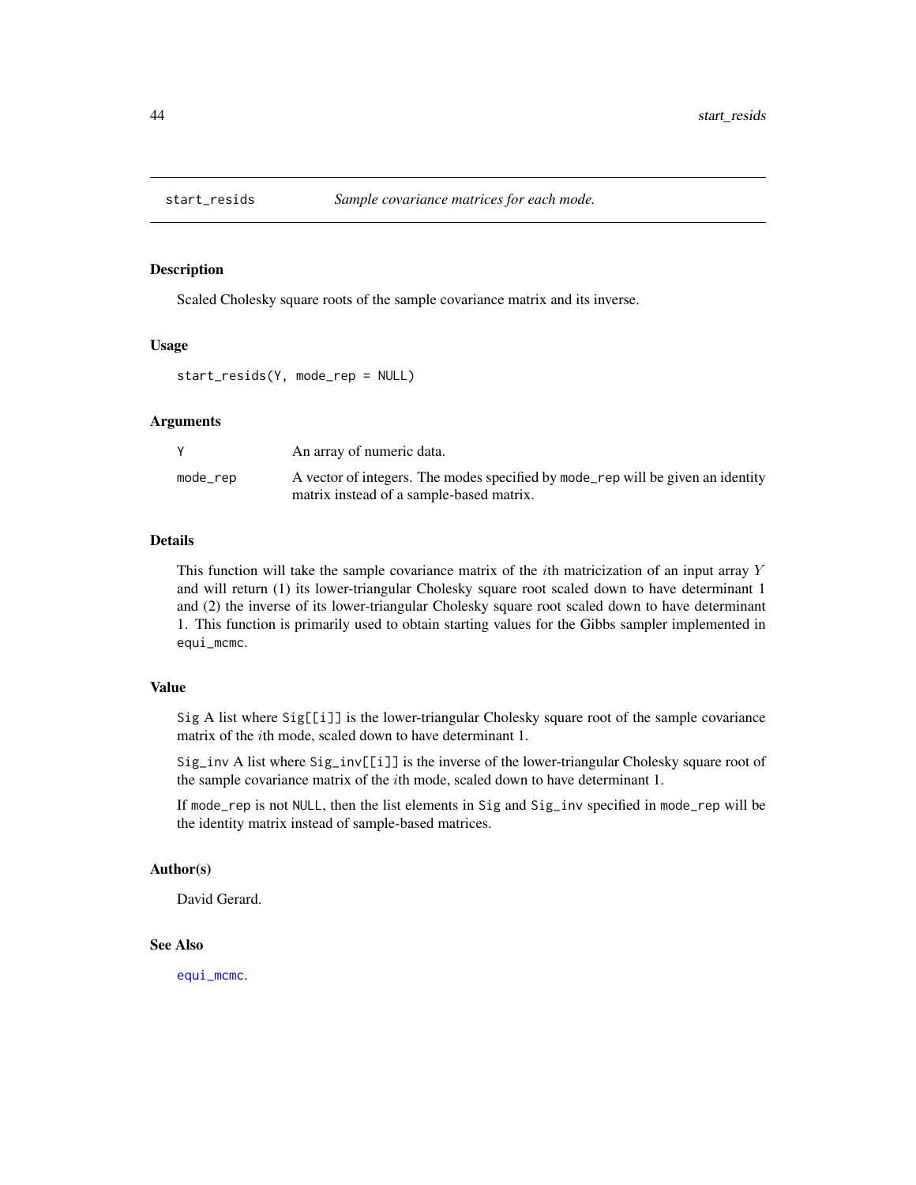## start_resids — *Sample covariance matrices for each mode.*

### Description

Scaled Cholesky square roots of the sample covariance matrix and its inverse.

### Usage

```
start_resids(Y, mode_rep = NULL)
```

### Arguments

| | |
|---|---|
| `Y` | An array of numeric data. |
| `mode_rep` | A vector of integers. The modes specified by `mode_rep` will be given an identity matrix instead of a sample-based matrix. |

### Details

This function will take the sample covariance matrix of the $i$th matricization of an input array $Y$ and will return (1) its lower-triangular Cholesky square root scaled down to have determinant 1 and (2) the inverse of its lower-triangular Cholesky square root scaled down to have determinant 1. This function is primarily used to obtain starting values for the Gibbs sampler implemented in `equi_mcmc`.

### Value

`Sig` A list where `Sig[[i]]` is the lower-triangular Cholesky square root of the sample covariance matrix of the $i$th mode, scaled down to have determinant 1.

`Sig_inv` A list where `Sig_inv[[i]]` is the inverse of the lower-triangular Cholesky square root of the sample covariance matrix of the $i$th mode, scaled down to have determinant 1.

If `mode_rep` is not `NULL`, then the list elements in `Sig` and `Sig_inv` specified in `mode_rep` will be the identity matrix instead of sample-based matrices.

### Author(s)

David Gerard.

### See Also

`equi_mcmc`.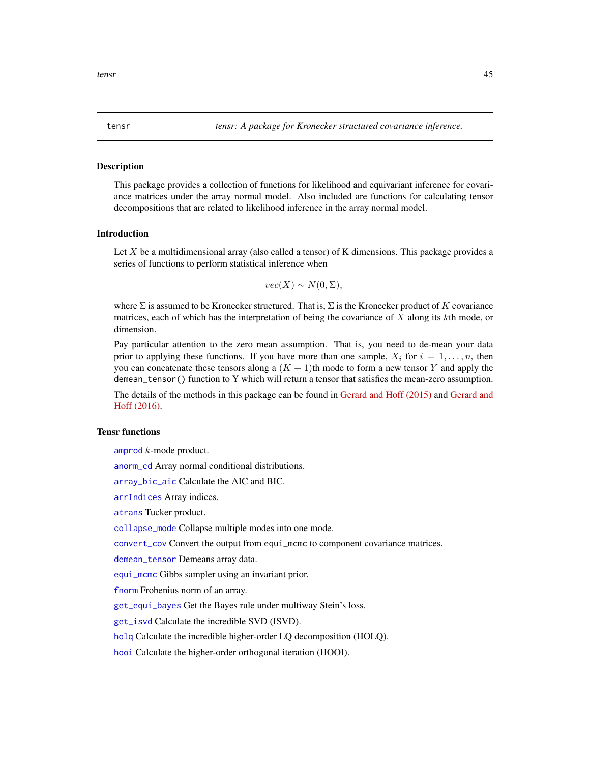tensr — *tensr: A package for Kronecker structured covariance inference.*

## Description

This package provides a collection of functions for likelihood and equivariant inference for covariance matrices under the array normal model. Also included are functions for calculating tensor decompositions that are related to likelihood inference in the array normal model.

## Introduction

Let $X$ be a multidimensional array (also called a tensor) of K dimensions. This package provides a series of functions to perform statistical inference when

$$vec(X) \sim N(0, \Sigma),$$

where $\Sigma$ is assumed to be Kronecker structured. That is, $\Sigma$ is the Kronecker product of $K$ covariance matrices, each of which has the interpretation of being the covariance of $X$ along its $k$th mode, or dimension.

Pay particular attention to the zero mean assumption. That is, you need to de-mean your data prior to applying these functions. If you have more than one sample, $X_i$ for $i = 1, \ldots, n$, then you can concatenate these tensors along a $(K + 1)$th mode to form a new tensor $Y$ and apply the `demean_tensor()` function to Y which will return a tensor that satisfies the mean-zero assumption.

The details of the methods in this package can be found in Gerard and Hoff (2015) and Gerard and Hoff (2016).

## Tensr functions

`amprod` $k$-mode product.

`anorm_cd` Array normal conditional distributions.

`array_bic_aic` Calculate the AIC and BIC.

`arrIndices` Array indices.

`atrans` Tucker product.

`collapse_mode` Collapse multiple modes into one mode.

`convert_cov` Convert the output from `equi_mcmc` to component covariance matrices.

`demean_tensor` Demeans array data.

`equi_mcmc` Gibbs sampler using an invariant prior.

`fnorm` Frobenius norm of an array.

`get_equi_bayes` Get the Bayes rule under multiway Stein's loss.

`get_isvd` Calculate the incredible SVD (ISVD).

`holq` Calculate the incredible higher-order LQ decomposition (HOLQ).

`hooi` Calculate the higher-order orthogonal iteration (HOOI).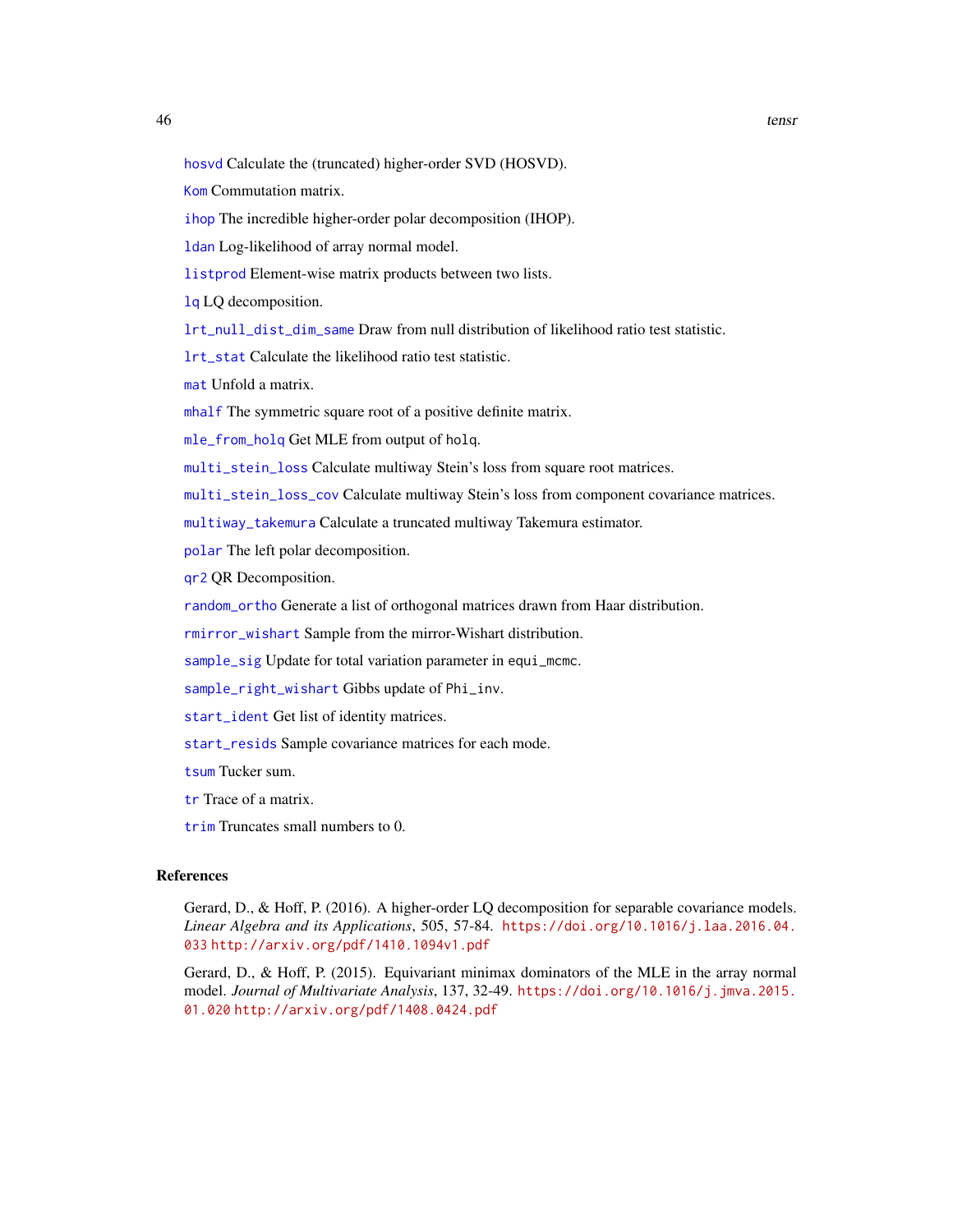hosvd Calculate the (truncated) higher-order SVD (HOSVD).

Kom Commutation matrix.

ihop The incredible higher-order polar decomposition (IHOP).

ldan Log-likelihood of array normal model.

listprod Element-wise matrix products between two lists.

lq LQ decomposition.

lrt_null_dist_dim_same Draw from null distribution of likelihood ratio test statistic.

lrt_stat Calculate the likelihood ratio test statistic.

mat Unfold a matrix.

mhalf The symmetric square root of a positive definite matrix.

mle_from_holq Get MLE from output of holq.

multi_stein_loss Calculate multiway Stein's loss from square root matrices.

multi_stein_loss_cov Calculate multiway Stein's loss from component covariance matrices.

multiway_takemura Calculate a truncated multiway Takemura estimator.

polar The left polar decomposition.

qr2 QR Decomposition.

random_ortho Generate a list of orthogonal matrices drawn from Haar distribution.

rmirror_wishart Sample from the mirror-Wishart distribution.

sample_sig Update for total variation parameter in equi_mcmc.

sample_right_wishart Gibbs update of Phi_inv.

start_ident Get list of identity matrices.

start_resids Sample covariance matrices for each mode.

tsum Tucker sum.

tr Trace of a matrix.

trim Truncates small numbers to 0.

### References

Gerard, D., & Hoff, P. (2016). A higher-order LQ decomposition for separable covariance models. *Linear Algebra and its Applications*, 505, 57-84. https://doi.org/10.1016/j.laa.2016.04.033 http://arxiv.org/pdf/1410.1094v1.pdf

Gerard, D., & Hoff, P. (2015). Equivariant minimax dominators of the MLE in the array normal model. *Journal of Multivariate Analysis*, 137, 32-49. https://doi.org/10.1016/j.jmva.2015.01.020 http://arxiv.org/pdf/1408.0424.pdf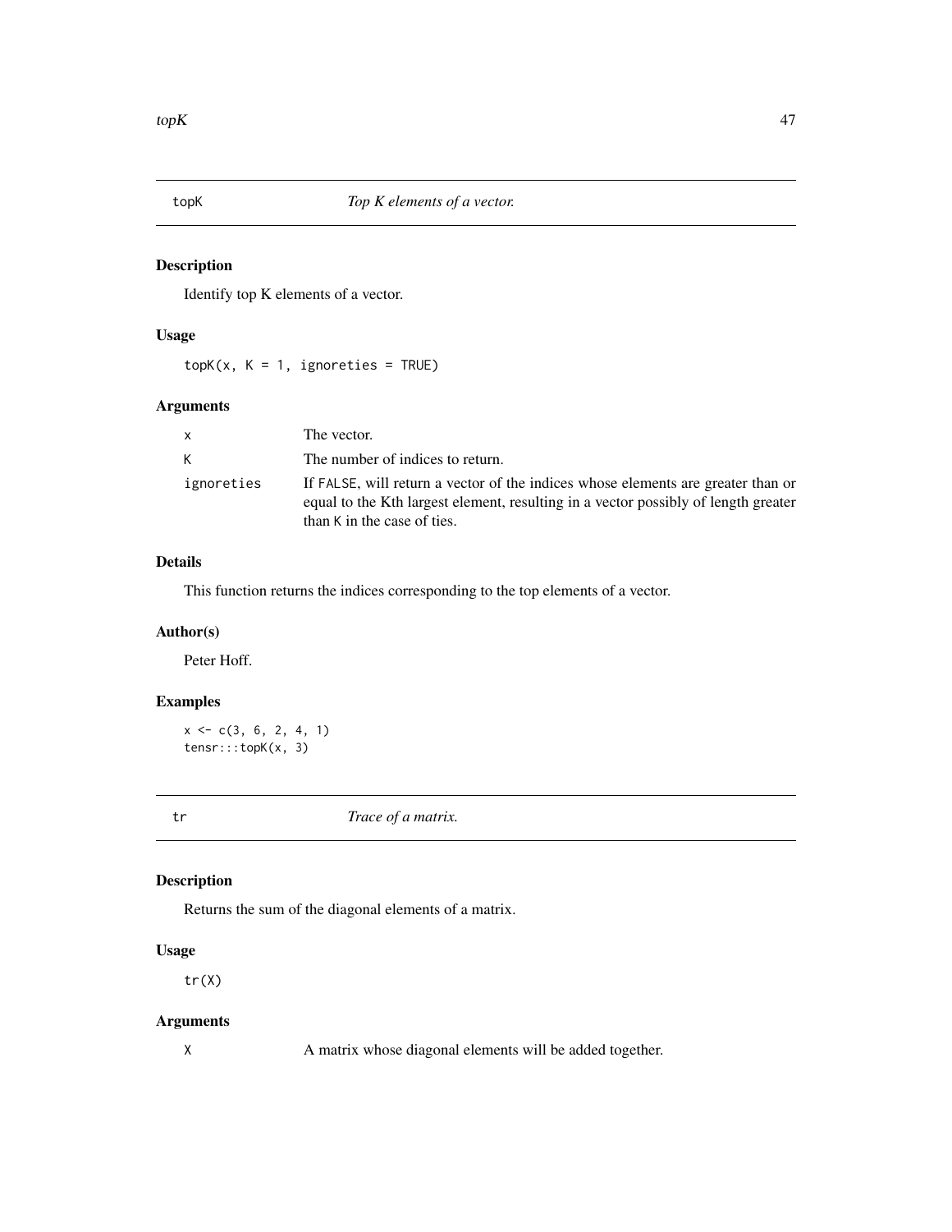## topK *Top K elements of a vector.*

### Description

Identify top K elements of a vector.

### Usage

```
topK(x, K = 1, ignoreties = TRUE)
```

### Arguments

| | |
|---|---|
| `x` | The vector. |
| `K` | The number of indices to return. |
| `ignoreties` | If `FALSE`, will return a vector of the indices whose elements are greater than or equal to the Kth largest element, resulting in a vector possibly of length greater than `K` in the case of ties. |

### Details

This function returns the indices corresponding to the top elements of a vector.

### Author(s)

Peter Hoff.

### Examples

```
x <- c(3, 6, 2, 4, 1)
tensr:::topK(x, 3)
```

## tr *Trace of a matrix.*

### Description

Returns the sum of the diagonal elements of a matrix.

### Usage

```
tr(X)
```

### Arguments

| | |
|---|---|
| `X` | A matrix whose diagonal elements will be added together. |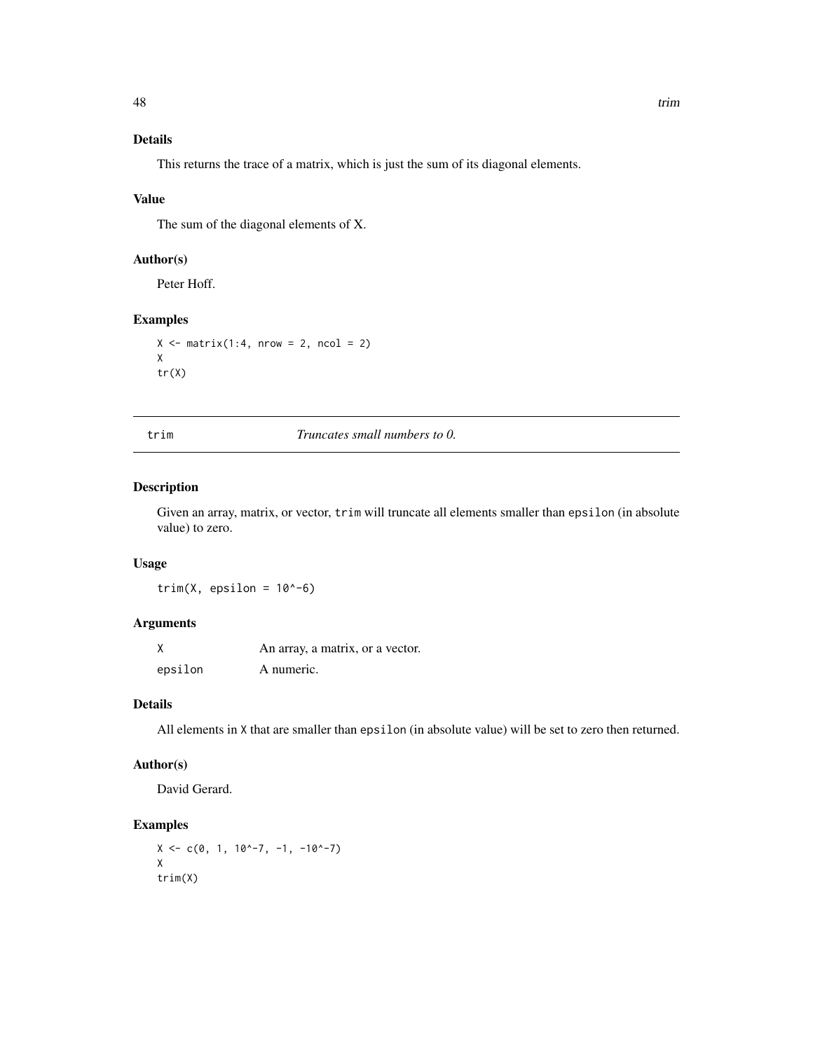### Details

This returns the trace of a matrix, which is just the sum of its diagonal elements.

### Value

The sum of the diagonal elements of X.

### Author(s)

Peter Hoff.

### Examples

```
X <- matrix(1:4, nrow = 2, ncol = 2)
X
tr(X)
```

---

## trim — *Truncates small numbers to 0.*

---

### Description

Given an array, matrix, or vector, `trim` will truncate all elements smaller than `epsilon` (in absolute value) to zero.

### Usage

```
trim(X, epsilon = 10^-6)
```

### Arguments

| | |
|---|---|
| `X` | An array, a matrix, or a vector. |
| `epsilon` | A numeric. |

### Details

All elements in `X` that are smaller than `epsilon` (in absolute value) will be set to zero then returned.

### Author(s)

David Gerard.

### Examples

```
X <- c(0, 1, 10^-7, -1, -10^-7)
X
trim(X)
```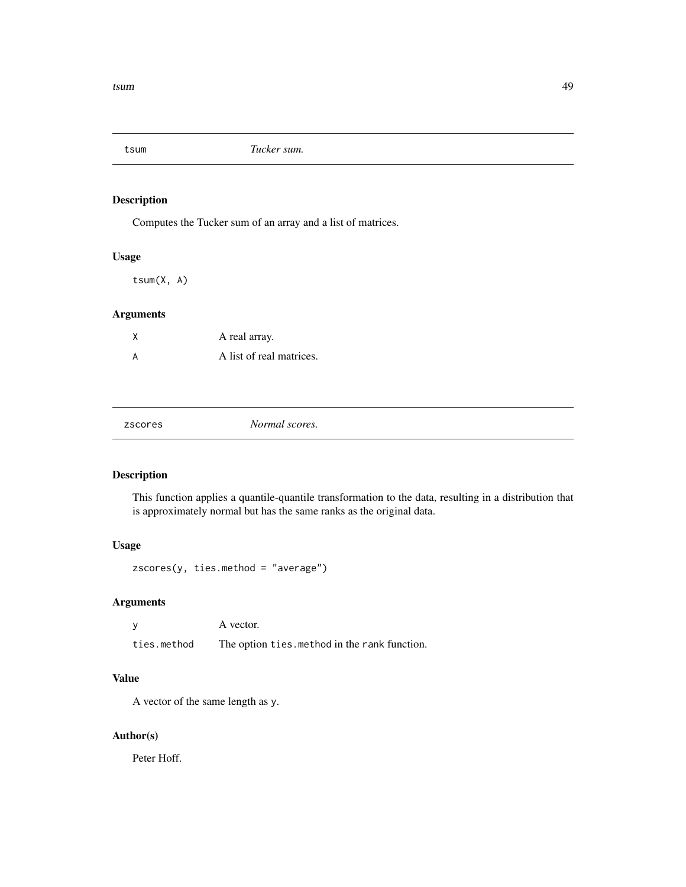## tsum — *Tucker sum.*

### Description

Computes the Tucker sum of an array and a list of matrices.

### Usage

```
tsum(X, A)
```

### Arguments

| | |
|---|---|
| `X` | A real array. |
| `A` | A list of real matrices. |

## zscores — *Normal scores.*

### Description

This function applies a quantile-quantile transformation to the data, resulting in a distribution that is approximately normal but has the same ranks as the original data.

### Usage

```
zscores(y, ties.method = "average")
```

### Arguments

| | |
|---|---|
| `y` | A vector. |
| `ties.method` | The option `ties.method` in the `rank` function. |

### Value

A vector of the same length as `y`.

### Author(s)

Peter Hoff.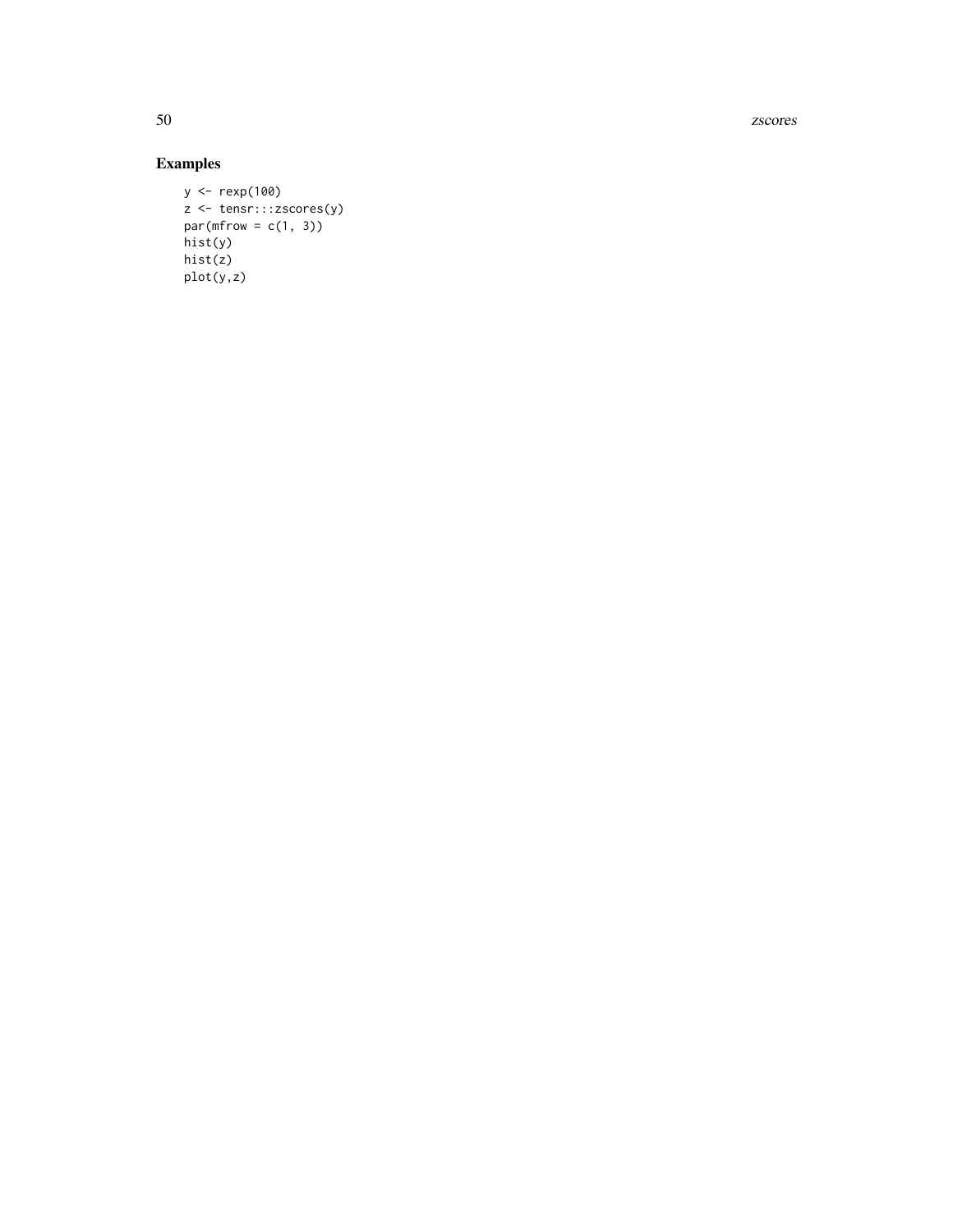## Examples

```
y <- rexp(100)
z <- tensr:::zscores(y)
par(mfrow = c(1, 3))
hist(y)
hist(z)
plot(y,z)
```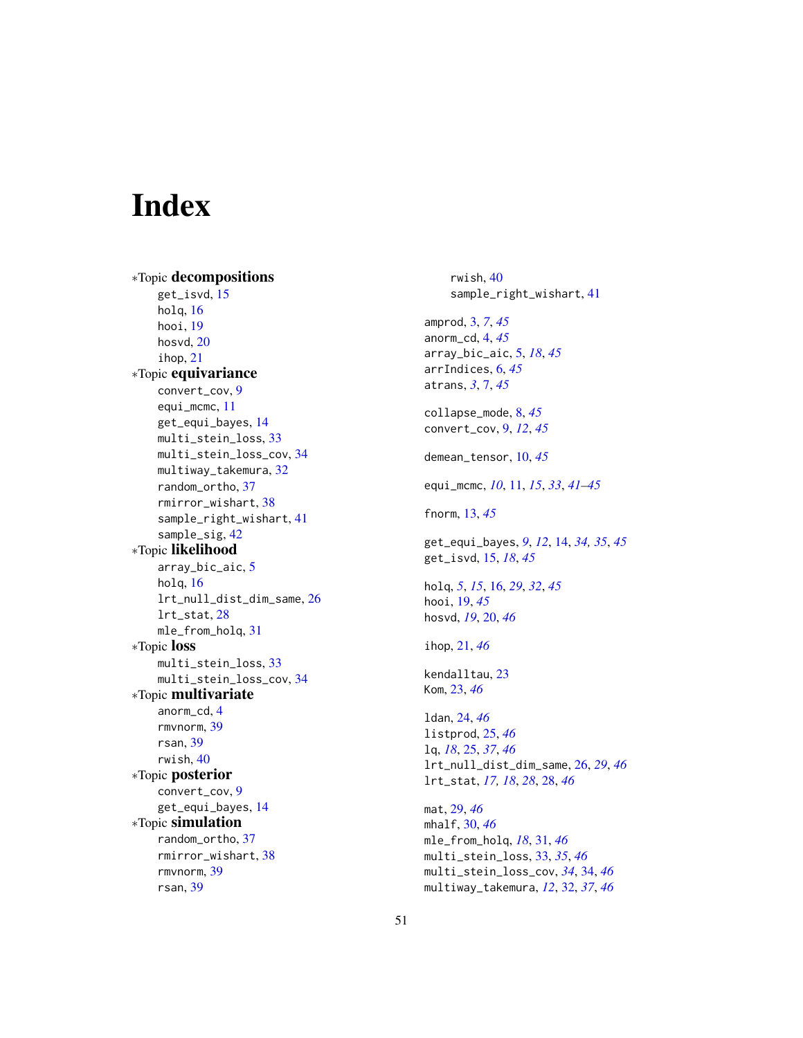# Index

∗Topic **decompositions**
- get_isvd, 15
- holq, 16
- hooi, 19
- hosvd, 20
- ihop, 21

∗Topic **equivariance**
- convert_cov, 9
- equi_mcmc, 11
- get_equi_bayes, 14
- multi_stein_loss, 33
- multi_stein_loss_cov, 34
- multiway_takemura, 32
- random_ortho, 37
- rmirror_wishart, 38
- sample_right_wishart, 41
- sample_sig, 42

∗Topic **likelihood**
- array_bic_aic, 5
- holq, 16
- lrt_null_dist_dim_same, 26
- lrt_stat, 28
- mle_from_holq, 31

∗Topic **loss**
- multi_stein_loss, 33
- multi_stein_loss_cov, 34

∗Topic **multivariate**
- anorm_cd, 4
- rmvnorm, 39
- rsan, 39
- rwish, 40

∗Topic **posterior**
- convert_cov, 9
- get_equi_bayes, 14

∗Topic **simulation**
- random_ortho, 37
- rmirror_wishart, 38
- rmvnorm, 39
- rsan, 39
- rwish, 40
- sample_right_wishart, 41

amprod, 3, *7*, *45*
anorm_cd, 4, *45*
array_bic_aic, 5, *18*, *45*
arrIndices, 6, *45*
atrans, *3*, 7, *45*

collapse_mode, 8, *45*
convert_cov, 9, *12*, *45*

demean_tensor, 10, *45*

equi_mcmc, *10*, 11, *15*, *33*, *41–45*

fnorm, 13, *45*

get_equi_bayes, *9*, *12*, 14, *34, 35*, *45*
get_isvd, 15, *18*, *45*

holq, *5*, *15*, 16, *29*, *32*, *45*
hooi, 19, *45*
hosvd, *19*, 20, *46*

ihop, 21, *46*

kendalltau, 23
Kom, 23, *46*

ldan, 24, *46*
listprod, 25, *46*
lq, *18*, 25, *37*, *46*
lrt_null_dist_dim_same, 26, *29*, *46*
lrt_stat, *17, 18*, *28*, 28, *46*

mat, *29*, *46*
mhalf, 30, *46*
mle_from_holq, *18*, 31, *46*
multi_stein_loss, 33, *35*, *46*
multi_stein_loss_cov, *34*, 34, *46*
multiway_takemura, *12*, 32, *37*, *46*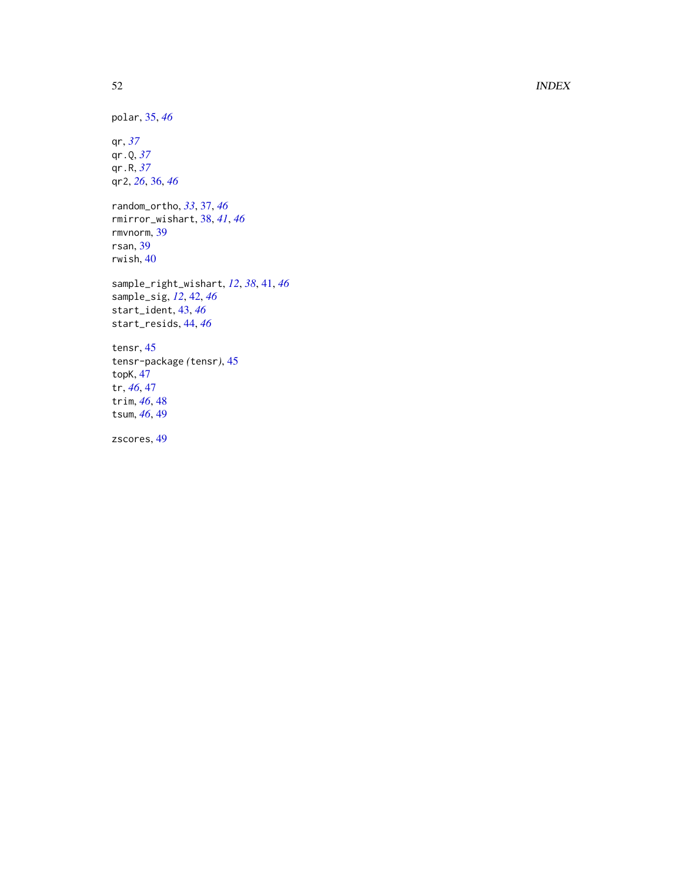polar, 35, *46*

qr, *37*
qr.Q, *37*
qr.R, *37*
qr2, *26*, 36, *46*

random_ortho, *33*, 37, *46*
rmirror_wishart, 38, *41*, *46*
rmvnorm, 39
rsan, 39
rwish, 40

sample_right_wishart, *12*, *38*, 41, *46*
sample_sig, *12*, 42, *46*
start_ident, 43, *46*
start_resids, 44, *46*

tensr, 45
tensr-package *(*tensr*)*, 45
topK, 47
tr, *46*, 47
trim, *46*, 48
tsum, *46*, 49

zscores, 49